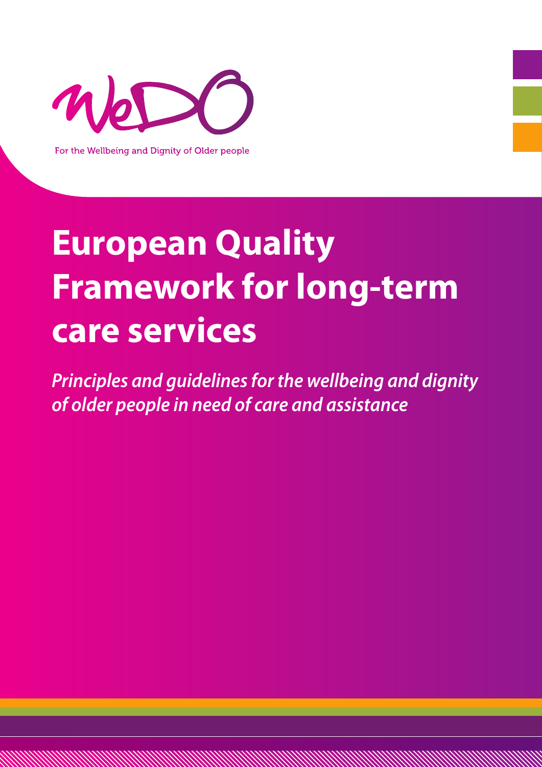WeDO

For the Wellbeing and Dignity of Older people

# European Quality Framework for long-term care services

*Principles and guidelines for the wellbeing and dignity of older people in need of care and assistance*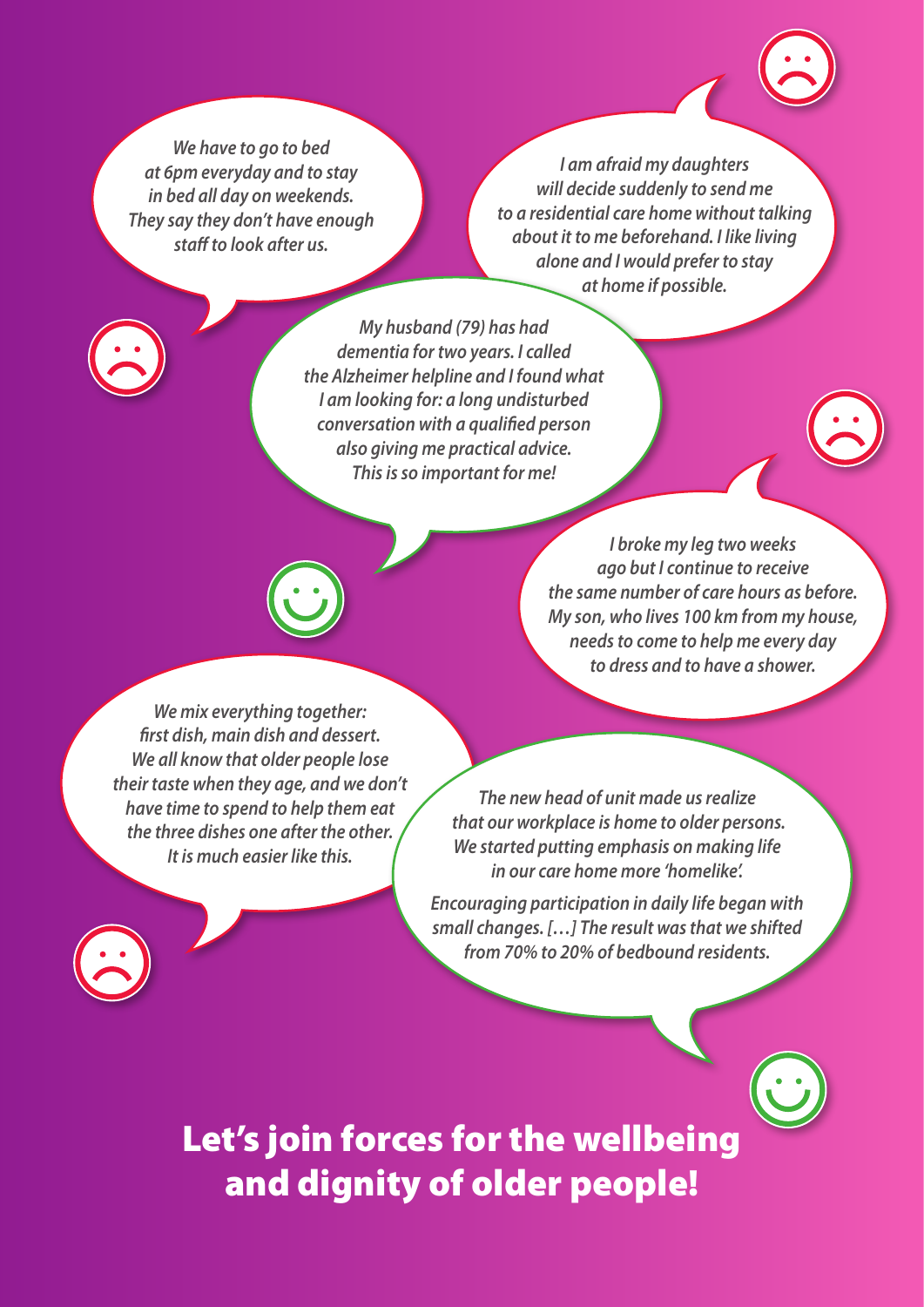*We have to go to bed at 6pm everyday and to stay in bed all day on weekends. They say they don't have enough staff to look after us.*

*I am afraid my daughters will decide suddenly to send me to a residential care home without talking about it to me beforehand. I like living alone and I would prefer to stay at home if possible.*

*My husband (79) has had dementia for two years. I called the Alzheimer helpline and I found what I am looking for: a long undisturbed conversation with a qualified person also giving me practical advice. This is so important for me!*

*I broke my leg two weeks ago but I continue to receive the same number of care hours as before. My son, who lives 100 km from my house, needs to come to help me every day to dress and to have a shower.*

*We mix everything together: first dish, main dish and dessert. We all know that older people lose their taste when they age, and we don't have time to spend to help them eat the three dishes one after the other. It is much easier like this.*

*The new head of unit made us realize that our workplace is home to older persons. We started putting emphasis on making life in our care home more 'homelike'.*

*Encouraging participation in daily life began with small changes. […] The result was that we shifted from 70% to 20% of bedbound residents.*

# Let's join forces for the wellbeing and dignity of older people!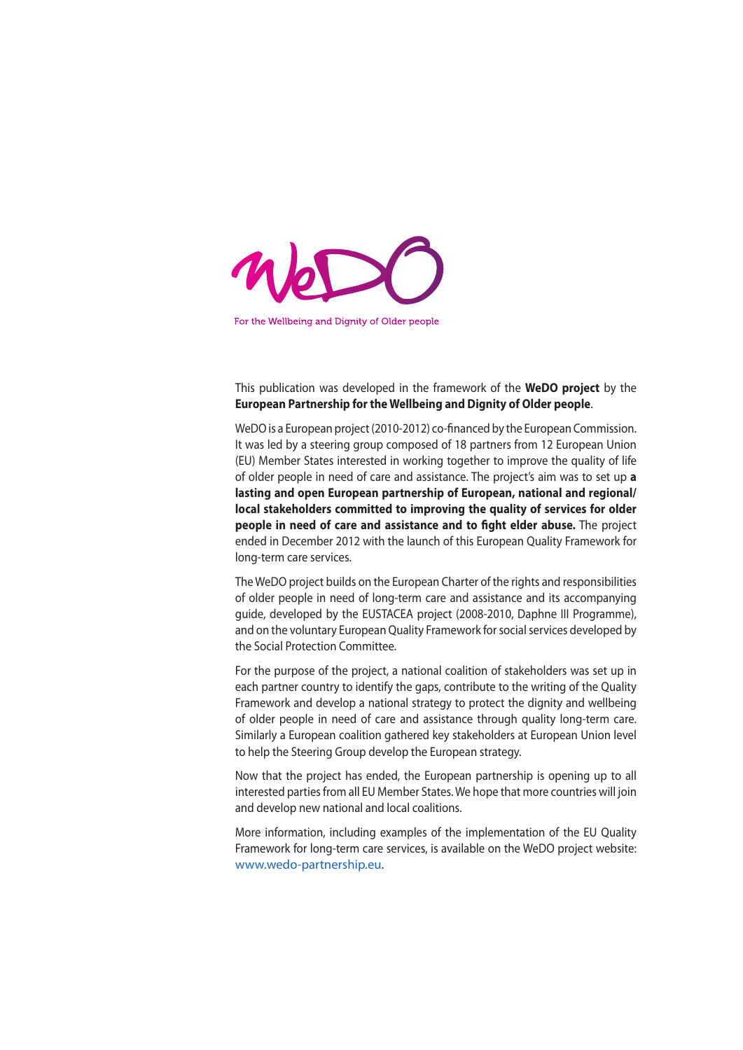WeDO

For the Wellbeing and Dignity of Older people

This publication was developed in the framework of the **WeDO project** by the **European Partnership for the Wellbeing and Dignity of Older people**.

WeDO is a European project (2010-2012) co-financed by the European Commission. It was led by a steering group composed of 18 partners from 12 European Union (EU) Member States interested in working together to improve the quality of life of older people in need of care and assistance. The project's aim was to set up **a lasting and open European partnership of European, national and regional/ local stakeholders committed to improving the quality of services for older people in need of care and assistance and to fight elder abuse.** The project ended in December 2012 with the launch of this European Quality Framework for long-term care services.

The WeDO project builds on the European Charter of the rights and responsibilities of older people in need of long-term care and assistance and its accompanying guide, developed by the EUSTACEA project (2008-2010, Daphne III Programme), and on the voluntary European Quality Framework for social services developed by the Social Protection Committee.

For the purpose of the project, a national coalition of stakeholders was set up in each partner country to identify the gaps, contribute to the writing of the Quality Framework and develop a national strategy to protect the dignity and wellbeing of older people in need of care and assistance through quality long-term care. Similarly a European coalition gathered key stakeholders at European Union level to help the Steering Group develop the European strategy.

Now that the project has ended, the European partnership is opening up to all interested parties from all EU Member States. We hope that more countries will join and develop new national and local coalitions.

More information, including examples of the implementation of the EU Quality Framework for long-term care services, is available on the WeDO project website: www.wedo-partnership.eu.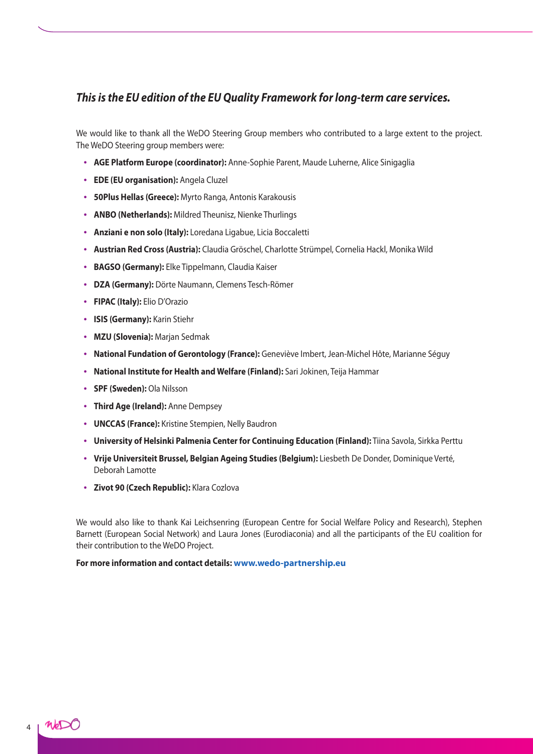***This is the EU edition of the EU Quality Framework for long-term care services.***

We would like to thank all the WeDO Steering Group members who contributed to a large extent to the project. The WeDO Steering group members were:

- **AGE Platform Europe (coordinator):** Anne-Sophie Parent, Maude Luherne, Alice Sinigaglia
- **EDE (EU organisation):** Angela Cluzel
- **50Plus Hellas (Greece):** Myrto Ranga, Antonis Karakousis
- **ANBO (Netherlands):** Mildred Theunisz, Nienke Thurlings
- **Anziani e non solo (Italy):** Loredana Ligabue, Licia Boccaletti
- **Austrian Red Cross (Austria):** Claudia Gröschel, Charlotte Strümpel, Cornelia Hackl, Monika Wild
- **BAGSO (Germany):** Elke Tippelmann, Claudia Kaiser
- **DZA (Germany):** Dörte Naumann, Clemens Tesch-Römer
- **FIPAC (Italy):** Elio D'Orazio
- **ISIS (Germany):** Karin Stiehr
- **MZU (Slovenia):** Marjan Sedmak
- **National Fundation of Gerontology (France):** Geneviève Imbert, Jean-Michel Hôte, Marianne Séguy
- **National Institute for Health and Welfare (Finland):** Sari Jokinen, Teija Hammar
- **SPF (Sweden):** Ola Nilsson
- **Third Age (Ireland):** Anne Dempsey
- **UNCCAS (France):** Kristine Stempien, Nelly Baudron
- **University of Helsinki Palmenia Center for Continuing Education (Finland):** Tiina Savola, Sirkka Perttu
- **Vrije Universiteit Brussel, Belgian Ageing Studies (Belgium):** Liesbeth De Donder, Dominique Verté, Deborah Lamotte
- **Zivot 90 (Czech Republic):** Klara Cozlova

We would also like to thank Kai Leichsenring (European Centre for Social Welfare Policy and Research), Stephen Barnett (European Social Network) and Laura Jones (Eurodiaconia) and all the participants of the EU coalition for their contribution to the WeDO Project.

**For more information and contact details: www.wedo-partnership.eu**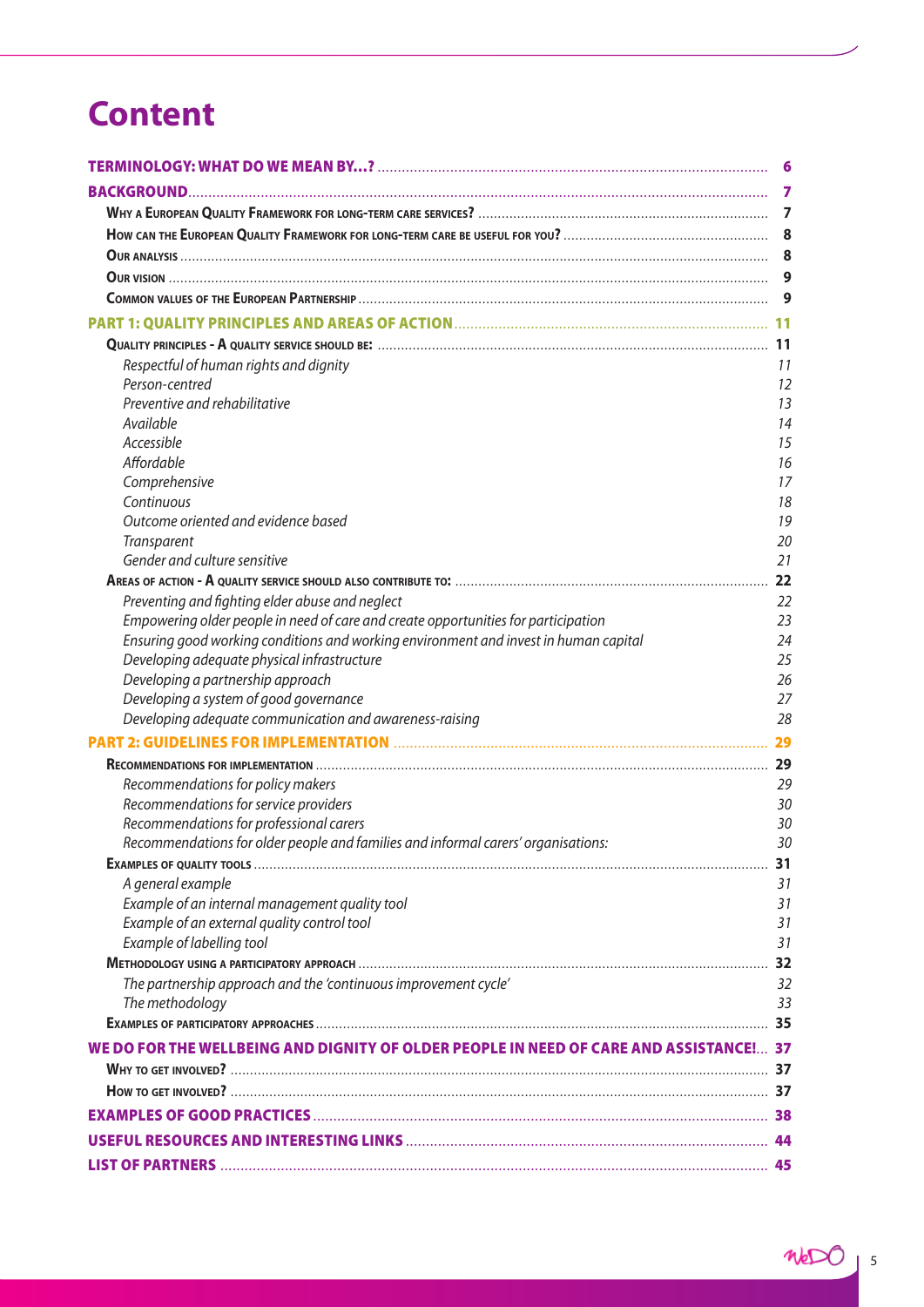# Content

- **TERMINOLOGY: WHAT DO WE MEAN BY...?** ..... 6
- **BACKGROUND** ..... 7
  - Why a European Quality Framework for long-term care services? ..... 7
  - How can the European Quality Framework for long-term care be useful for you? ..... 8
  - Our analysis ..... 8
  - Our vision ..... 9
  - Common values of the European Partnership ..... 9
- **PART 1: QUALITY PRINCIPLES AND AREAS OF ACTION** ..... 11
  - Quality principles - A quality service should be: ..... 11
    - *Respectful of human rights and dignity* ..... 11
    - *Person-centred* ..... 12
    - *Preventive and rehabilitative* ..... 13
    - *Available* ..... 14
    - *Accessible* ..... 15
    - *Affordable* ..... 16
    - *Comprehensive* ..... 17
    - *Continuous* ..... 18
    - *Outcome oriented and evidence based* ..... 19
    - *Transparent* ..... 20
    - *Gender and culture sensitive* ..... 21
  - Areas of action - A quality service should also contribute to: ..... 22
    - *Preventing and fighting elder abuse and neglect* ..... 22
    - *Empowering older people in need of care and create opportunities for participation* ..... 23
    - *Ensuring good working conditions and working environment and invest in human capital* ..... 24
    - *Developing adequate physical infrastructure* ..... 25
    - *Developing a partnership approach* ..... 26
    - *Developing a system of good governance* ..... 27
    - *Developing adequate communication and awareness-raising* ..... 28
- **PART 2: GUIDELINES FOR IMPLEMENTATION** ..... 29
  - Recommendations for implementation ..... 29
    - *Recommendations for policy makers* ..... 29
    - *Recommendations for service providers* ..... 30
    - *Recommendations for professional carers* ..... 30
    - *Recommendations for older people and families and informal carers' organisations:* ..... 30
  - Examples of quality tools ..... 31
    - *A general example* ..... 31
    - *Example of an internal management quality tool* ..... 31
    - *Example of an external quality control tool* ..... 31
    - *Example of labelling tool* ..... 31
  - Methodology using a participatory approach ..... 32
    - *The partnership approach and the 'continuous improvement cycle'* ..... 32
    - *The methodology* ..... 33
  - Examples of participatory approaches ..... 35
- **WE DO FOR THE WELLBEING AND DIGNITY OF OLDER PEOPLE IN NEED OF CARE AND ASSISTANCE!** ..... 37
  - Why to get involved? ..... 37
  - How to get involved? ..... 37
- **EXAMPLES OF GOOD PRACTICES** ..... 38
- **USEFUL RESOURCES AND INTERESTING LINKS** ..... 44
- **LIST OF PARTNERS** ..... 45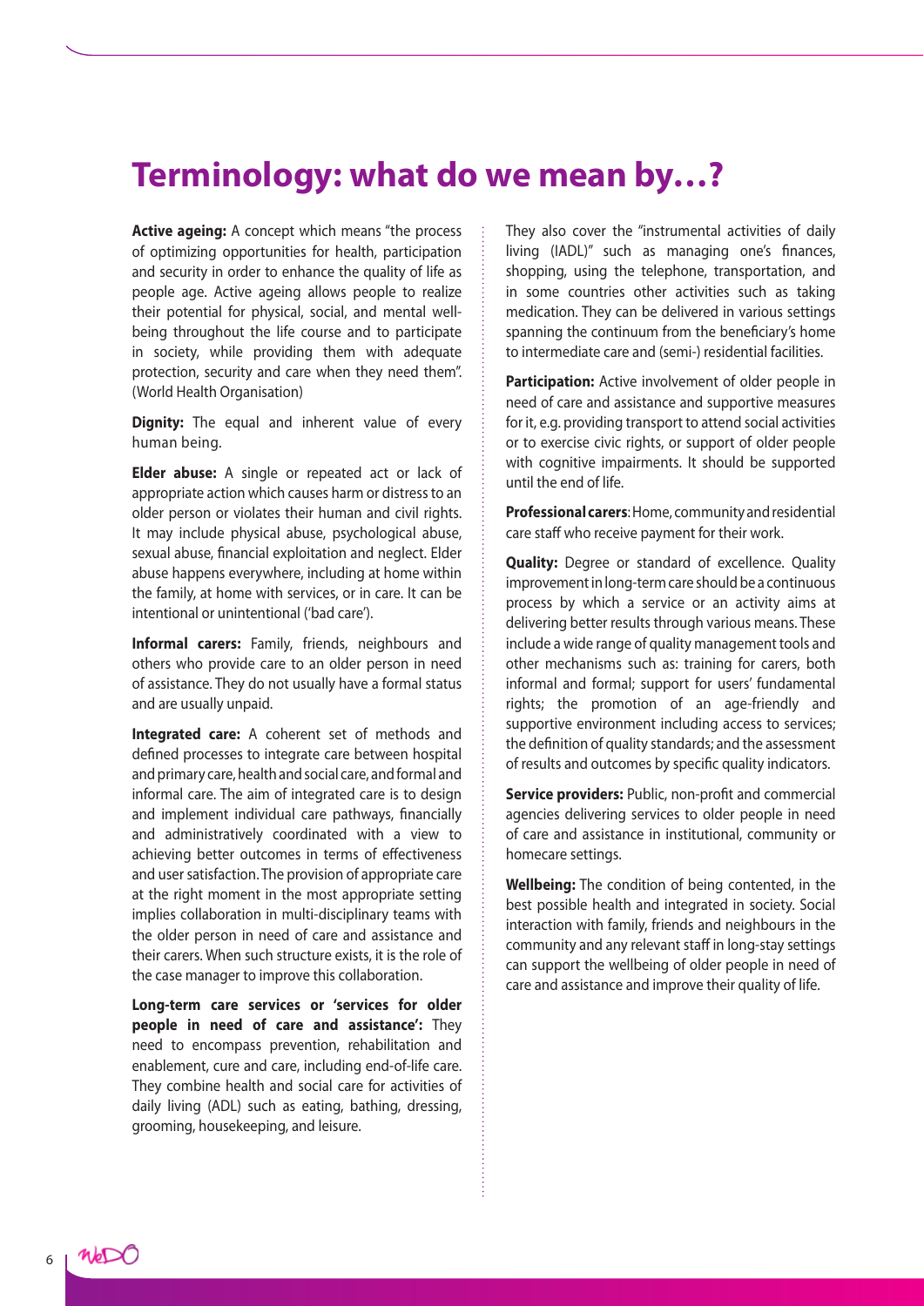# Terminology: what do we mean by…?

**Active ageing:** A concept which means "the process of optimizing opportunities for health, participation and security in order to enhance the quality of life as people age. Active ageing allows people to realize their potential for physical, social, and mental well-being throughout the life course and to participate in society, while providing them with adequate protection, security and care when they need them". (World Health Organisation)

**Dignity:** The equal and inherent value of every human being.

**Elder abuse:** A single or repeated act or lack of appropriate action which causes harm or distress to an older person or violates their human and civil rights. It may include physical abuse, psychological abuse, sexual abuse, financial exploitation and neglect. Elder abuse happens everywhere, including at home within the family, at home with services, or in care. It can be intentional or unintentional ('bad care').

**Informal carers:** Family, friends, neighbours and others who provide care to an older person in need of assistance. They do not usually have a formal status and are usually unpaid.

**Integrated care:** A coherent set of methods and defined processes to integrate care between hospital and primary care, health and social care, and formal and informal care. The aim of integrated care is to design and implement individual care pathways, financially and administratively coordinated with a view to achieving better outcomes in terms of effectiveness and user satisfaction. The provision of appropriate care at the right moment in the most appropriate setting implies collaboration in multi-disciplinary teams with the older person in need of care and assistance and their carers. When such structure exists, it is the role of the case manager to improve this collaboration.

**Long-term care services or 'services for older people in need of care and assistance':** They need to encompass prevention, rehabilitation and enablement, cure and care, including end-of-life care. They combine health and social care for activities of daily living (ADL) such as eating, bathing, dressing, grooming, housekeeping, and leisure. They also cover the "instrumental activities of daily living (IADL)" such as managing one's finances, shopping, using the telephone, transportation, and in some countries other activities such as taking medication. They can be delivered in various settings spanning the continuum from the beneficiary's home to intermediate care and (semi-) residential facilities.

**Participation:** Active involvement of older people in need of care and assistance and supportive measures for it, e.g. providing transport to attend social activities or to exercise civic rights, or support of older people with cognitive impairments. It should be supported until the end of life.

**Professional carers**: Home, community and residential care staff who receive payment for their work.

**Quality:** Degree or standard of excellence. Quality improvement in long-term care should be a continuous process by which a service or an activity aims at delivering better results through various means. These include a wide range of quality management tools and other mechanisms such as: training for carers, both informal and formal; support for users' fundamental rights; the promotion of an age-friendly and supportive environment including access to services; the definition of quality standards; and the assessment of results and outcomes by specific quality indicators.

**Service providers:** Public, non-profit and commercial agencies delivering services to older people in need of care and assistance in institutional, community or homecare settings.

**Wellbeing:** The condition of being contented, in the best possible health and integrated in society. Social interaction with family, friends and neighbours in the community and any relevant staff in long-stay settings can support the wellbeing of older people in need of care and assistance and improve their quality of life.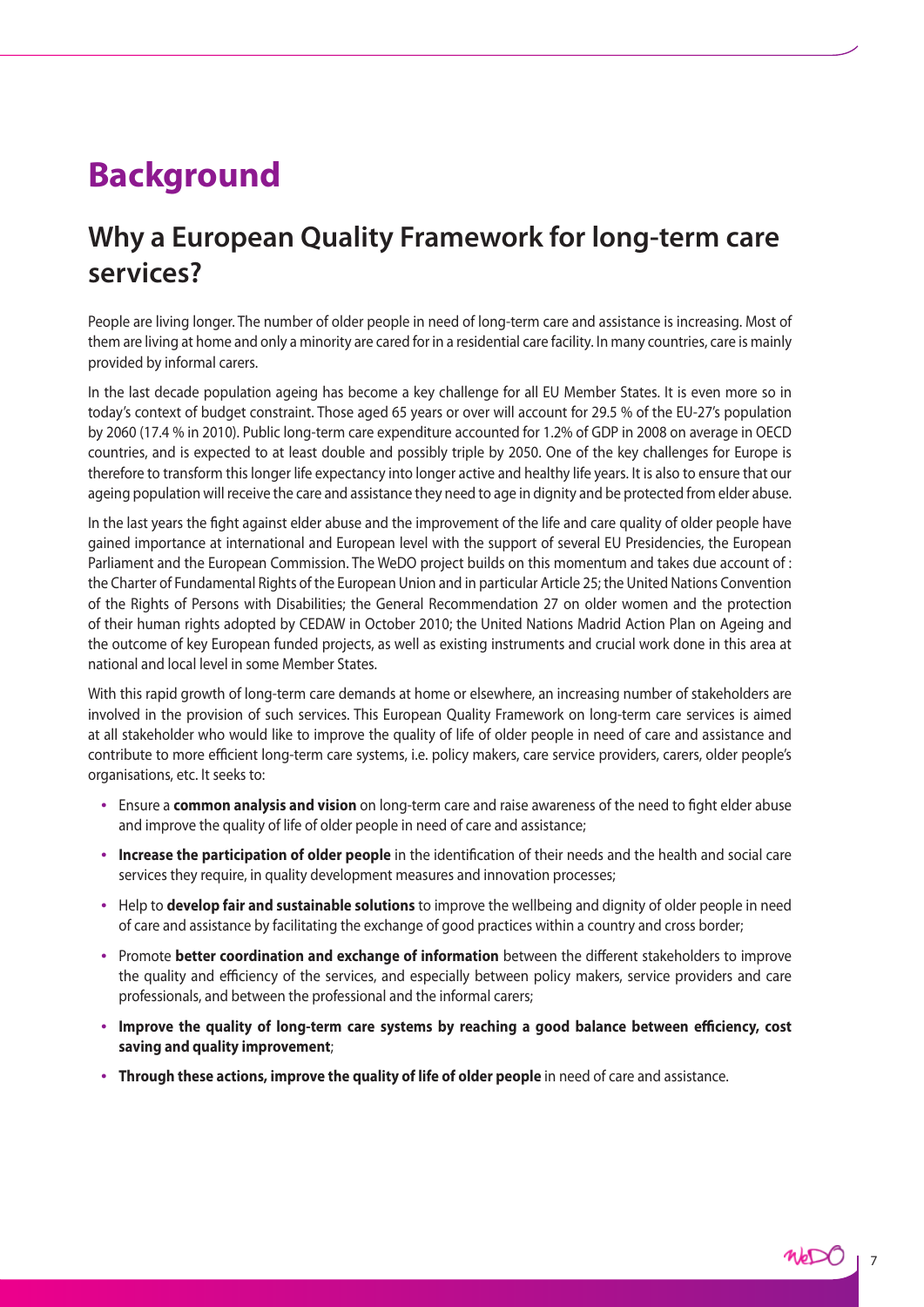# Background

## Why a European Quality Framework for long-term care services?

People are living longer. The number of older people in need of long-term care and assistance is increasing. Most of them are living at home and only a minority are cared for in a residential care facility. In many countries, care is mainly provided by informal carers.

In the last decade population ageing has become a key challenge for all EU Member States. It is even more so in today's context of budget constraint. Those aged 65 years or over will account for 29.5 % of the EU-27's population by 2060 (17.4 % in 2010). Public long-term care expenditure accounted for 1.2% of GDP in 2008 on average in OECD countries, and is expected to at least double and possibly triple by 2050. One of the key challenges for Europe is therefore to transform this longer life expectancy into longer active and healthy life years. It is also to ensure that our ageing population will receive the care and assistance they need to age in dignity and be protected from elder abuse.

In the last years the fight against elder abuse and the improvement of the life and care quality of older people have gained importance at international and European level with the support of several EU Presidencies, the European Parliament and the European Commission. The WeDO project builds on this momentum and takes due account of : the Charter of Fundamental Rights of the European Union and in particular Article 25; the United Nations Convention of the Rights of Persons with Disabilities; the General Recommendation 27 on older women and the protection of their human rights adopted by CEDAW in October 2010; the United Nations Madrid Action Plan on Ageing and the outcome of key European funded projects, as well as existing instruments and crucial work done in this area at national and local level in some Member States.

With this rapid growth of long-term care demands at home or elsewhere, an increasing number of stakeholders are involved in the provision of such services. This European Quality Framework on long-term care services is aimed at all stakeholder who would like to improve the quality of life of older people in need of care and assistance and contribute to more efficient long-term care systems, i.e. policy makers, care service providers, carers, older people's organisations, etc. It seeks to:

- Ensure a **common analysis and vision** on long-term care and raise awareness of the need to fight elder abuse and improve the quality of life of older people in need of care and assistance;
- **Increase the participation of older people** in the identification of their needs and the health and social care services they require, in quality development measures and innovation processes;
- Help to **develop fair and sustainable solutions** to improve the wellbeing and dignity of older people in need of care and assistance by facilitating the exchange of good practices within a country and cross border;
- Promote **better coordination and exchange of information** between the different stakeholders to improve the quality and efficiency of the services, and especially between policy makers, service providers and care professionals, and between the professional and the informal carers;
- **Improve the quality of long-term care systems by reaching a good balance between efficiency, cost saving and quality improvement**;
- **Through these actions, improve the quality of life of older people** in need of care and assistance.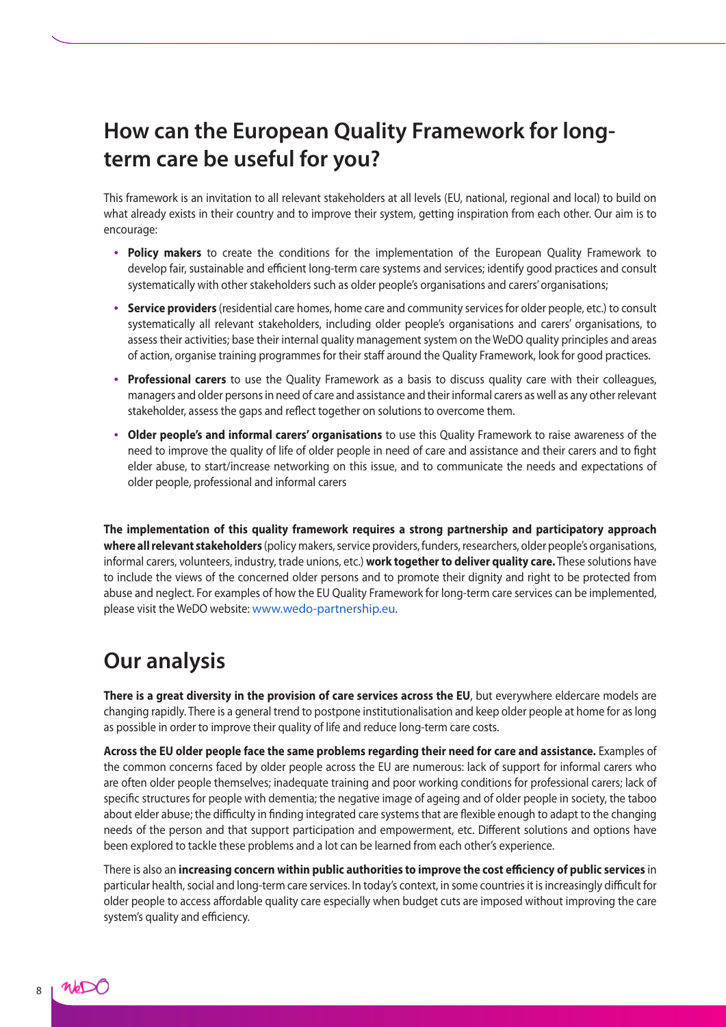## How can the European Quality Framework for long-term care be useful for you?

This framework is an invitation to all relevant stakeholders at all levels (EU, national, regional and local) to build on what already exists in their country and to improve their system, getting inspiration from each other. Our aim is to encourage:

- **Policy makers** to create the conditions for the implementation of the European Quality Framework to develop fair, sustainable and efficient long-term care systems and services; identify good practices and consult systematically with other stakeholders such as older people's organisations and carers' organisations;
- **Service providers** (residential care homes, home care and community services for older people, etc.) to consult systematically all relevant stakeholders, including older people's organisations and carers' organisations, to assess their activities; base their internal quality management system on the WeDO quality principles and areas of action, organise training programmes for their staff around the Quality Framework, look for good practices.
- **Professional carers** to use the Quality Framework as a basis to discuss quality care with their colleagues, managers and older persons in need of care and assistance and their informal carers as well as any other relevant stakeholder, assess the gaps and reflect together on solutions to overcome them.
- **Older people's and informal carers' organisations** to use this Quality Framework to raise awareness of the need to improve the quality of life of older people in need of care and assistance and their carers and to fight elder abuse, to start/increase networking on this issue, and to communicate the needs and expectations of older people, professional and informal carers

**The implementation of this quality framework requires a strong partnership and participatory approach where all relevant stakeholders** (policy makers, service providers, funders, researchers, older people's organisations, informal carers, volunteers, industry, trade unions, etc.) **work together to deliver quality care.** These solutions have to include the views of the concerned older persons and to promote their dignity and right to be protected from abuse and neglect. For examples of how the EU Quality Framework for long-term care services can be implemented, please visit the WeDO website: www.wedo-partnership.eu.

## Our analysis

**There is a great diversity in the provision of care services across the EU**, but everywhere eldercare models are changing rapidly. There is a general trend to postpone institutionalisation and keep older people at home for as long as possible in order to improve their quality of life and reduce long-term care costs.

**Across the EU older people face the same problems regarding their need for care and assistance.** Examples of the common concerns faced by older people across the EU are numerous: lack of support for informal carers who are often older people themselves; inadequate training and poor working conditions for professional carers; lack of specific structures for people with dementia; the negative image of ageing and of older people in society, the taboo about elder abuse; the difficulty in finding integrated care systems that are flexible enough to adapt to the changing needs of the person and that support participation and empowerment, etc. Different solutions and options have been explored to tackle these problems and a lot can be learned from each other's experience.

There is also an **increasing concern within public authorities to improve the cost efficiency of public services** in particular health, social and long-term care services. In today's context, in some countries it is increasingly difficult for older people to access affordable quality care especially when budget cuts are imposed without improving the care system's quality and efficiency.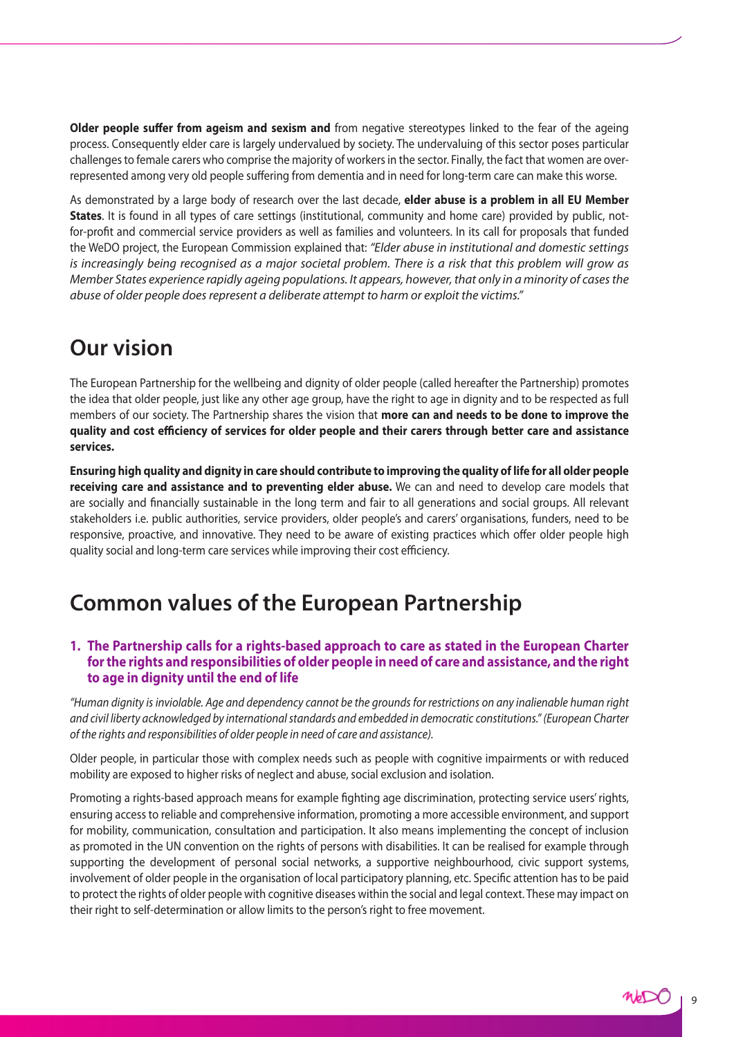**Older people suffer from ageism and sexism and** from negative stereotypes linked to the fear of the ageing process. Consequently elder care is largely undervalued by society. The undervaluing of this sector poses particular challenges to female carers who comprise the majority of workers in the sector. Finally, the fact that women are over-represented among very old people suffering from dementia and in need for long-term care can make this worse.

As demonstrated by a large body of research over the last decade, **elder abuse is a problem in all EU Member States**. It is found in all types of care settings (institutional, community and home care) provided by public, not-for-profit and commercial service providers as well as families and volunteers. In its call for proposals that funded the WeDO project, the European Commission explained that: *"Elder abuse in institutional and domestic settings is increasingly being recognised as a major societal problem. There is a risk that this problem will grow as Member States experience rapidly ageing populations. It appears, however, that only in a minority of cases the abuse of older people does represent a deliberate attempt to harm or exploit the victims."*

# Our vision

The European Partnership for the wellbeing and dignity of older people (called hereafter the Partnership) promotes the idea that older people, just like any other age group, have the right to age in dignity and to be respected as full members of our society. The Partnership shares the vision that **more can and needs to be done to improve the quality and cost efficiency of services for older people and their carers through better care and assistance services.**

**Ensuring high quality and dignity in care should contribute to improving the quality of life for all older people receiving care and assistance and to preventing elder abuse.** We can and need to develop care models that are socially and financially sustainable in the long term and fair to all generations and social groups. All relevant stakeholders i.e. public authorities, service providers, older people's and carers' organisations, funders, need to be responsive, proactive, and innovative. They need to be aware of existing practices which offer older people high quality social and long-term care services while improving their cost efficiency.

# Common values of the European Partnership

### 1. The Partnership calls for a rights-based approach to care as stated in the European Charter for the rights and responsibilities of older people in need of care and assistance, and the right to age in dignity until the end of life

*"Human dignity is inviolable. Age and dependency cannot be the grounds for restrictions on any inalienable human right and civil liberty acknowledged by international standards and embedded in democratic constitutions." (European Charter of the rights and responsibilities of older people in need of care and assistance).*

Older people, in particular those with complex needs such as people with cognitive impairments or with reduced mobility are exposed to higher risks of neglect and abuse, social exclusion and isolation.

Promoting a rights-based approach means for example fighting age discrimination, protecting service users' rights, ensuring access to reliable and comprehensive information, promoting a more accessible environment, and support for mobility, communication, consultation and participation. It also means implementing the concept of inclusion as promoted in the UN convention on the rights of persons with disabilities. It can be realised for example through supporting the development of personal social networks, a supportive neighbourhood, civic support systems, involvement of older people in the organisation of local participatory planning, etc. Specific attention has to be paid to protect the rights of older people with cognitive diseases within the social and legal context. These may impact on their right to self-determination or allow limits to the person's right to free movement.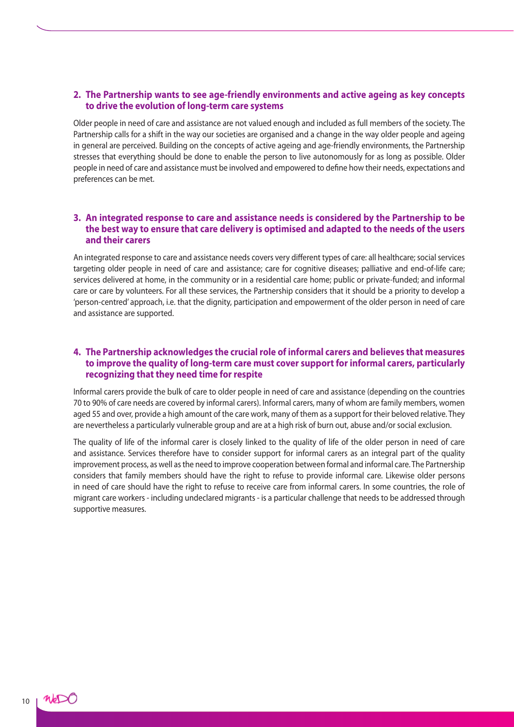## 2. The Partnership wants to see age-friendly environments and active ageing as key concepts to drive the evolution of long-term care systems

Older people in need of care and assistance are not valued enough and included as full members of the society. The Partnership calls for a shift in the way our societies are organised and a change in the way older people and ageing in general are perceived. Building on the concepts of active ageing and age-friendly environments, the Partnership stresses that everything should be done to enable the person to live autonomously for as long as possible. Older people in need of care and assistance must be involved and empowered to define how their needs, expectations and preferences can be met.

## 3. An integrated response to care and assistance needs is considered by the Partnership to be the best way to ensure that care delivery is optimised and adapted to the needs of the users and their carers

An integrated response to care and assistance needs covers very different types of care: all healthcare; social services targeting older people in need of care and assistance; care for cognitive diseases; palliative and end-of-life care; services delivered at home, in the community or in a residential care home; public or private-funded; and informal care or care by volunteers. For all these services, the Partnership considers that it should be a priority to develop a 'person-centred' approach, i.e. that the dignity, participation and empowerment of the older person in need of care and assistance are supported.

## 4. The Partnership acknowledges the crucial role of informal carers and believes that measures to improve the quality of long-term care must cover support for informal carers, particularly recognizing that they need time for respite

Informal carers provide the bulk of care to older people in need of care and assistance (depending on the countries 70 to 90% of care needs are covered by informal carers). Informal carers, many of whom are family members, women aged 55 and over, provide a high amount of the care work, many of them as a support for their beloved relative. They are nevertheless a particularly vulnerable group and are at a high risk of burn out, abuse and/or social exclusion.

The quality of life of the informal carer is closely linked to the quality of life of the older person in need of care and assistance. Services therefore have to consider support for informal carers as an integral part of the quality improvement process, as well as the need to improve cooperation between formal and informal care. The Partnership considers that family members should have the right to refuse to provide informal care. Likewise older persons in need of care should have the right to refuse to receive care from informal carers. In some countries, the role of migrant care workers - including undeclared migrants - is a particular challenge that needs to be addressed through supportive measures.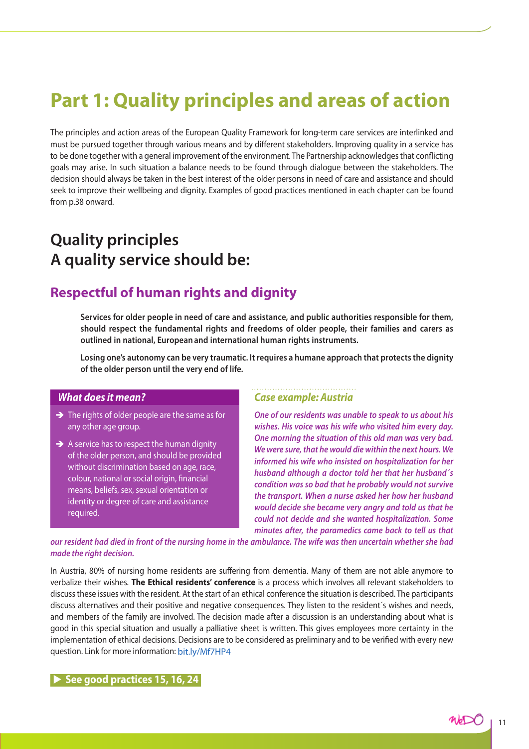# Part 1: Quality principles and areas of action

The principles and action areas of the European Quality Framework for long-term care services are interlinked and must be pursued together through various means and by different stakeholders. Improving quality in a service has to be done together with a general improvement of the environment. The Partnership acknowledges that conflicting goals may arise. In such situation a balance needs to be found through dialogue between the stakeholders. The decision should always be taken in the best interest of the older persons in need of care and assistance and should seek to improve their wellbeing and dignity. Examples of good practices mentioned in each chapter can be found from p.38 onward.

## Quality principles
## A quality service should be:

### Respectful of human rights and dignity

**Services for older people in need of care and assistance, and public authorities responsible for them, should respect the fundamental rights and freedoms of older people, their families and carers as outlined in national, European and international human rights instruments.**

**Losing one's autonomy can be very traumatic. It requires a humane approach that protects the dignity of the older person until the very end of life.**

#### *What does it mean?*

- ➔ The rights of older people are the same as for any other age group.
- ➔ A service has to respect the human dignity of the older person, and should be provided without discrimination based on age, race, colour, national or social origin, financial means, beliefs, sex, sexual orientation or identity or degree of care and assistance required.

#### *Case example: Austria*

*One of our residents was unable to speak to us about his wishes. His voice was his wife who visited him every day. One morning the situation of this old man was very bad. We were sure, that he would die within the next hours. We informed his wife who insisted on hospitalization for her husband although a doctor told her that her husband´s condition was so bad that he probably would not survive the transport. When a nurse asked her how her husband would decide she became very angry and told us that he could not decide and she wanted hospitalization. Some minutes after, the paramedics came back to tell us that our resident had died in front of the nursing home in the ambulance. The wife was then uncertain whether she had made the right decision.*

In Austria, 80% of nursing home residents are suffering from dementia. Many of them are not able anymore to verbalize their wishes. **The Ethical residents' conference** is a process which involves all relevant stakeholders to discuss these issues with the resident. At the start of an ethical conference the situation is described. The participants discuss alternatives and their positive and negative consequences. They listen to the resident´s wishes and needs, and members of the family are involved. The decision made after a discussion is an understanding about what is good in this special situation and usually a palliative sheet is written. This gives employees more certainty in the implementation of ethical decisions. Decisions are to be considered as preliminary and to be verified with every new question. Link for more information: bit.ly/Mf7HP4

**▶ See good practices 15, 16, 24**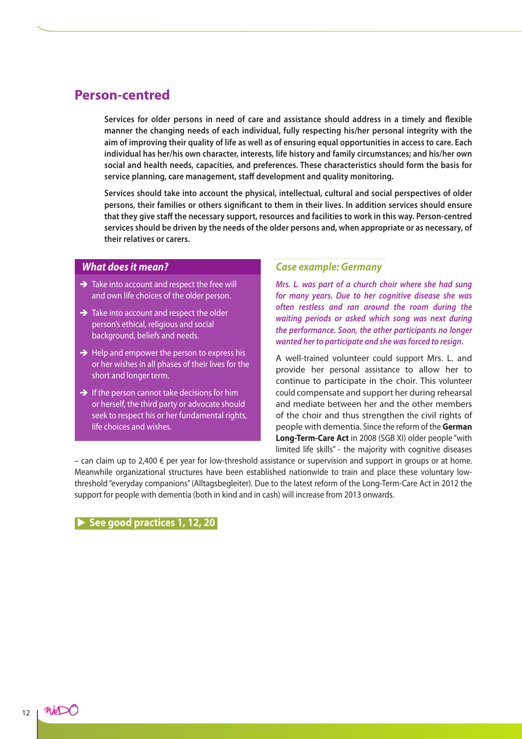## Person-centred

**Services for older persons in need of care and assistance should address in a timely and flexible manner the changing needs of each individual, fully respecting his/her personal integrity with the aim of improving their quality of life as well as of ensuring equal opportunities in access to care. Each individual has her/his own character, interests, life history and family circumstances; and his/her own social and health needs, capacities, and preferences. These characteristics should form the basis for service planning, care management, staff development and quality monitoring.**

**Services should take into account the physical, intellectual, cultural and social perspectives of older persons, their families or others significant to them in their lives. In addition services should ensure that they give staff the necessary support, resources and facilities to work in this way. Person-centred services should be driven by the needs of the older persons and, when appropriate or as necessary, of their relatives or carers.**

### *What does it mean?*

- ➔ Take into account and respect the free will and own life choices of the older person.
- ➔ Take into account and respect the older person's ethical, religious and social background, beliefs and needs.
- ➔ Help and empower the person to express his or her wishes in all phases of their lives for the short and longer term.
- ➔ If the person cannot take decisions for him or herself, the third party or advocate should seek to respect his or her fundamental rights, life choices and wishes.

### *Case example: Germany*

***Mrs. L. was part of a church choir where she had sung for many years. Due to her cognitive disease she was often restless and ran around the room during the waiting periods or asked which song was next during the performance. Soon, the other participants no longer wanted her to participate and she was forced to resign.***

A well-trained volunteer could support Mrs. L. and provide her personal assistance to allow her to continue to participate in the choir. This volunteer could compensate and support her during rehearsal and mediate between her and the other members of the choir and thus strengthen the civil rights of people with dementia. Since the reform of the **German Long-Term-Care Act** in 2008 (SGB XI) older people "with limited life skills" - the majority with cognitive diseases – can claim up to 2,400 € per year for low-threshold assistance or supervision and support in groups or at home. Meanwhile organizational structures have been established nationwide to train and place these voluntary low-threshold "everyday companions" (Alltagsbegleiter). Due to the latest reform of the Long-Term-Care Act in 2012 the support for people with dementia (both in kind and in cash) will increase from 2013 onwards.

**▶ See good practices 1, 12, 20**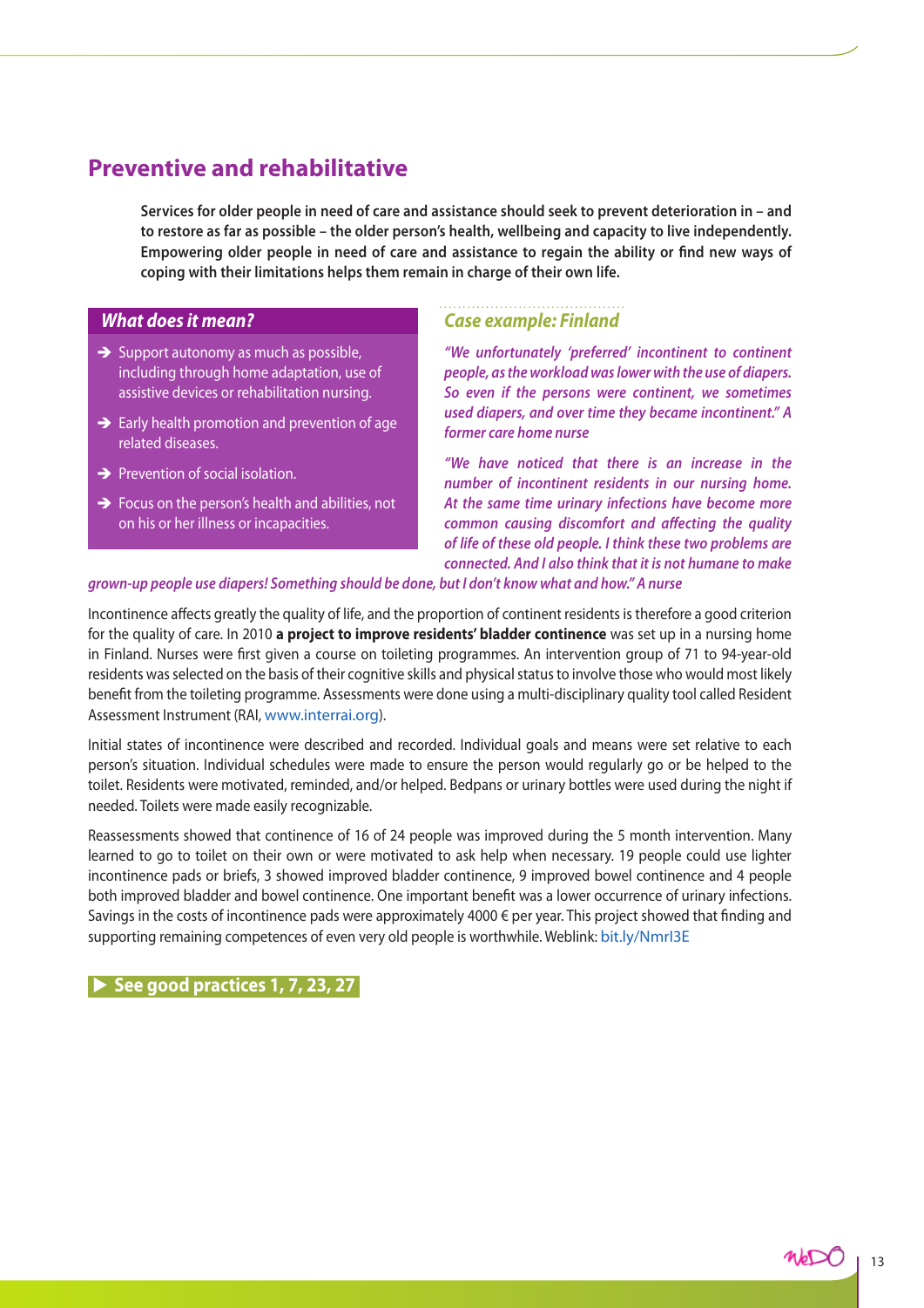## Preventive and rehabilitative

**Services for older people in need of care and assistance should seek to prevent deterioration in – and to restore as far as possible – the older person's health, wellbeing and capacity to live independently. Empowering older people in need of care and assistance to regain the ability or find new ways of coping with their limitations helps them remain in charge of their own life.**

### *What does it mean?*

- Support autonomy as much as possible, including through home adaptation, use of assistive devices or rehabilitation nursing.
- Early health promotion and prevention of age related diseases.
- Prevention of social isolation.
- Focus on the person's health and abilities, not on his or her illness or incapacities.

### *Case example: Finland*

*"We unfortunately 'preferred' incontinent to continent people, as the workload was lower with the use of diapers. So even if the persons were continent, we sometimes used diapers, and over time they became incontinent." A former care home nurse*

*"We have noticed that there is an increase in the number of incontinent residents in our nursing home. At the same time urinary infections have become more common causing discomfort and affecting the quality of life of these old people. I think these two problems are connected. And I also think that it is not humane to make grown-up people use diapers! Something should be done, but I don't know what and how." A nurse*

Incontinence affects greatly the quality of life, and the proportion of continent residents is therefore a good criterion for the quality of care. In 2010 **a project to improve residents' bladder continence** was set up in a nursing home in Finland. Nurses were first given a course on toileting programmes. An intervention group of 71 to 94-year-old residents was selected on the basis of their cognitive skills and physical status to involve those who would most likely benefit from the toileting programme. Assessments were done using a multi-disciplinary quality tool called Resident Assessment Instrument (RAI, www.interrai.org).

Initial states of incontinence were described and recorded. Individual goals and means were set relative to each person's situation. Individual schedules were made to ensure the person would regularly go or be helped to the toilet. Residents were motivated, reminded, and/or helped. Bedpans or urinary bottles were used during the night if needed. Toilets were made easily recognizable.

Reassessments showed that continence of 16 of 24 people was improved during the 5 month intervention. Many learned to go to toilet on their own or were motivated to ask help when necessary. 19 people could use lighter incontinence pads or briefs, 3 showed improved bladder continence, 9 improved bowel continence and 4 people both improved bladder and bowel continence. One important benefit was a lower occurrence of urinary infections. Savings in the costs of incontinence pads were approximately 4000 € per year. This project showed that finding and supporting remaining competences of even very old people is worthwhile. Weblink: bit.ly/NmrI3E

**▶ See good practices 1, 7, 23, 27**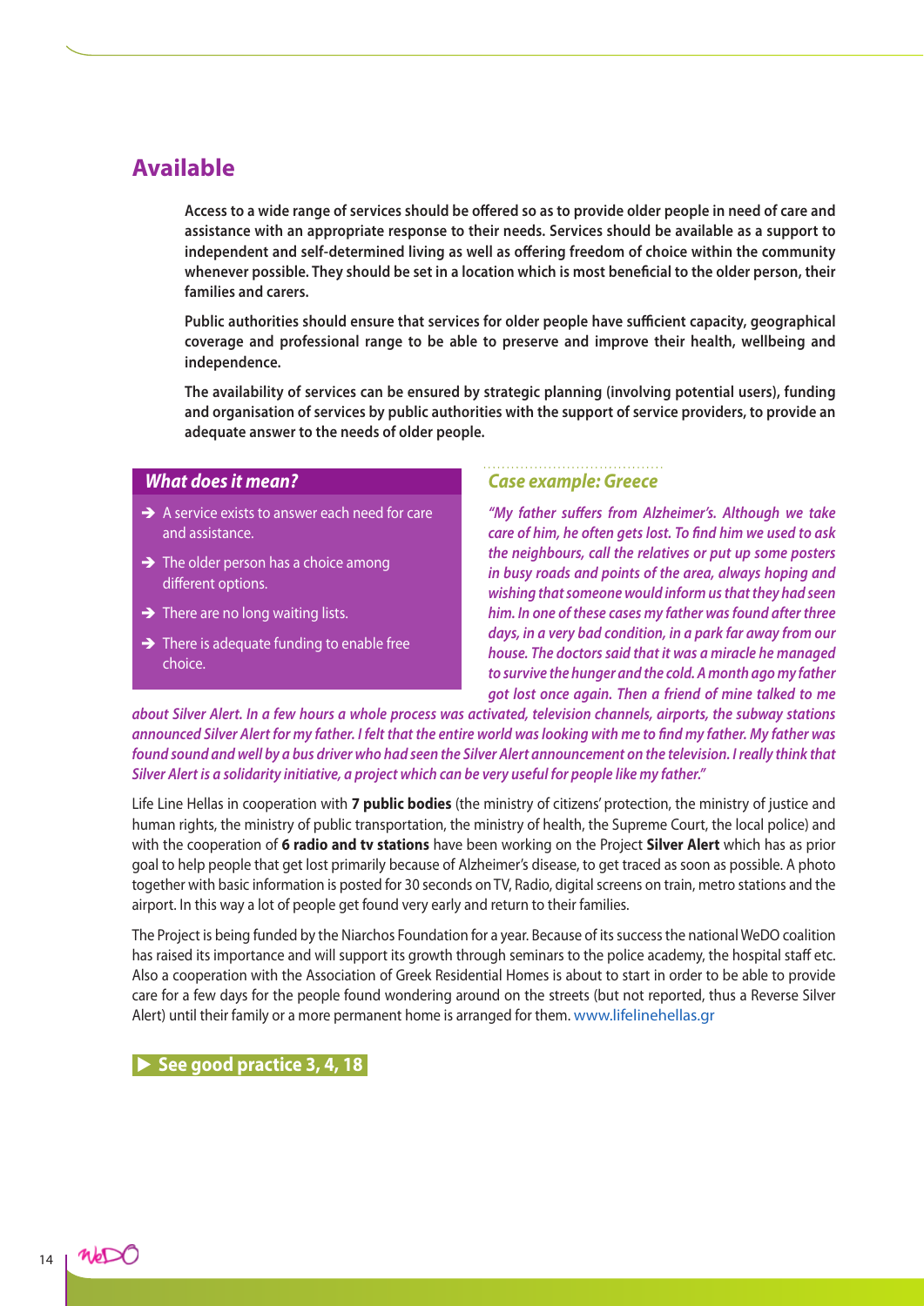## Available

**Access to a wide range of services should be offered so as to provide older people in need of care and assistance with an appropriate response to their needs. Services should be available as a support to independent and self-determined living as well as offering freedom of choice within the community whenever possible. They should be set in a location which is most beneficial to the older person, their families and carers.**

**Public authorities should ensure that services for older people have sufficient capacity, geographical coverage and professional range to be able to preserve and improve their health, wellbeing and independence.**

**The availability of services can be ensured by strategic planning (involving potential users), funding and organisation of services by public authorities with the support of service providers, to provide an adequate answer to the needs of older people.**

### *What does it mean?*

- ➔ A service exists to answer each need for care and assistance.
- ➔ The older person has a choice among different options.
- ➔ There are no long waiting lists.
- ➔ There is adequate funding to enable free choice.

### *Case example: Greece*

***"My father suffers from Alzheimer's. Although we take care of him, he often gets lost. To find him we used to ask the neighbours, call the relatives or put up some posters in busy roads and points of the area, always hoping and wishing that someone would inform us that they had seen him. In one of these cases my father was found after three days, in a very bad condition, in a park far away from our house. The doctors said that it was a miracle he managed to survive the hunger and the cold. A month ago my father got lost once again. Then a friend of mine talked to me about Silver Alert. In a few hours a whole process was activated, television channels, airports, the subway stations announced Silver Alert for my father. I felt that the entire world was looking with me to find my father. My father was found sound and well by a bus driver who had seen the Silver Alert announcement on the television. I really think that Silver Alert is a solidarity initiative, a project which can be very useful for people like my father."***

Life Line Hellas in cooperation with **7 public bodies** (the ministry of citizens' protection, the ministry of justice and human rights, the ministry of public transportation, the ministry of health, the Supreme Court, the local police) and with the cooperation of **6 radio and tv stations** have been working on the Project **Silver Alert** which has as prior goal to help people that get lost primarily because of Alzheimer's disease, to get traced as soon as possible. A photo together with basic information is posted for 30 seconds on TV, Radio, digital screens on train, metro stations and the airport. In this way a lot of people get found very early and return to their families.

The Project is being funded by the Niarchos Foundation for a year. Because of its success the national WeDO coalition has raised its importance and will support its growth through seminars to the police academy, the hospital staff etc. Also a cooperation with the Association of Greek Residential Homes is about to start in order to be able to provide care for a few days for the people found wondering around on the streets (but not reported, thus a Reverse Silver Alert) until their family or a more permanent home is arranged for them. www.lifelinehellas.gr

**▶ See good practice 3, 4, 18**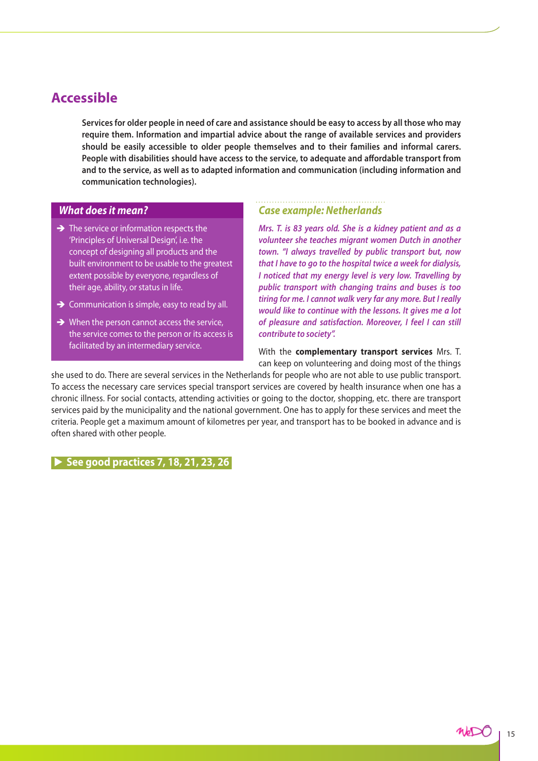## Accessible

**Services for older people in need of care and assistance should be easy to access by all those who may require them. Information and impartial advice about the range of available services and providers should be easily accessible to older people themselves and to their families and informal carers. People with disabilities should have access to the service, to adequate and affordable transport from and to the service, as well as to adapted information and communication (including information and communication technologies).**

### *What does it mean?*

- The service or information respects the 'Principles of Universal Design', i.e. the concept of designing all products and the built environment to be usable to the greatest extent possible by everyone, regardless of their age, ability, or status in life.
- Communication is simple, easy to read by all.
- When the person cannot access the service, the service comes to the person or its access is facilitated by an intermediary service.

### *Case example: Netherlands*

*Mrs. T. is 83 years old. She is a kidney patient and as a volunteer she teaches migrant women Dutch in another town. "I always travelled by public transport but, now that I have to go to the hospital twice a week for dialysis, I noticed that my energy level is very low. Travelling by public transport with changing trains and buses is too tiring for me. I cannot walk very far any more. But I really would like to continue with the lessons. It gives me a lot of pleasure and satisfaction. Moreover, I feel I can still contribute to society".*

With the **complementary transport services** Mrs. T. can keep on volunteering and doing most of the things she used to do. There are several services in the Netherlands for people who are not able to use public transport. To access the necessary care services special transport services are covered by health insurance when one has a chronic illness. For social contacts, attending activities or going to the doctor, shopping, etc. there are transport services paid by the municipality and the national government. One has to apply for these services and meet the criteria. People get a maximum amount of kilometres per year, and transport has to be booked in advance and is often shared with other people.

**▶ See good practices 7, 18, 21, 23, 26**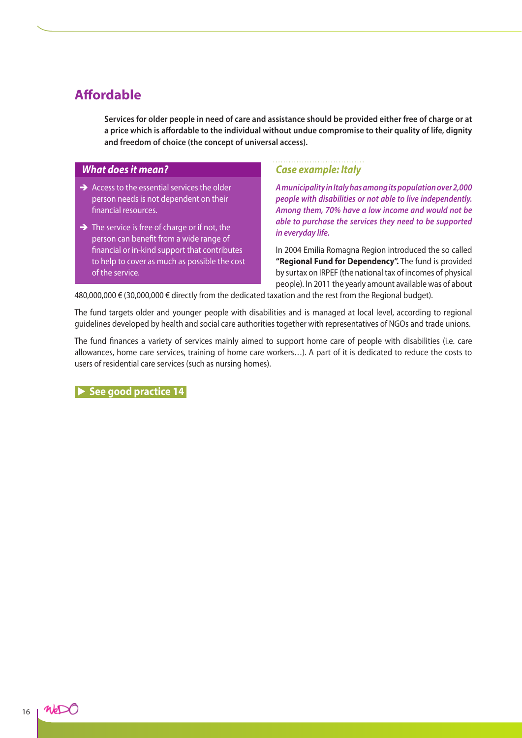## Affordable

**Services for older people in need of care and assistance should be provided either free of charge or at a price which is affordable to the individual without undue compromise to their quality of life, dignity and freedom of choice (the concept of universal access).**

### *What does it mean?*

- Access to the essential services the older person needs is not dependent on their financial resources.
- The service is free of charge or if not, the person can benefit from a wide range of financial or in-kind support that contributes to help to cover as much as possible the cost of the service.

### *Case example: Italy*

***A municipality in Italy has among its population over 2,000 people with disabilities or not able to live independently. Among them, 70% have a low income and would not be able to purchase the services they need to be supported in everyday life.***

In 2004 Emilia Romagna Region introduced the so called **"Regional Fund for Dependency".** The fund is provided by surtax on IRPEF (the national tax of incomes of physical people). In 2011 the yearly amount available was of about 480,000,000 € (30,000,000 € directly from the dedicated taxation and the rest from the Regional budget).

The fund targets older and younger people with disabilities and is managed at local level, according to regional guidelines developed by health and social care authorities together with representatives of NGOs and trade unions.

The fund finances a variety of services mainly aimed to support home care of people with disabilities (i.e. care allowances, home care services, training of home care workers…). A part of it is dedicated to reduce the costs to users of residential care services (such as nursing homes).

**▶ See good practice 14**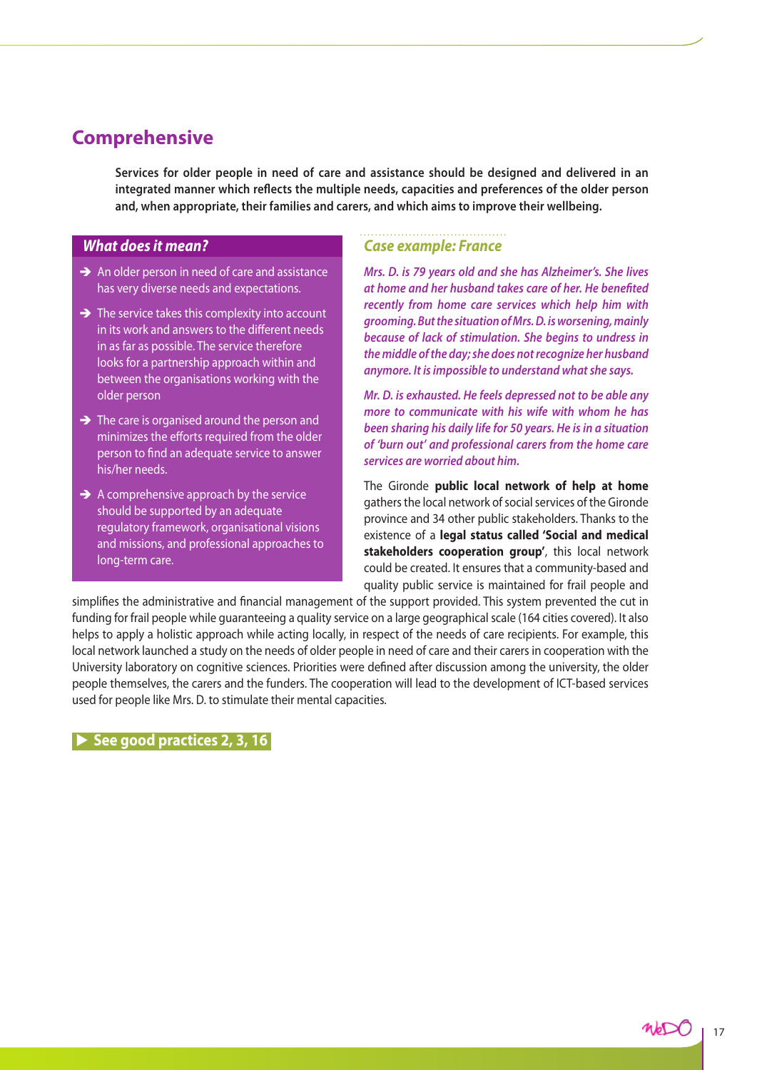## Comprehensive

**Services for older people in need of care and assistance should be designed and delivered in an integrated manner which reflects the multiple needs, capacities and preferences of the older person and, when appropriate, their families and carers, and which aims to improve their wellbeing.**

### *What does it mean?*

- An older person in need of care and assistance has very diverse needs and expectations.
- The service takes this complexity into account in its work and answers to the different needs in as far as possible. The service therefore looks for a partnership approach within and between the organisations working with the older person
- The care is organised around the person and minimizes the efforts required from the older person to find an adequate service to answer his/her needs.
- A comprehensive approach by the service should be supported by an adequate regulatory framework, organisational visions and missions, and professional approaches to long-term care.

### *Case example: France*

*Mrs. D. is 79 years old and she has Alzheimer's. She lives at home and her husband takes care of her. He benefited recently from home care services which help him with grooming. But the situation of Mrs. D. is worsening, mainly because of lack of stimulation. She begins to undress in the middle of the day; she does not recognize her husband anymore. It is impossible to understand what she says.*

*Mr. D. is exhausted. He feels depressed not to be able any more to communicate with his wife with whom he has been sharing his daily life for 50 years. He is in a situation of 'burn out' and professional carers from the home care services are worried about him.*

The Gironde **public local network of help at home** gathers the local network of social services of the Gironde province and 34 other public stakeholders. Thanks to the existence of a **legal status called 'Social and medical stakeholders cooperation group'**, this local network could be created. It ensures that a community-based and quality public service is maintained for frail people and simplifies the administrative and financial management of the support provided. This system prevented the cut in funding for frail people while guaranteeing a quality service on a large geographical scale (164 cities covered). It also helps to apply a holistic approach while acting locally, in respect of the needs of care recipients. For example, this local network launched a study on the needs of older people in need of care and their carers in cooperation with the University laboratory on cognitive sciences. Priorities were defined after discussion among the university, the older people themselves, the carers and the funders. The cooperation will lead to the development of ICT-based services used for people like Mrs. D. to stimulate their mental capacities.

**▶ See good practices 2, 3, 16**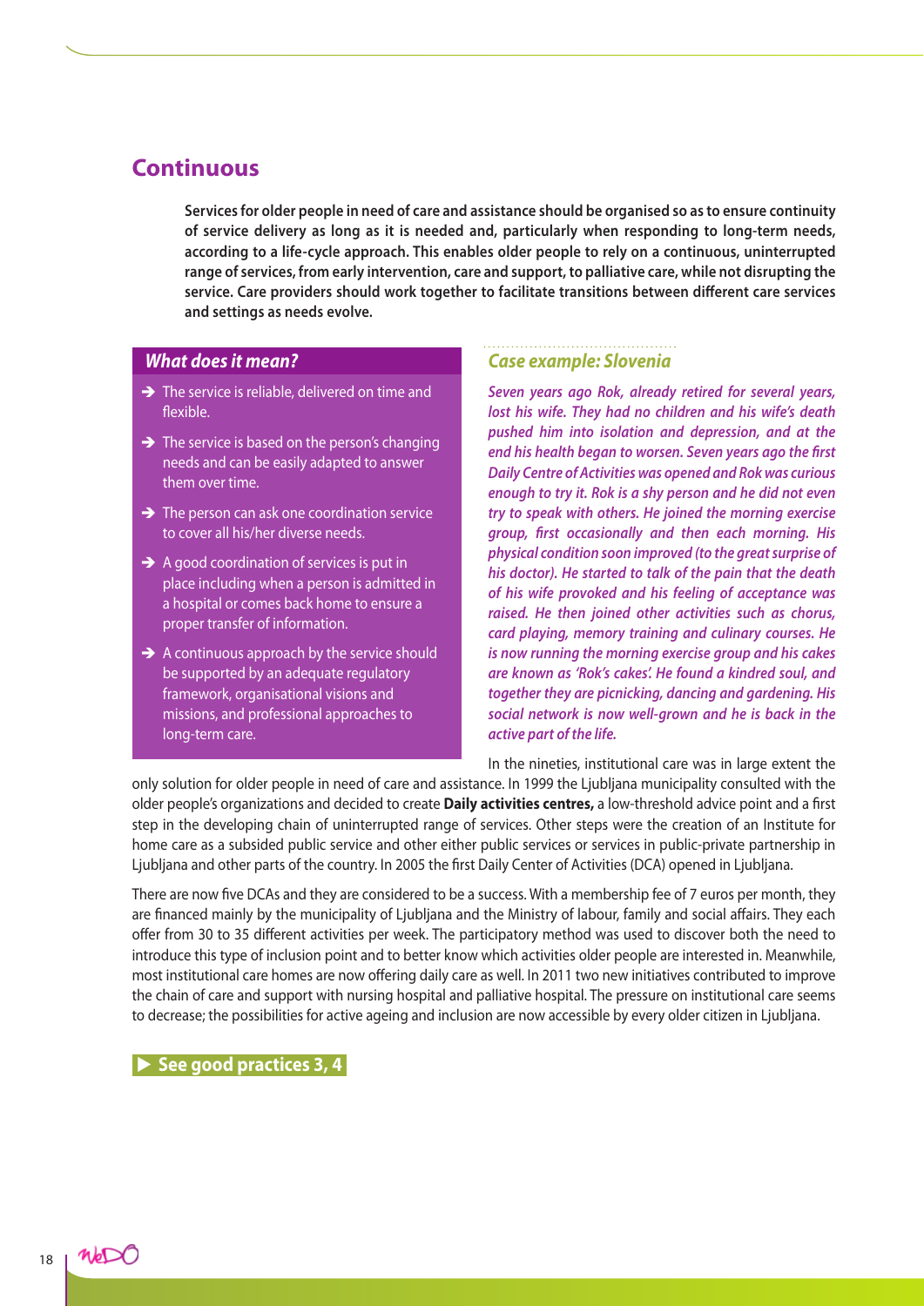## Continuous

**Services for older people in need of care and assistance should be organised so as to ensure continuity of service delivery as long as it is needed and, particularly when responding to long-term needs, according to a life-cycle approach. This enables older people to rely on a continuous, uninterrupted range of services, from early intervention, care and support, to palliative care, while not disrupting the service. Care providers should work together to facilitate transitions between different care services and settings as needs evolve.**

### *What does it mean?*

- The service is reliable, delivered on time and flexible.
- The service is based on the person's changing needs and can be easily adapted to answer them over time.
- The person can ask one coordination service to cover all his/her diverse needs.
- A good coordination of services is put in place including when a person is admitted in a hospital or comes back home to ensure a proper transfer of information.
- A continuous approach by the service should be supported by an adequate regulatory framework, organisational visions and missions, and professional approaches to long-term care.

### *Case example: Slovenia*

***Seven years ago Rok, already retired for several years, lost his wife. They had no children and his wife's death pushed him into isolation and depression, and at the end his health began to worsen. Seven years ago the first Daily Centre of Activities was opened and Rok was curious enough to try it. Rok is a shy person and he did not even try to speak with others. He joined the morning exercise group, first occasionally and then each morning. His physical condition soon improved (to the great surprise of his doctor). He started to talk of the pain that the death of his wife provoked and his feeling of acceptance was raised. He then joined other activities such as chorus, card playing, memory training and culinary courses. He is now running the morning exercise group and his cakes are known as 'Rok's cakes'. He found a kindred soul, and together they are picnicking, dancing and gardening. His social network is now well-grown and he is back in the active part of the life.***

In the nineties, institutional care was in large extent the only solution for older people in need of care and assistance. In 1999 the Ljubljana municipality consulted with the older people's organizations and decided to create **Daily activities centres,** a low-threshold advice point and a first step in the developing chain of uninterrupted range of services. Other steps were the creation of an Institute for home care as a subsided public service and other either public services or services in public-private partnership in Ljubljana and other parts of the country. In 2005 the first Daily Center of Activities (DCA) opened in Ljubljana.

There are now five DCAs and they are considered to be a success. With a membership fee of 7 euros per month, they are financed mainly by the municipality of Ljubljana and the Ministry of labour, family and social affairs. They each offer from 30 to 35 different activities per week. The participatory method was used to discover both the need to introduce this type of inclusion point and to better know which activities older people are interested in. Meanwhile, most institutional care homes are now offering daily care as well. In 2011 two new initiatives contributed to improve the chain of care and support with nursing hospital and palliative hospital. The pressure on institutional care seems to decrease; the possibilities for active ageing and inclusion are now accessible by every older citizen in Ljubljana.

**▶ See good practices 3, 4**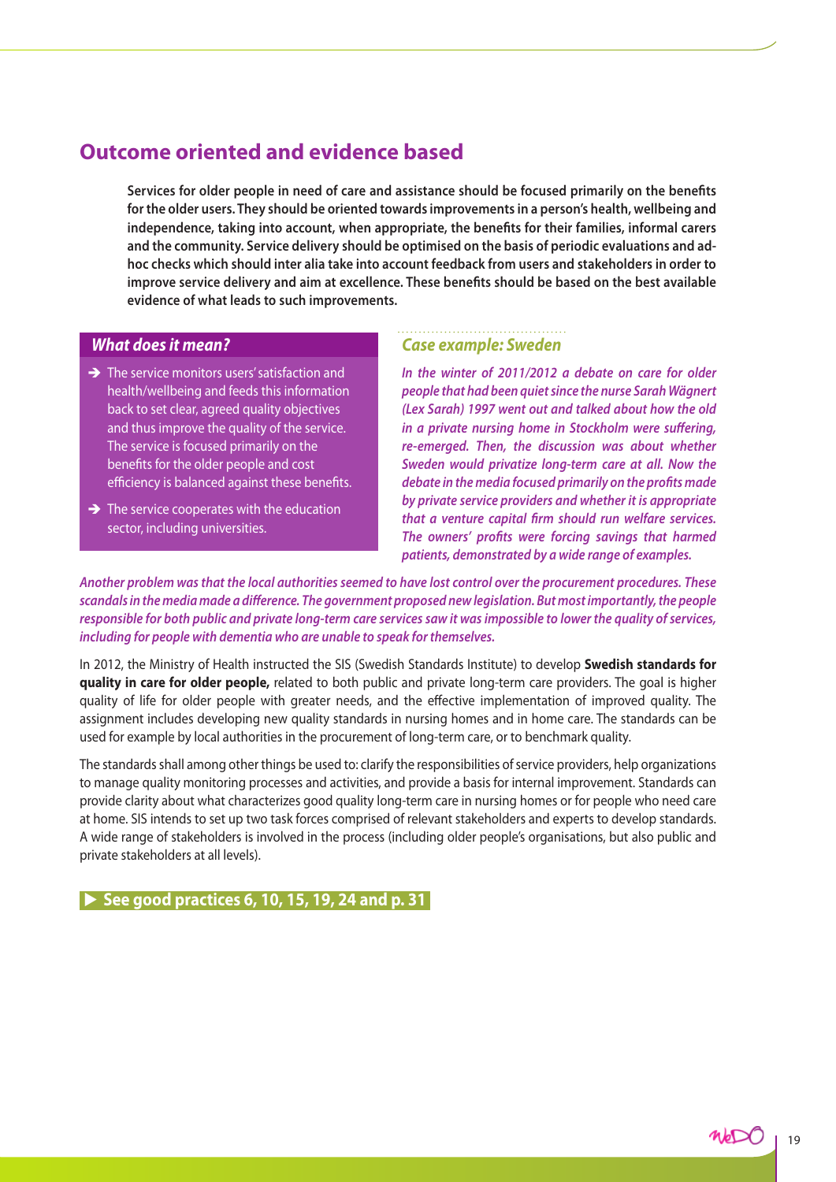## Outcome oriented and evidence based

**Services for older people in need of care and assistance should be focused primarily on the benefits for the older users. They should be oriented towards improvements in a person's health, wellbeing and independence, taking into account, when appropriate, the benefits for their families, informal carers and the community. Service delivery should be optimised on the basis of periodic evaluations and ad-hoc checks which should inter alia take into account feedback from users and stakeholders in order to improve service delivery and aim at excellence. These benefits should be based on the best available evidence of what leads to such improvements.**

### *What does it mean?*

- The service monitors users' satisfaction and health/wellbeing and feeds this information back to set clear, agreed quality objectives and thus improve the quality of the service. The service is focused primarily on the benefits for the older people and cost efficiency is balanced against these benefits.
- The service cooperates with the education sector, including universities.

### *Case example: Sweden*

*In the winter of 2011/2012 a debate on care for older people that had been quiet since the nurse Sarah Wägnert (Lex Sarah) 1997 went out and talked about how the old in a private nursing home in Stockholm were suffering, re-emerged. Then, the discussion was about whether Sweden would privatize long-term care at all. Now the debate in the media focused primarily on the profits made by private service providers and whether it is appropriate that a venture capital firm should run welfare services. The owners' profits were forcing savings that harmed patients, demonstrated by a wide range of examples.*

*Another problem was that the local authorities seemed to have lost control over the procurement procedures. These scandals in the media made a difference. The government proposed new legislation. But most importantly, the people responsible for both public and private long-term care services saw it was impossible to lower the quality of services, including for people with dementia who are unable to speak for themselves.*

In 2012, the Ministry of Health instructed the SIS (Swedish Standards Institute) to develop **Swedish standards for quality in care for older people,** related to both public and private long-term care providers. The goal is higher quality of life for older people with greater needs, and the effective implementation of improved quality. The assignment includes developing new quality standards in nursing homes and in home care. The standards can be used for example by local authorities in the procurement of long-term care, or to benchmark quality.

The standards shall among other things be used to: clarify the responsibilities of service providers, help organizations to manage quality monitoring processes and activities, and provide a basis for internal improvement. Standards can provide clarity about what characterizes good quality long-term care in nursing homes or for people who need care at home. SIS intends to set up two task forces comprised of relevant stakeholders and experts to develop standards. A wide range of stakeholders is involved in the process (including older people's organisations, but also public and private stakeholders at all levels).

**▶ See good practices 6, 10, 15, 19, 24 and p. 31**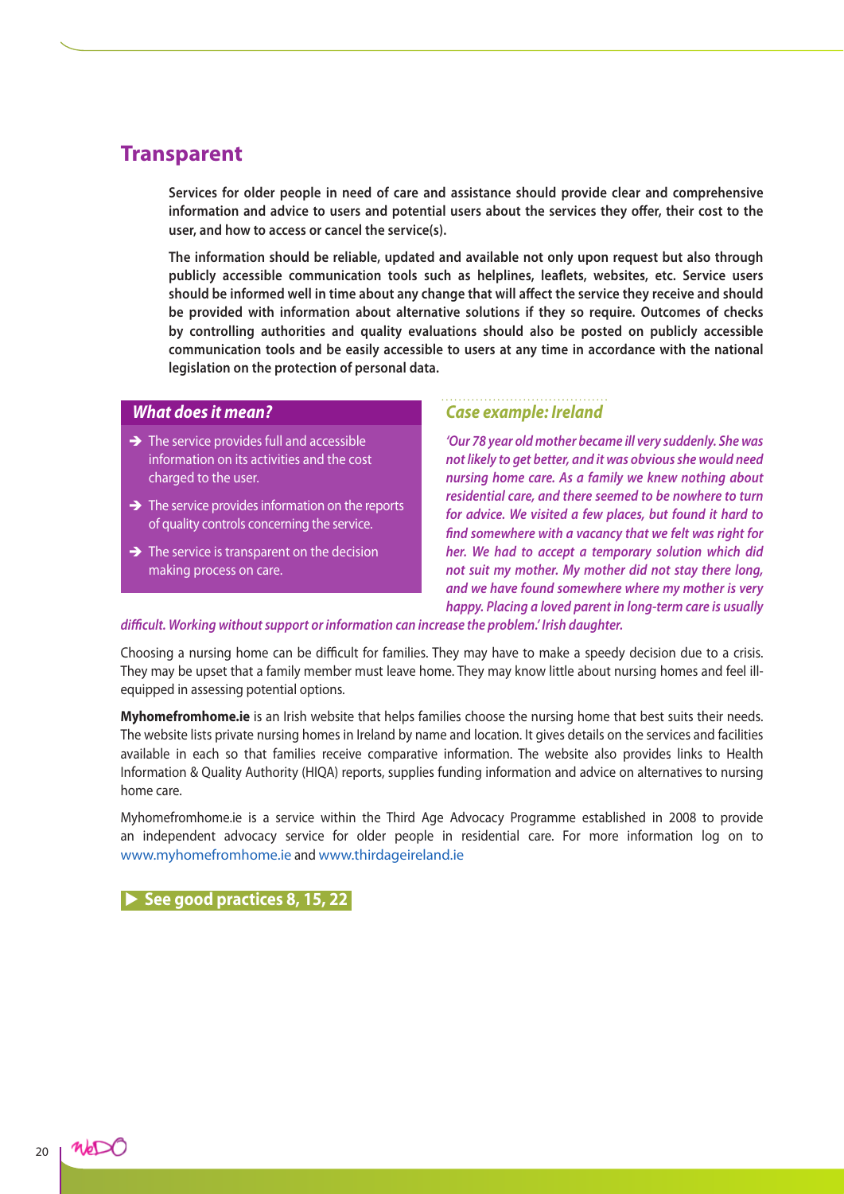## Transparent

**Services for older people in need of care and assistance should provide clear and comprehensive information and advice to users and potential users about the services they offer, their cost to the user, and how to access or cancel the service(s).**

**The information should be reliable, updated and available not only upon request but also through publicly accessible communication tools such as helplines, leaflets, websites, etc. Service users should be informed well in time about any change that will affect the service they receive and should be provided with information about alternative solutions if they so require. Outcomes of checks by controlling authorities and quality evaluations should also be posted on publicly accessible communication tools and be easily accessible to users at any time in accordance with the national legislation on the protection of personal data.**

### *What does it mean?*

- ➔ The service provides full and accessible information on its activities and the cost charged to the user.
- ➔ The service provides information on the reports of quality controls concerning the service.
- ➔ The service is transparent on the decision making process on care.

### *Case example: Ireland*

***'Our 78 year old mother became ill very suddenly. She was not likely to get better, and it was obvious she would need nursing home care. As a family we knew nothing about residential care, and there seemed to be nowhere to turn for advice. We visited a few places, but found it hard to find somewhere with a vacancy that we felt was right for her. We had to accept a temporary solution which did not suit my mother. My mother did not stay there long, and we have found somewhere where my mother is very happy. Placing a loved parent in long-term care is usually difficult. Working without support or information can increase the problem.' Irish daughter.***

Choosing a nursing home can be difficult for families. They may have to make a speedy decision due to a crisis. They may be upset that a family member must leave home. They may know little about nursing homes and feel ill-equipped in assessing potential options.

**Myhomefromhome.ie** is an Irish website that helps families choose the nursing home that best suits their needs. The website lists private nursing homes in Ireland by name and location. It gives details on the services and facilities available in each so that families receive comparative information. The website also provides links to Health Information & Quality Authority (HIQA) reports, supplies funding information and advice on alternatives to nursing home care.

Myhomefromhome.ie is a service within the Third Age Advocacy Programme established in 2008 to provide an independent advocacy service for older people in residential care. For more information log on to www.myhomefromhome.ie and www.thirdageireland.ie

**▶ See good practices 8, 15, 22**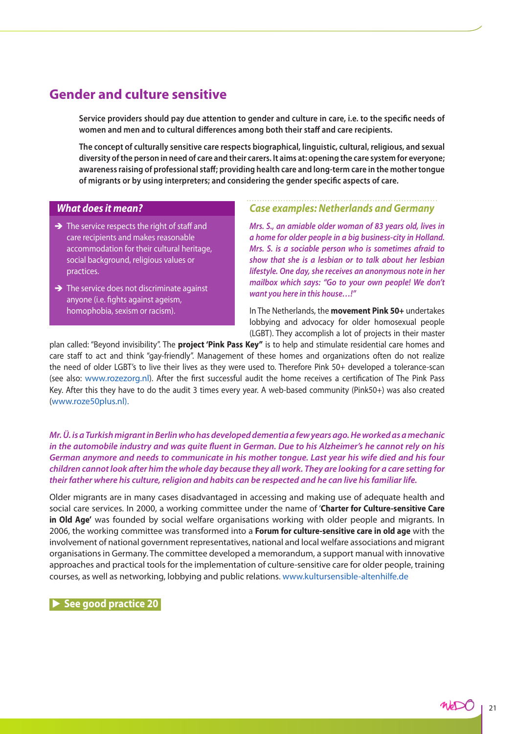## Gender and culture sensitive

**Service providers should pay due attention to gender and culture in care, i.e. to the specific needs of women and men and to cultural differences among both their staff and care recipients.**

**The concept of culturally sensitive care respects biographical, linguistic, cultural, religious, and sexual diversity of the person in need of care and their carers. It aims at: opening the care system for everyone; awareness raising of professional staff; providing health care and long-term care in the mother tongue of migrants or by using interpreters; and considering the gender specific aspects of care.**

### *What does it mean?*

- ➔ The service respects the right of staff and care recipients and makes reasonable accommodation for their cultural heritage, social background, religious values or practices.
- ➔ The service does not discriminate against anyone (i.e. fights against ageism, homophobia, sexism or racism).

### *Case examples: Netherlands and Germany*

*Mrs. S., an amiable older woman of 83 years old, lives in a home for older people in a big business-city in Holland. Mrs. S. is a sociable person who is sometimes afraid to show that she is a lesbian or to talk about her lesbian lifestyle. One day, she receives an anonymous note in her mailbox which says: "Go to your own people! We don't want you here in this house…!"*

In The Netherlands, the **movement Pink 50+** undertakes lobbying and advocacy for older homosexual people (LGBT). They accomplish a lot of projects in their master plan called: "Beyond invisibility". The **project 'Pink Pass Key"** is to help and stimulate residential care homes and care staff to act and think "gay-friendly". Management of these homes and organizations often do not realize the need of older LGBT's to live their lives as they were used to. Therefore Pink 50+ developed a tolerance-scan (see also: www.rozezorg.nl). After the first successful audit the home receives a certification of The Pink Pass Key. After this they have to do the audit 3 times every year. A web-based community (Pink50+) was also created (www.roze50plus.nl).

*Mr. Ü. is a Turkish migrant in Berlin who has developed dementia a few years ago. He worked as a mechanic in the automobile industry and was quite fluent in German. Due to his Alzheimer's he cannot rely on his German anymore and needs to communicate in his mother tongue. Last year his wife died and his four children cannot look after him the whole day because they all work. They are looking for a care setting for their father where his culture, religion and habits can be respected and he can live his familiar life.*

Older migrants are in many cases disadvantaged in accessing and making use of adequate health and social care services. In 2000, a working committee under the name of '**Charter for Culture-sensitive Care in Old Age'** was founded by social welfare organisations working with older people and migrants. In 2006, the working committee was transformed into a **Forum for culture-sensitive care in old age** with the involvement of national government representatives, national and local welfare associations and migrant organisations in Germany. The committee developed a memorandum, a support manual with innovative approaches and practical tools for the implementation of culture-sensitive care for older people, training courses, as well as networking, lobbying and public relations. www.kultursensible-altenhilfe.de

**▶ See good practice 20**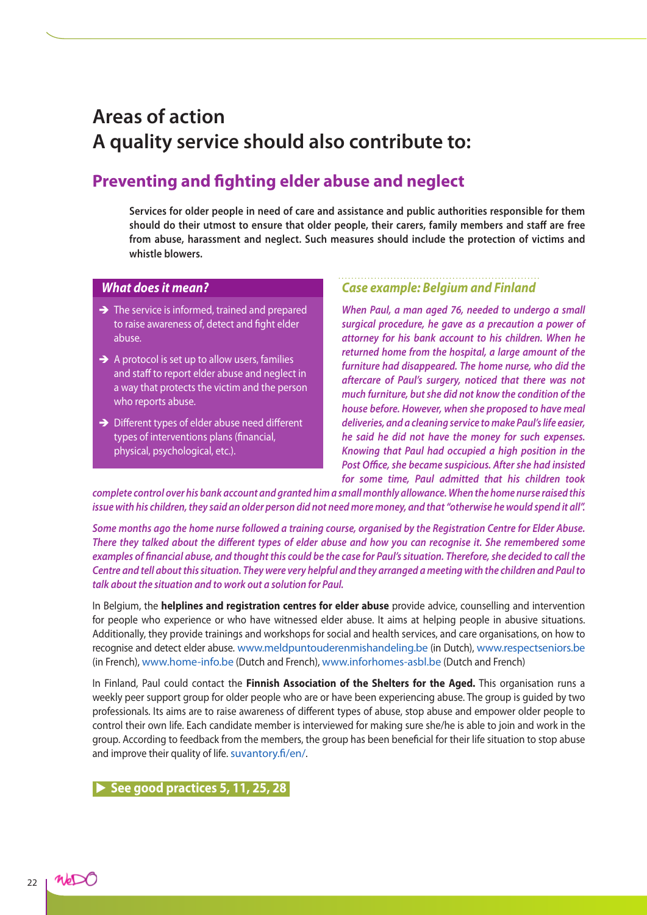# Areas of action
# A quality service should also contribute to:

## Preventing and fighting elder abuse and neglect

**Services for older people in need of care and assistance and public authorities responsible for them should do their utmost to ensure that older people, their carers, family members and staff are free from abuse, harassment and neglect. Such measures should include the protection of victims and whistle blowers.**

### *What does it mean?*

- ➔ The service is informed, trained and prepared to raise awareness of, detect and fight elder abuse.
- ➔ A protocol is set up to allow users, families and staff to report elder abuse and neglect in a way that protects the victim and the person who reports abuse.
- ➔ Different types of elder abuse need different types of interventions plans (financial, physical, psychological, etc.).

### *Case example: Belgium and Finland*

***When Paul, a man aged 76, needed to undergo a small surgical procedure, he gave as a precaution a power of attorney for his bank account to his children. When he returned home from the hospital, a large amount of the furniture had disappeared. The home nurse, who did the aftercare of Paul's surgery, noticed that there was not much furniture, but she did not know the condition of the house before. However, when she proposed to have meal deliveries, and a cleaning service to make Paul's life easier, he said he did not have the money for such expenses. Knowing that Paul had occupied a high position in the Post Office, she became suspicious. After she had insisted for some time, Paul admitted that his children took complete control over his bank account and granted him a small monthly allowance. When the home nurse raised this issue with his children, they said an older person did not need more money, and that "otherwise he would spend it all".***

***Some months ago the home nurse followed a training course, organised by the Registration Centre for Elder Abuse. There they talked about the different types of elder abuse and how you can recognise it. She remembered some examples of financial abuse, and thought this could be the case for Paul's situation. Therefore, she decided to call the Centre and tell about this situation. They were very helpful and they arranged a meeting with the children and Paul to talk about the situation and to work out a solution for Paul.***

In Belgium, the **helplines and registration centres for elder abuse** provide advice, counselling and intervention for people who experience or who have witnessed elder abuse. It aims at helping people in abusive situations. Additionally, they provide trainings and workshops for social and health services, and care organisations, on how to recognise and detect elder abuse. www.meldpuntouderenmishandeling.be (in Dutch), www.respectseniors.be (in French), www.home-info.be (Dutch and French), www.inforhomes-asbl.be (Dutch and French)

In Finland, Paul could contact the **Finnish Association of the Shelters for the Aged.** This organisation runs a weekly peer support group for older people who are or have been experiencing abuse. The group is guided by two professionals. Its aims are to raise awareness of different types of abuse, stop abuse and empower older people to control their own life. Each candidate member is interviewed for making sure she/he is able to join and work in the group. According to feedback from the members, the group has been beneficial for their life situation to stop abuse and improve their quality of life. suvantory.fi/en/.

**▶ See good practices 5, 11, 25, 28**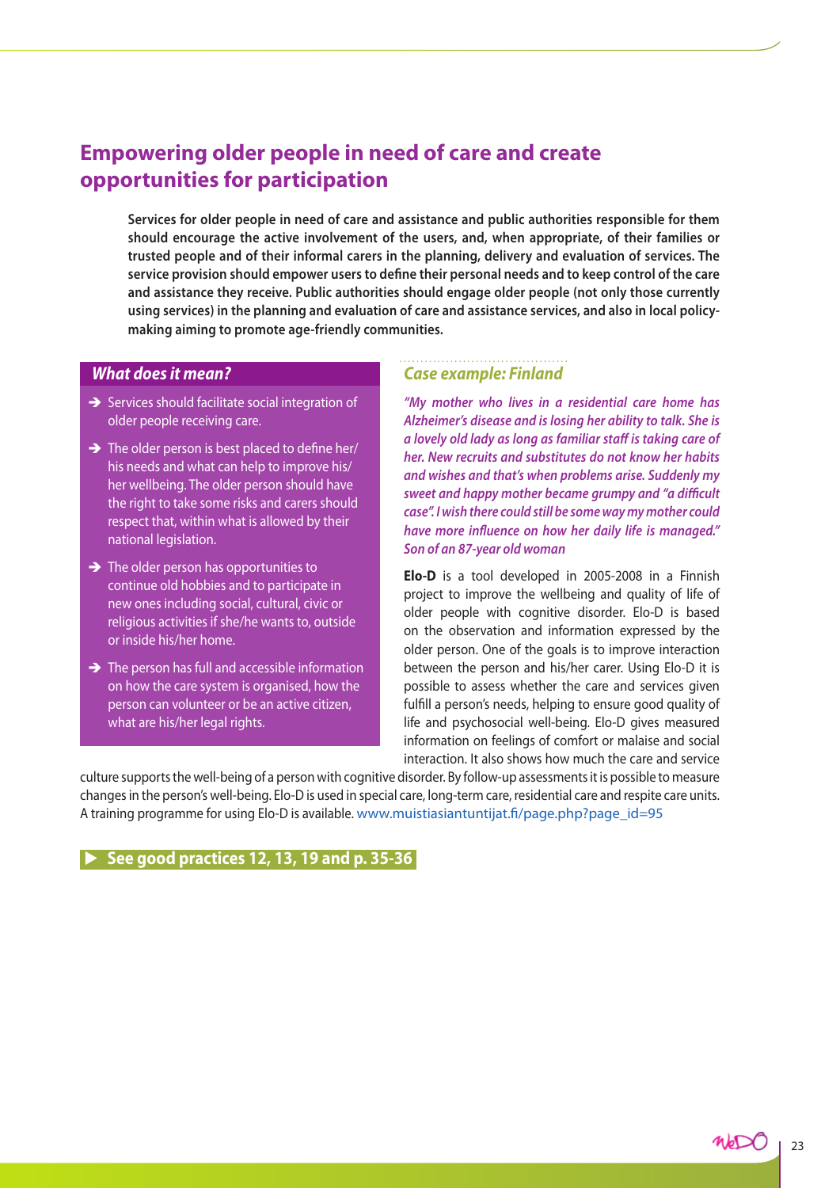## Empowering older people in need of care and create opportunities for participation

**Services for older people in need of care and assistance and public authorities responsible for them should encourage the active involvement of the users, and, when appropriate, of their families or trusted people and of their informal carers in the planning, delivery and evaluation of services. The service provision should empower users to define their personal needs and to keep control of the care and assistance they receive. Public authorities should engage older people (not only those currently using services) in the planning and evaluation of care and assistance services, and also in local policy-making aiming to promote age-friendly communities.**

### *What does it mean?*

- Services should facilitate social integration of older people receiving care.
- The older person is best placed to define her/his needs and what can help to improve his/her wellbeing. The older person should have the right to take some risks and carers should respect that, within what is allowed by their national legislation.
- The older person has opportunities to continue old hobbies and to participate in new ones including social, cultural, civic or religious activities if she/he wants to, outside or inside his/her home.
- The person has full and accessible information on how the care system is organised, how the person can volunteer or be an active citizen, what are his/her legal rights.

### *Case example: Finland*

*"My mother who lives in a residential care home has Alzheimer's disease and is losing her ability to talk. She is a lovely old lady as long as familiar staff is taking care of her. New recruits and substitutes do not know her habits and wishes and that's when problems arise. Suddenly my sweet and happy mother became grumpy and "a difficult case". I wish there could still be some way my mother could have more influence on how her daily life is managed." Son of an 87-year old woman*

**Elo-D** is a tool developed in 2005-2008 in a Finnish project to improve the wellbeing and quality of life of older people with cognitive disorder. Elo-D is based on the observation and information expressed by the older person. One of the goals is to improve interaction between the person and his/her carer. Using Elo-D it is possible to assess whether the care and services given fulfill a person's needs, helping to ensure good quality of life and psychosocial well-being. Elo-D gives measured information on feelings of comfort or malaise and social interaction. It also shows how much the care and service culture supports the well-being of a person with cognitive disorder. By follow-up assessments it is possible to measure changes in the person's well-being. Elo-D is used in special care, long-term care, residential care and respite care units. A training programme for using Elo-D is available. www.muistiasiantuntijat.fi/page.php?page_id=95

**▶ See good practices 12, 13, 19 and p. 35-36**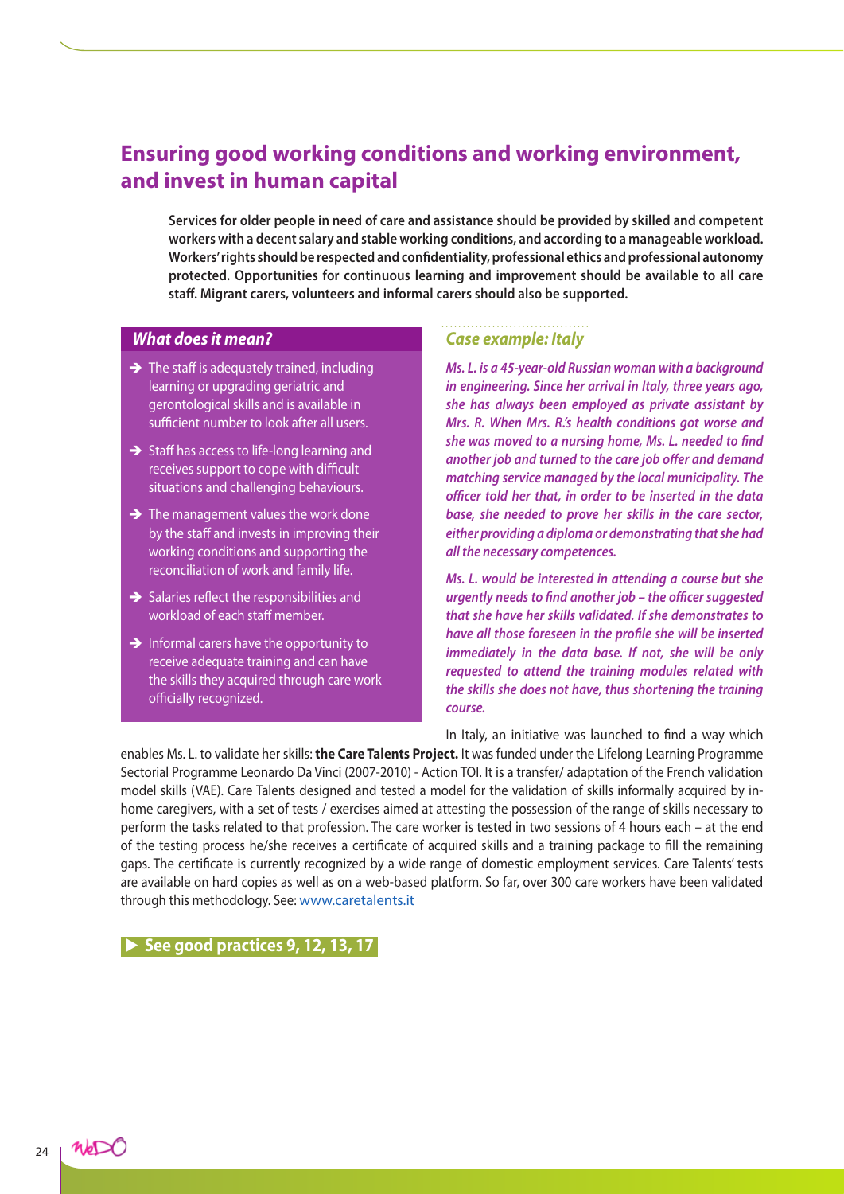## Ensuring good working conditions and working environment, and invest in human capital

**Services for older people in need of care and assistance should be provided by skilled and competent workers with a decent salary and stable working conditions, and according to a manageable workload. Workers' rights should be respected and confidentiality, professional ethics and professional autonomy protected. Opportunities for continuous learning and improvement should be available to all care staff. Migrant carers, volunteers and informal carers should also be supported.**

### *What does it mean?*

- ➔ The staff is adequately trained, including learning or upgrading geriatric and gerontological skills and is available in sufficient number to look after all users.
- ➔ Staff has access to life-long learning and receives support to cope with difficult situations and challenging behaviours.
- ➔ The management values the work done by the staff and invests in improving their working conditions and supporting the reconciliation of work and family life.
- ➔ Salaries reflect the responsibilities and workload of each staff member.
- ➔ Informal carers have the opportunity to receive adequate training and can have the skills they acquired through care work officially recognized.

### *Case example: Italy*

***Ms. L. is a 45-year-old Russian woman with a background in engineering. Since her arrival in Italy, three years ago, she has always been employed as private assistant by Mrs. R. When Mrs. R.'s health conditions got worse and she was moved to a nursing home, Ms. L. needed to find another job and turned to the care job offer and demand matching service managed by the local municipality. The officer told her that, in order to be inserted in the data base, she needed to prove her skills in the care sector, either providing a diploma or demonstrating that she had all the necessary competences.***

***Ms. L. would be interested in attending a course but she urgently needs to find another job – the officer suggested that she have her skills validated. If she demonstrates to have all those foreseen in the profile she will be inserted immediately in the data base. If not, she will be only requested to attend the training modules related with the skills she does not have, thus shortening the training course.***

In Italy, an initiative was launched to find a way which enables Ms. L. to validate her skills: **the Care Talents Project.** It was funded under the Lifelong Learning Programme Sectorial Programme Leonardo Da Vinci (2007-2010) - Action TOI. It is a transfer/ adaptation of the French validation model skills (VAE). Care Talents designed and tested a model for the validation of skills informally acquired by in-home caregivers, with a set of tests / exercises aimed at attesting the possession of the range of skills necessary to perform the tasks related to that profession. The care worker is tested in two sessions of 4 hours each – at the end of the testing process he/she receives a certificate of acquired skills and a training package to fill the remaining gaps. The certificate is currently recognized by a wide range of domestic employment services. Care Talents' tests are available on hard copies as well as on a web-based platform. So far, over 300 care workers have been validated through this methodology. See: www.caretalents.it

**▶ See good practices 9, 12, 13, 17**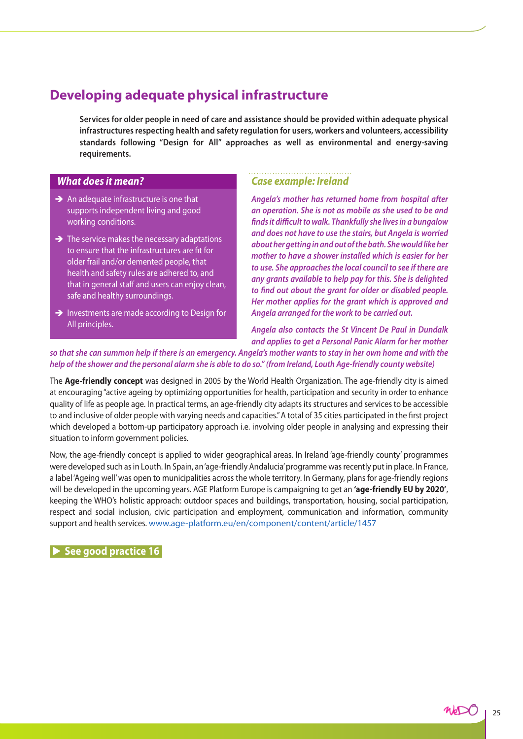## Developing adequate physical infrastructure

**Services for older people in need of care and assistance should be provided within adequate physical infrastructures respecting health and safety regulation for users, workers and volunteers, accessibility standards following "Design for All" approaches as well as environmental and energy-saving requirements.**

### *What does it mean?*

- ➔ An adequate infrastructure is one that supports independent living and good working conditions.
- ➔ The service makes the necessary adaptations to ensure that the infrastructures are fit for older frail and/or demented people, that health and safety rules are adhered to, and that in general staff and users can enjoy clean, safe and healthy surroundings.
- ➔ Investments are made according to Design for All principles.

### *Case example: Ireland*

*Angela's mother has returned home from hospital after an operation. She is not as mobile as she used to be and finds it difficult to walk. Thankfully she lives in a bungalow and does not have to use the stairs, but Angela is worried about her getting in and out of the bath. She would like her mother to have a shower installed which is easier for her to use. She approaches the local council to see if there are any grants available to help pay for this. She is delighted to find out about the grant for older or disabled people. Her mother applies for the grant which is approved and Angela arranged for the work to be carried out.*

*Angela also contacts the St Vincent De Paul in Dundalk and applies to get a Personal Panic Alarm for her mother so that she can summon help if there is an emergency. Angela's mother wants to stay in her own home and with the help of the shower and the personal alarm she is able to do so." (from Ireland, Louth Age-friendly county website)*

The **Age-friendly concept** was designed in 2005 by the World Health Organization. The age-friendly city is aimed at encouraging "active ageing by optimizing opportunities for health, participation and security in order to enhance quality of life as people age. In practical terms, an age-friendly city adapts its structures and services to be accessible to and inclusive of older people with varying needs and capacities." A total of 35 cities participated in the first project which developed a bottom-up participatory approach i.e. involving older people in analysing and expressing their situation to inform government policies.

Now, the age-friendly concept is applied to wider geographical areas. In Ireland 'age-friendly county' programmes were developed such as in Louth. In Spain, an 'age-friendly Andalucia' programme was recently put in place. In France, a label 'Ageing well' was open to municipalities across the whole territory. In Germany, plans for age-friendly regions will be developed in the upcoming years. AGE Platform Europe is campaigning to get an **'age-friendly EU by 2020'**, keeping the WHO's holistic approach: outdoor spaces and buildings, transportation, housing, social participation, respect and social inclusion, civic participation and employment, communication and information, community support and health services. www.age-platform.eu/en/component/content/article/1457

**▶ See good practice 16**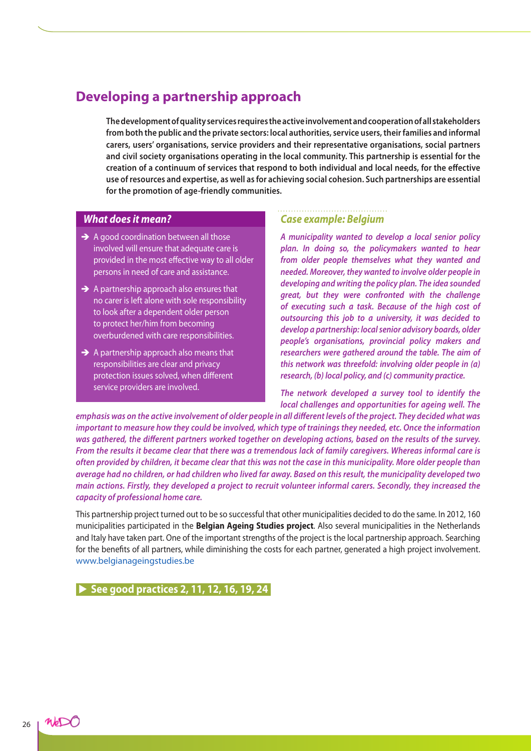## Developing a partnership approach

**The development of quality services requires the active involvement and cooperation of all stakeholders from both the public and the private sectors: local authorities, service users, their families and informal carers, users' organisations, service providers and their representative organisations, social partners and civil society organisations operating in the local community. This partnership is essential for the creation of a continuum of services that respond to both individual and local needs, for the effective use of resources and expertise, as well as for achieving social cohesion. Such partnerships are essential for the promotion of age-friendly communities.**

### *What does it mean?*

- ➔ A good coordination between all those involved will ensure that adequate care is provided in the most effective way to all older persons in need of care and assistance.
- ➔ A partnership approach also ensures that no carer is left alone with sole responsibility to look after a dependent older person to protect her/him from becoming overburdened with care responsibilities.
- ➔ A partnership approach also means that responsibilities are clear and privacy protection issues solved, when different service providers are involved.

### *Case example: Belgium*

***A municipality wanted to develop a local senior policy plan. In doing so, the policymakers wanted to hear from older people themselves what they wanted and needed. Moreover, they wanted to involve older people in developing and writing the policy plan. The idea sounded great, but they were confronted with the challenge of executing such a task. Because of the high cost of outsourcing this job to a university, it was decided to develop a partnership: local senior advisory boards, older people's organisations, provincial policy makers and researchers were gathered around the table. The aim of this network was threefold: involving older people in (a) research, (b) local policy, and (c) community practice.***

***The network developed a survey tool to identify the local challenges and opportunities for ageing well. The emphasis was on the active involvement of older people in all different levels of the project. They decided what was important to measure how they could be involved, which type of trainings they needed, etc. Once the information was gathered, the different partners worked together on developing actions, based on the results of the survey. From the results it became clear that there was a tremendous lack of family caregivers. Whereas informal care is often provided by children, it became clear that this was not the case in this municipality. More older people than average had no children, or had children who lived far away. Based on this result, the municipality developed two main actions. Firstly, they developed a project to recruit volunteer informal carers. Secondly, they increased the capacity of professional home care.***

This partnership project turned out to be so successful that other municipalities decided to do the same. In 2012, 160 municipalities participated in the **Belgian Ageing Studies project**. Also several municipalities in the Netherlands and Italy have taken part. One of the important strengths of the project is the local partnership approach. Searching for the benefits of all partners, while diminishing the costs for each partner, generated a high project involvement. www.belgianageingstudies.be

**▶ See good practices 2, 11, 12, 16, 19, 24**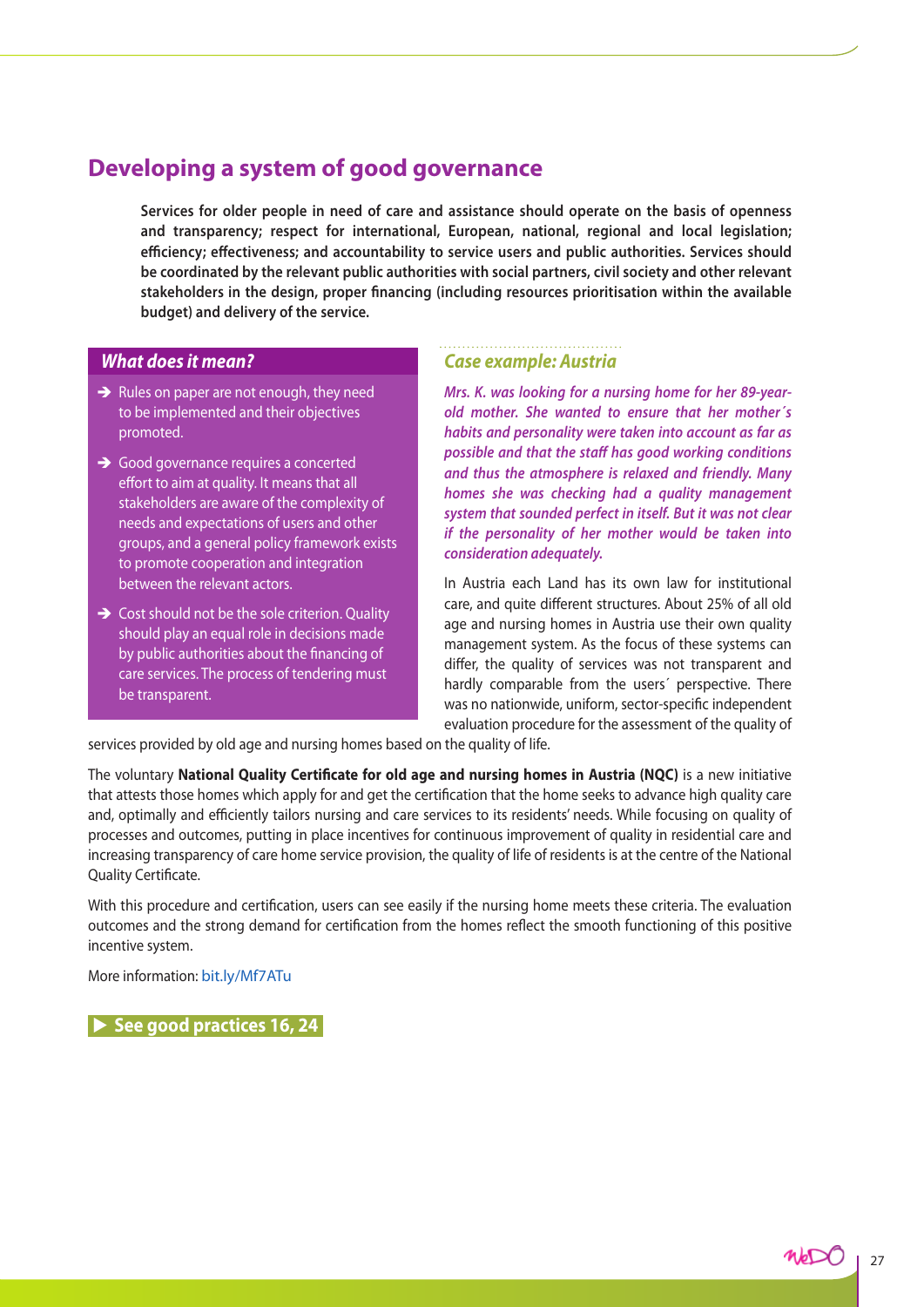## Developing a system of good governance

**Services for older people in need of care and assistance should operate on the basis of openness and transparency; respect for international, European, national, regional and local legislation; efficiency; effectiveness; and accountability to service users and public authorities. Services should be coordinated by the relevant public authorities with social partners, civil society and other relevant stakeholders in the design, proper financing (including resources prioritisation within the available budget) and delivery of the service.**

### *What does it mean?*

- Rules on paper are not enough, they need to be implemented and their objectives promoted.
- Good governance requires a concerted effort to aim at quality. It means that all stakeholders are aware of the complexity of needs and expectations of users and other groups, and a general policy framework exists to promote cooperation and integration between the relevant actors.
- Cost should not be the sole criterion. Quality should play an equal role in decisions made by public authorities about the financing of care services. The process of tendering must be transparent.

### *Case example: Austria*

*Mrs. K. was looking for a nursing home for her 89-year-old mother. She wanted to ensure that her mother´s habits and personality were taken into account as far as possible and that the staff has good working conditions and thus the atmosphere is relaxed and friendly. Many homes she was checking had a quality management system that sounded perfect in itself. But it was not clear if the personality of her mother would be taken into consideration adequately.*

In Austria each Land has its own law for institutional care, and quite different structures. About 25% of all old age and nursing homes in Austria use their own quality management system. As the focus of these systems can differ, the quality of services was not transparent and hardly comparable from the users´ perspective. There was no nationwide, uniform, sector-specific independent evaluation procedure for the assessment of the quality of services provided by old age and nursing homes based on the quality of life.

The voluntary **National Quality Certificate for old age and nursing homes in Austria (NQC)** is a new initiative that attests those homes which apply for and get the certification that the home seeks to advance high quality care and, optimally and efficiently tailors nursing and care services to its residents' needs. While focusing on quality of processes and outcomes, putting in place incentives for continuous improvement of quality in residential care and increasing transparency of care home service provision, the quality of life of residents is at the centre of the National Quality Certificate.

With this procedure and certification, users can see easily if the nursing home meets these criteria. The evaluation outcomes and the strong demand for certification from the homes reflect the smooth functioning of this positive incentive system.

More information: bit.ly/Mf7ATu

**▶ See good practices 16, 24**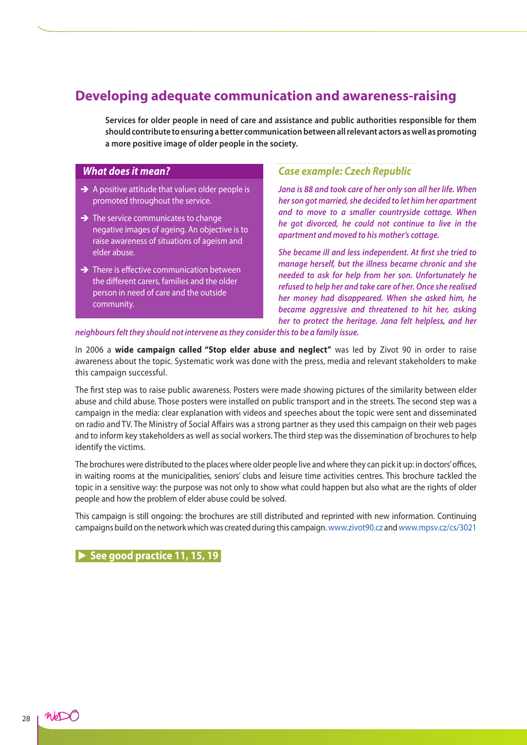# Developing adequate communication and awareness-raising

**Services for older people in need of care and assistance and public authorities responsible for them should contribute to ensuring a better communication between all relevant actors as well as promoting a more positive image of older people in the society.**

### *What does it mean?*

- A positive attitude that values older people is promoted throughout the service.
- The service communicates to change negative images of ageing. An objective is to raise awareness of situations of ageism and elder abuse.
- There is effective communication between the different carers, families and the older person in need of care and the outside community.

### *Case example: Czech Republic*

***Jana is 88 and took care of her only son all her life. When her son got married, she decided to let him her apartment and to move to a smaller countryside cottage. When he got divorced, he could not continue to live in the apartment and moved to his mother's cottage.***

***She became ill and less independent. At first she tried to manage herself, but the illness became chronic and she needed to ask for help from her son. Unfortunately he refused to help her and take care of her. Once she realised her money had disappeared. When she asked him, he became aggressive and threatened to hit her, asking her to protect the heritage. Jana felt helpless, and her neighbours felt they should not intervene as they consider this to be a family issue.***

In 2006 a **wide campaign called "Stop elder abuse and neglect"** was led by Zivot 90 in order to raise awareness about the topic. Systematic work was done with the press, media and relevant stakeholders to make this campaign successful.

The first step was to raise public awareness. Posters were made showing pictures of the similarity between elder abuse and child abuse. Those posters were installed on public transport and in the streets. The second step was a campaign in the media: clear explanation with videos and speeches about the topic were sent and disseminated on radio and TV. The Ministry of Social Affairs was a strong partner as they used this campaign on their web pages and to inform key stakeholders as well as social workers. The third step was the dissemination of brochures to help identify the victims.

The brochures were distributed to the places where older people live and where they can pick it up: in doctors' offices, in waiting rooms at the municipalities, seniors' clubs and leisure time activities centres. This brochure tackled the topic in a sensitive way: the purpose was not only to show what could happen but also what are the rights of older people and how the problem of elder abuse could be solved.

This campaign is still ongoing: the brochures are still distributed and reprinted with new information. Continuing campaigns build on the network which was created during this campaign. www.zivot90.cz and www.mpsv.cz/cs/3021

**▶ See good practice 11, 15, 19**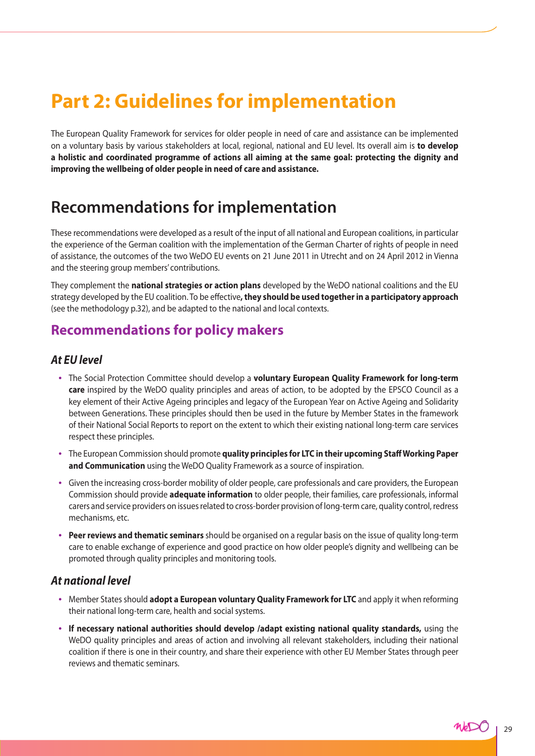# Part 2: Guidelines for implementation

The European Quality Framework for services for older people in need of care and assistance can be implemented on a voluntary basis by various stakeholders at local, regional, national and EU level. Its overall aim is **to develop a holistic and coordinated programme of actions all aiming at the same goal: protecting the dignity and improving the wellbeing of older people in need of care and assistance.**

## Recommendations for implementation

These recommendations were developed as a result of the input of all national and European coalitions, in particular the experience of the German coalition with the implementation of the German Charter of rights of people in need of assistance, the outcomes of the two WeDO EU events on 21 June 2011 in Utrecht and on 24 April 2012 in Vienna and the steering group members' contributions.

They complement the **national strategies or action plans** developed by the WeDO national coalitions and the EU strategy developed by the EU coalition. To be effective**, they should be used together in a participatory approach** (see the methodology p.32), and be adapted to the national and local contexts.

### Recommendations for policy makers

#### *At EU level*

- The Social Protection Committee should develop a **voluntary European Quality Framework for long-term care** inspired by the WeDO quality principles and areas of action, to be adopted by the EPSCO Council as a key element of their Active Ageing principles and legacy of the European Year on Active Ageing and Solidarity between Generations. These principles should then be used in the future by Member States in the framework of their National Social Reports to report on the extent to which their existing national long-term care services respect these principles.
- The European Commission should promote **quality principles for LTC in their upcoming Staff Working Paper and Communication** using the WeDO Quality Framework as a source of inspiration.
- Given the increasing cross-border mobility of older people, care professionals and care providers, the European Commission should provide **adequate information** to older people, their families, care professionals, informal carers and service providers on issues related to cross-border provision of long-term care, quality control, redress mechanisms, etc.
- **Peer reviews and thematic seminars** should be organised on a regular basis on the issue of quality long-term care to enable exchange of experience and good practice on how older people's dignity and wellbeing can be promoted through quality principles and monitoring tools.

#### *At national level*

- Member States should **adopt a European voluntary Quality Framework for LTC** and apply it when reforming their national long-term care, health and social systems.
- **If necessary national authorities should develop /adapt existing national quality standards,** using the WeDO quality principles and areas of action and involving all relevant stakeholders, including their national coalition if there is one in their country, and share their experience with other EU Member States through peer reviews and thematic seminars.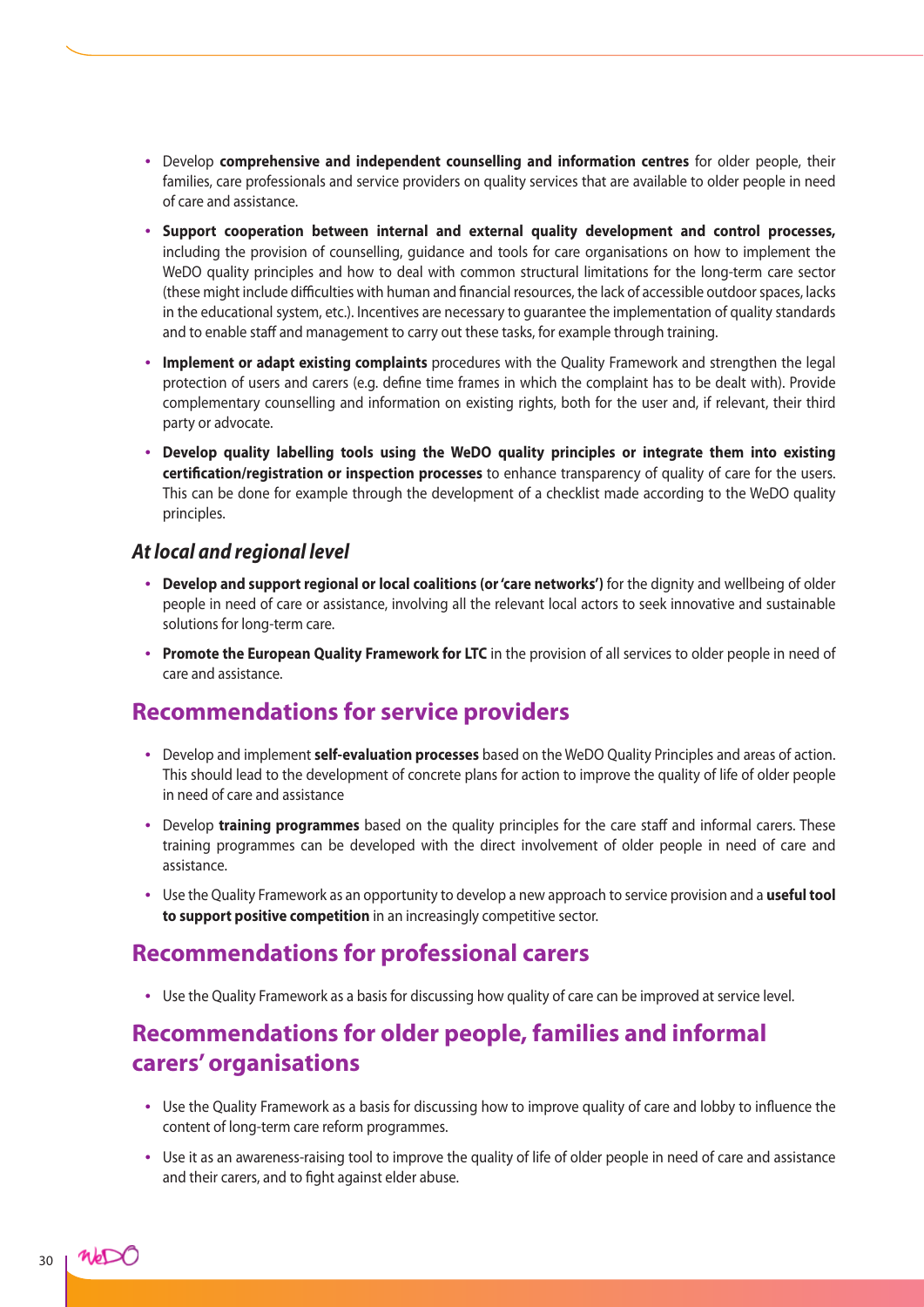- Develop **comprehensive and independent counselling and information centres** for older people, their families, care professionals and service providers on quality services that are available to older people in need of care and assistance.
- **Support cooperation between internal and external quality development and control processes,** including the provision of counselling, guidance and tools for care organisations on how to implement the WeDO quality principles and how to deal with common structural limitations for the long-term care sector (these might include difficulties with human and financial resources, the lack of accessible outdoor spaces, lacks in the educational system, etc.). Incentives are necessary to guarantee the implementation of quality standards and to enable staff and management to carry out these tasks, for example through training.
- **Implement or adapt existing complaints** procedures with the Quality Framework and strengthen the legal protection of users and carers (e.g. define time frames in which the complaint has to be dealt with). Provide complementary counselling and information on existing rights, both for the user and, if relevant, their third party or advocate.
- **Develop quality labelling tools using the WeDO quality principles or integrate them into existing certification/registration or inspection processes** to enhance transparency of quality of care for the users. This can be done for example through the development of a checklist made according to the WeDO quality principles.

### *At local and regional level*

- **Develop and support regional or local coalitions (or 'care networks')** for the dignity and wellbeing of older people in need of care or assistance, involving all the relevant local actors to seek innovative and sustainable solutions for long-term care.
- **Promote the European Quality Framework for LTC** in the provision of all services to older people in need of care and assistance.

## Recommendations for service providers

- Develop and implement **self-evaluation processes** based on the WeDO Quality Principles and areas of action. This should lead to the development of concrete plans for action to improve the quality of life of older people in need of care and assistance
- Develop **training programmes** based on the quality principles for the care staff and informal carers. These training programmes can be developed with the direct involvement of older people in need of care and assistance.
- Use the Quality Framework as an opportunity to develop a new approach to service provision and a **useful tool to support positive competition** in an increasingly competitive sector.

## Recommendations for professional carers

- Use the Quality Framework as a basis for discussing how quality of care can be improved at service level.

## Recommendations for older people, families and informal carers' organisations

- Use the Quality Framework as a basis for discussing how to improve quality of care and lobby to influence the content of long-term care reform programmes.
- Use it as an awareness-raising tool to improve the quality of life of older people in need of care and assistance and their carers, and to fight against elder abuse.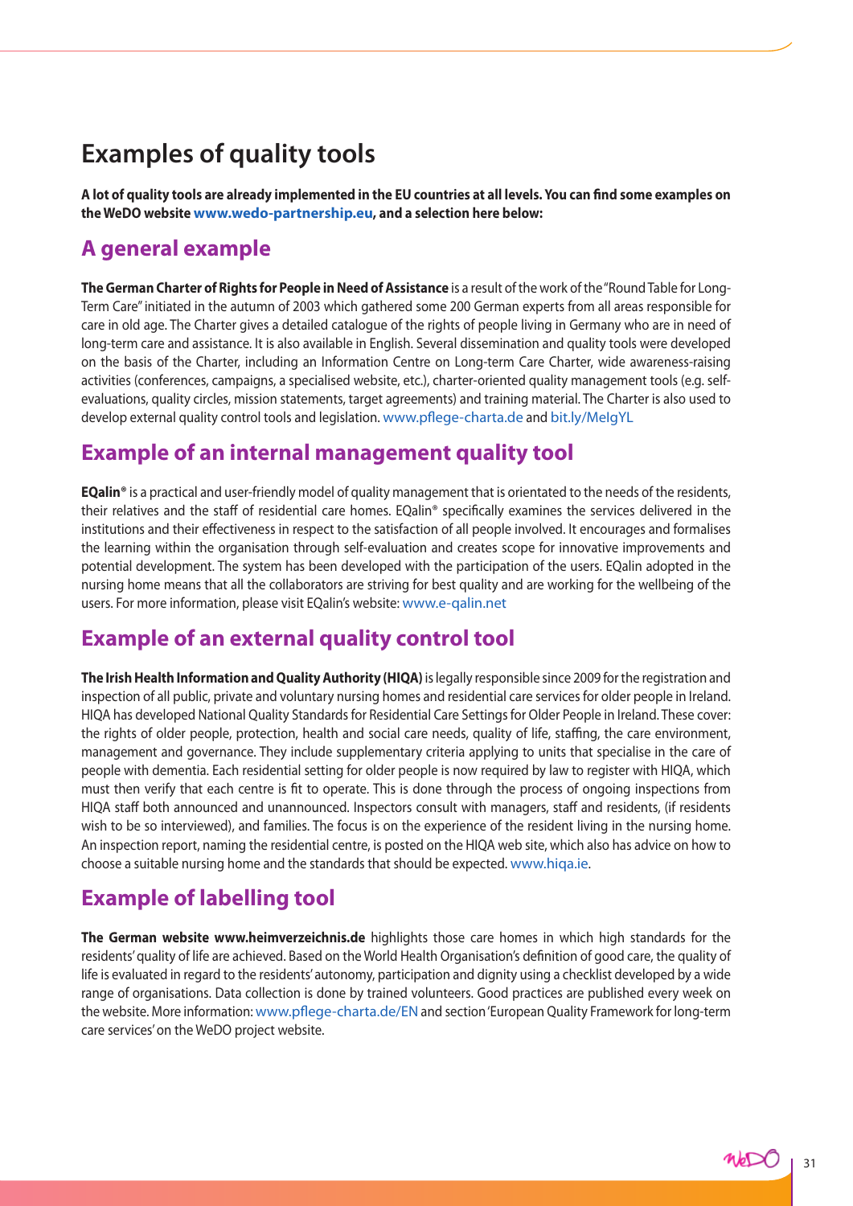# Examples of quality tools

**A lot of quality tools are already implemented in the EU countries at all levels. You can find some examples on the WeDO website www.wedo-partnership.eu, and a selection here below:**

## A general example

**The German Charter of Rights for People in Need of Assistance** is a result of the work of the "Round Table for Long-Term Care" initiated in the autumn of 2003 which gathered some 200 German experts from all areas responsible for care in old age. The Charter gives a detailed catalogue of the rights of people living in Germany who are in need of long-term care and assistance. It is also available in English. Several dissemination and quality tools were developed on the basis of the Charter, including an Information Centre on Long-term Care Charter, wide awareness-raising activities (conferences, campaigns, a specialised website, etc.), charter-oriented quality management tools (e.g. self-evaluations, quality circles, mission statements, target agreements) and training material. The Charter is also used to develop external quality control tools and legislation. www.pflege-charta.de and bit.ly/MeIgYL

## Example of an internal management quality tool

**EQalin®** is a practical and user-friendly model of quality management that is orientated to the needs of the residents, their relatives and the staff of residential care homes. EQalin® specifically examines the services delivered in the institutions and their effectiveness in respect to the satisfaction of all people involved. It encourages and formalises the learning within the organisation through self-evaluation and creates scope for innovative improvements and potential development. The system has been developed with the participation of the users. EQalin adopted in the nursing home means that all the collaborators are striving for best quality and are working for the wellbeing of the users. For more information, please visit EQalin's website: www.e-qalin.net

## Example of an external quality control tool

**The Irish Health Information and Quality Authority (HIQA)** is legally responsible since 2009 for the registration and inspection of all public, private and voluntary nursing homes and residential care services for older people in Ireland. HIQA has developed National Quality Standards for Residential Care Settings for Older People in Ireland. These cover: the rights of older people, protection, health and social care needs, quality of life, staffing, the care environment, management and governance. They include supplementary criteria applying to units that specialise in the care of people with dementia. Each residential setting for older people is now required by law to register with HIQA, which must then verify that each centre is fit to operate. This is done through the process of ongoing inspections from HIQA staff both announced and unannounced. Inspectors consult with managers, staff and residents, (if residents wish to be so interviewed), and families. The focus is on the experience of the resident living in the nursing home. An inspection report, naming the residential centre, is posted on the HIQA web site, which also has advice on how to choose a suitable nursing home and the standards that should be expected. www.hiqa.ie.

## Example of labelling tool

**The German website www.heimverzeichnis.de** highlights those care homes in which high standards for the residents' quality of life are achieved. Based on the World Health Organisation's definition of good care, the quality of life is evaluated in regard to the residents' autonomy, participation and dignity using a checklist developed by a wide range of organisations. Data collection is done by trained volunteers. Good practices are published every week on the website. More information: www.pflege-charta.de/EN and section 'European Quality Framework for long-term care services' on the WeDO project website.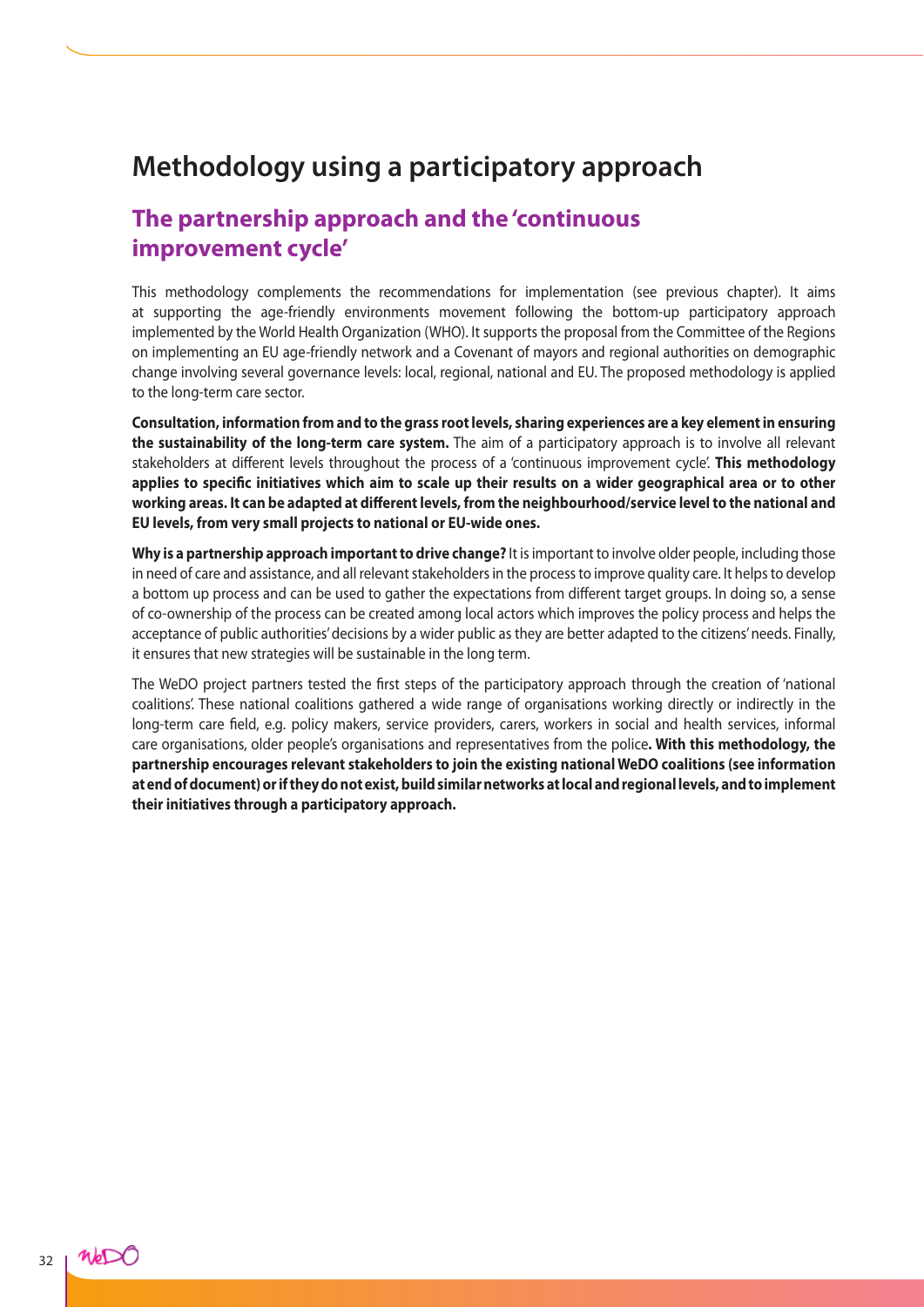# Methodology using a participatory approach

## The partnership approach and the 'continuous improvement cycle'

This methodology complements the recommendations for implementation (see previous chapter). It aims at supporting the age-friendly environments movement following the bottom-up participatory approach implemented by the World Health Organization (WHO). It supports the proposal from the Committee of the Regions on implementing an EU age-friendly network and a Covenant of mayors and regional authorities on demographic change involving several governance levels: local, regional, national and EU. The proposed methodology is applied to the long-term care sector.

**Consultation, information from and to the grass root levels, sharing experiences are a key element in ensuring the sustainability of the long-term care system.** The aim of a participatory approach is to involve all relevant stakeholders at different levels throughout the process of a 'continuous improvement cycle'. **This methodology applies to specific initiatives which aim to scale up their results on a wider geographical area or to other working areas. It can be adapted at different levels, from the neighbourhood/service level to the national and EU levels, from very small projects to national or EU-wide ones.**

**Why is a partnership approach important to drive change?** It is important to involve older people, including those in need of care and assistance, and all relevant stakeholders in the process to improve quality care. It helps to develop a bottom up process and can be used to gather the expectations from different target groups. In doing so, a sense of co-ownership of the process can be created among local actors which improves the policy process and helps the acceptance of public authorities' decisions by a wider public as they are better adapted to the citizens' needs. Finally, it ensures that new strategies will be sustainable in the long term.

The WeDO project partners tested the first steps of the participatory approach through the creation of 'national coalitions'. These national coalitions gathered a wide range of organisations working directly or indirectly in the long-term care field, e.g. policy makers, service providers, carers, workers in social and health services, informal care organisations, older people's organisations and representatives from the police**. With this methodology, the partnership encourages relevant stakeholders to join the existing national WeDO coalitions (see information at end of document) or if they do not exist, build similar networks at local and regional levels, and to implement their initiatives through a participatory approach.**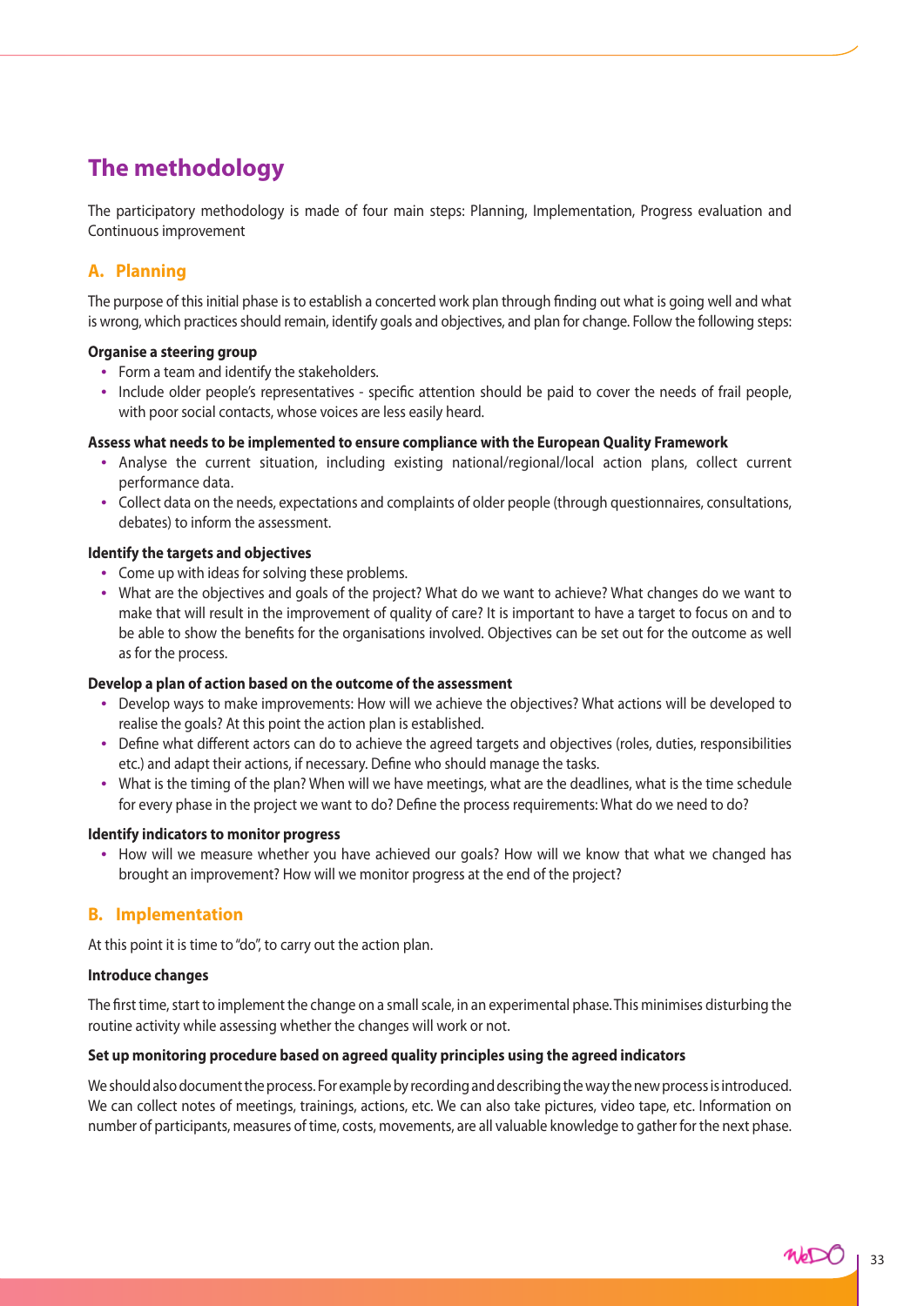# The methodology

The participatory methodology is made of four main steps: Planning, Implementation, Progress evaluation and Continuous improvement

## A. Planning

The purpose of this initial phase is to establish a concerted work plan through finding out what is going well and what is wrong, which practices should remain, identify goals and objectives, and plan for change. Follow the following steps:

**Organise a steering group**

- Form a team and identify the stakeholders.
- Include older people's representatives - specific attention should be paid to cover the needs of frail people, with poor social contacts, whose voices are less easily heard.

**Assess what needs to be implemented to ensure compliance with the European Quality Framework**

- Analyse the current situation, including existing national/regional/local action plans, collect current performance data.
- Collect data on the needs, expectations and complaints of older people (through questionnaires, consultations, debates) to inform the assessment.

**Identify the targets and objectives**

- Come up with ideas for solving these problems.
- What are the objectives and goals of the project? What do we want to achieve? What changes do we want to make that will result in the improvement of quality of care? It is important to have a target to focus on and to be able to show the benefits for the organisations involved. Objectives can be set out for the outcome as well as for the process.

**Develop a plan of action based on the outcome of the assessment**

- Develop ways to make improvements: How will we achieve the objectives? What actions will be developed to realise the goals? At this point the action plan is established.
- Define what different actors can do to achieve the agreed targets and objectives (roles, duties, responsibilities etc.) and adapt their actions, if necessary. Define who should manage the tasks.
- What is the timing of the plan? When will we have meetings, what are the deadlines, what is the time schedule for every phase in the project we want to do? Define the process requirements: What do we need to do?

**Identify indicators to monitor progress**

- How will we measure whether you have achieved our goals? How will we know that what we changed has brought an improvement? How will we monitor progress at the end of the project?

## B. Implementation

At this point it is time to "do", to carry out the action plan.

**Introduce changes**

The first time, start to implement the change on a small scale, in an experimental phase. This minimises disturbing the routine activity while assessing whether the changes will work or not.

**Set up monitoring procedure based on agreed quality principles using the agreed indicators**

We should also document the process. For example by recording and describing the way the new process is introduced. We can collect notes of meetings, trainings, actions, etc. We can also take pictures, video tape, etc. Information on number of participants, measures of time, costs, movements, are all valuable knowledge to gather for the next phase.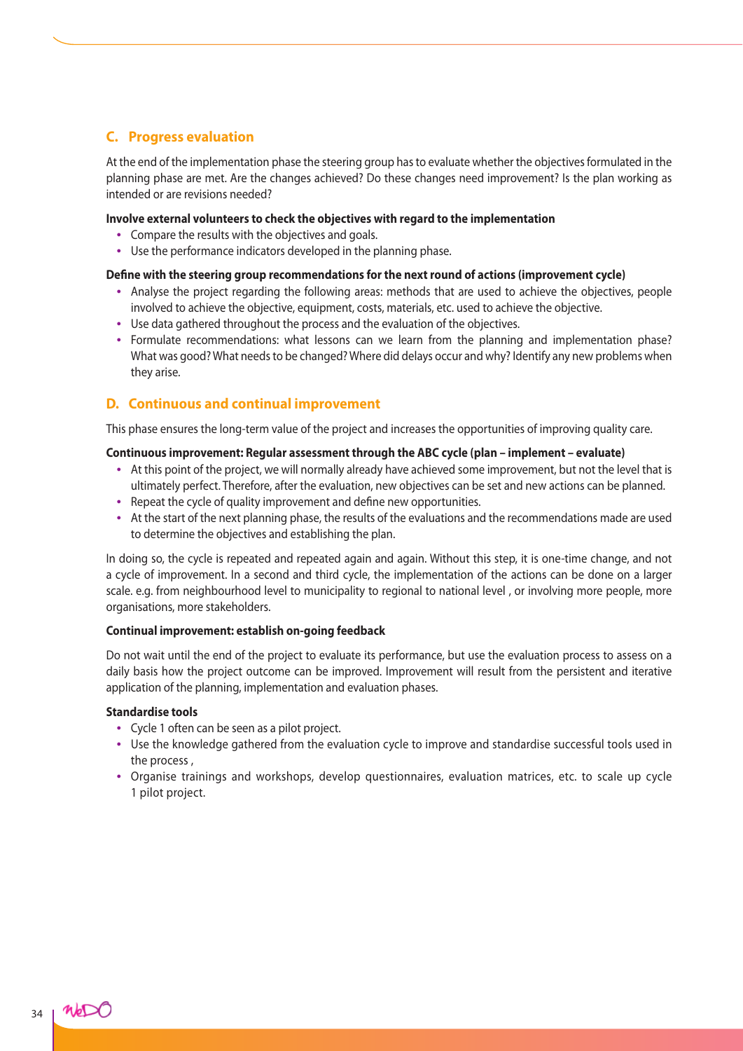## C. Progress evaluation

At the end of the implementation phase the steering group has to evaluate whether the objectives formulated in the planning phase are met. Are the changes achieved? Do these changes need improvement? Is the plan working as intended or are revisions needed?

**Involve external volunteers to check the objectives with regard to the implementation**

- Compare the results with the objectives and goals.
- Use the performance indicators developed in the planning phase.

**Define with the steering group recommendations for the next round of actions (improvement cycle)**

- Analyse the project regarding the following areas: methods that are used to achieve the objectives, people involved to achieve the objective, equipment, costs, materials, etc. used to achieve the objective.
- Use data gathered throughout the process and the evaluation of the objectives.
- Formulate recommendations: what lessons can we learn from the planning and implementation phase? What was good? What needs to be changed? Where did delays occur and why? Identify any new problems when they arise.

## D. Continuous and continual improvement

This phase ensures the long-term value of the project and increases the opportunities of improving quality care.

**Continuous improvement: Regular assessment through the ABC cycle (plan – implement – evaluate)**

- At this point of the project, we will normally already have achieved some improvement, but not the level that is ultimately perfect. Therefore, after the evaluation, new objectives can be set and new actions can be planned.
- Repeat the cycle of quality improvement and define new opportunities.
- At the start of the next planning phase, the results of the evaluations and the recommendations made are used to determine the objectives and establishing the plan.

In doing so, the cycle is repeated and repeated again and again. Without this step, it is one-time change, and not a cycle of improvement. In a second and third cycle, the implementation of the actions can be done on a larger scale. e.g. from neighbourhood level to municipality to regional to national level , or involving more people, more organisations, more stakeholders.

**Continual improvement: establish on-going feedback**

Do not wait until the end of the project to evaluate its performance, but use the evaluation process to assess on a daily basis how the project outcome can be improved. Improvement will result from the persistent and iterative application of the planning, implementation and evaluation phases.

**Standardise tools**

- Cycle 1 often can be seen as a pilot project.
- Use the knowledge gathered from the evaluation cycle to improve and standardise successful tools used in the process ,
- Organise trainings and workshops, develop questionnaires, evaluation matrices, etc. to scale up cycle 1 pilot project.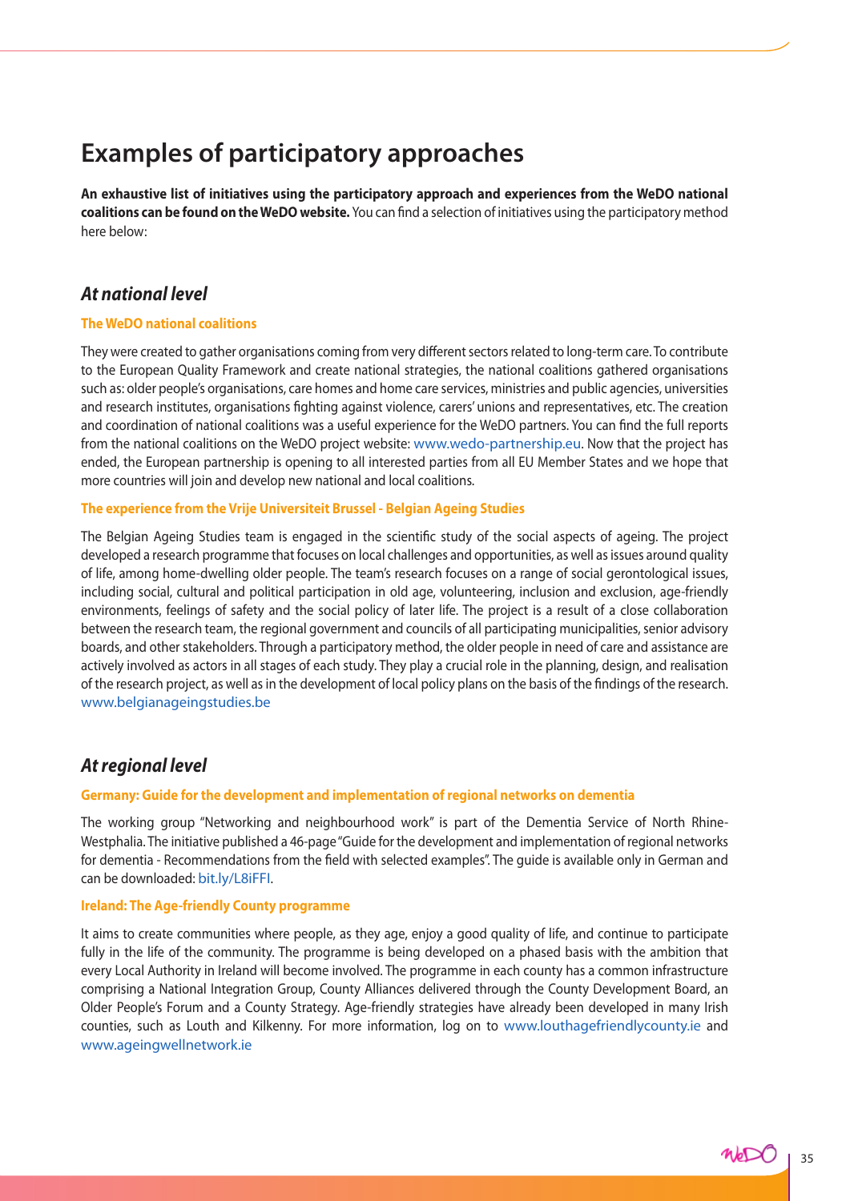# Examples of participatory approaches

**An exhaustive list of initiatives using the participatory approach and experiences from the WeDO national coalitions can be found on the WeDO website.** You can find a selection of initiatives using the participatory method here below:

## *At national level*

### The WeDO national coalitions

They were created to gather organisations coming from very different sectors related to long-term care. To contribute to the European Quality Framework and create national strategies, the national coalitions gathered organisations such as: older people's organisations, care homes and home care services, ministries and public agencies, universities and research institutes, organisations fighting against violence, carers' unions and representatives, etc. The creation and coordination of national coalitions was a useful experience for the WeDO partners. You can find the full reports from the national coalitions on the WeDO project website: www.wedo-partnership.eu. Now that the project has ended, the European partnership is opening to all interested parties from all EU Member States and we hope that more countries will join and develop new national and local coalitions.

### The experience from the Vrije Universiteit Brussel - Belgian Ageing Studies

The Belgian Ageing Studies team is engaged in the scientific study of the social aspects of ageing. The project developed a research programme that focuses on local challenges and opportunities, as well as issues around quality of life, among home-dwelling older people. The team's research focuses on a range of social gerontological issues, including social, cultural and political participation in old age, volunteering, inclusion and exclusion, age-friendly environments, feelings of safety and the social policy of later life. The project is a result of a close collaboration between the research team, the regional government and councils of all participating municipalities, senior advisory boards, and other stakeholders. Through a participatory method, the older people in need of care and assistance are actively involved as actors in all stages of each study. They play a crucial role in the planning, design, and realisation of the research project, as well as in the development of local policy plans on the basis of the findings of the research. www.belgianageingstudies.be

## *At regional level*

### Germany: Guide for the development and implementation of regional networks on dementia

The working group "Networking and neighbourhood work" is part of the Dementia Service of North Rhine-Westphalia. The initiative published a 46-page "Guide for the development and implementation of regional networks for dementia - Recommendations from the field with selected examples". The guide is available only in German and can be downloaded: bit.ly/L8iFFI.

### Ireland: The Age-friendly County programme

It aims to create communities where people, as they age, enjoy a good quality of life, and continue to participate fully in the life of the community. The programme is being developed on a phased basis with the ambition that every Local Authority in Ireland will become involved. The programme in each county has a common infrastructure comprising a National Integration Group, County Alliances delivered through the County Development Board, an Older People's Forum and a County Strategy. Age-friendly strategies have already been developed in many Irish counties, such as Louth and Kilkenny. For more information, log on to www.louthagefriendlycounty.ie and www.ageingwellnetwork.ie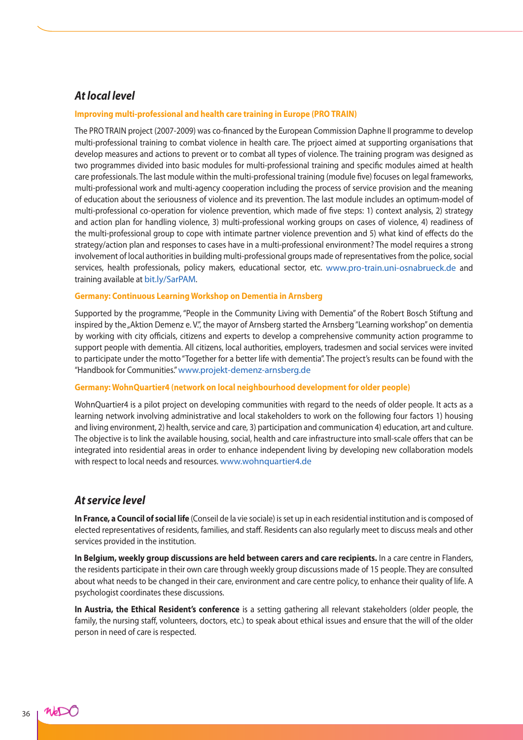## *At local level*

**Improving multi-professional and health care training in Europe (PRO TRAIN)**

The PRO TRAIN project (2007-2009) was co-financed by the European Commission Daphne II programme to develop multi-professional training to combat violence in health care. The prjoect aimed at supporting organisations that develop measures and actions to prevent or to combat all types of violence. The training program was designed as two programmes divided into basic modules for multi-professional training and specific modules aimed at health care professionals. The last module within the multi-professional training (module five) focuses on legal frameworks, multi-professional work and multi-agency cooperation including the process of service provision and the meaning of education about the seriousness of violence and its prevention. The last module includes an optimum-model of multi-professional co-operation for violence prevention, which made of five steps: 1) context analysis, 2) strategy and action plan for handling violence, 3) multi-professional working groups on cases of violence, 4) readiness of the multi-professional group to cope with intimate partner violence prevention and 5) what kind of effects do the strategy/action plan and responses to cases have in a multi-professional environment? The model requires a strong involvement of local authorities in building multi-professional groups made of representatives from the police, social services, health professionals, policy makers, educational sector, etc. www.pro-train.uni-osnabrueck.de and training available at bit.ly/SarPAM.

**Germany: Continuous Learning Workshop on Dementia in Arnsberg**

Supported by the programme, "People in the Community Living with Dementia" of the Robert Bosch Stiftung and inspired by the „Aktion Demenz e. V.", the mayor of Arnsberg started the Arnsberg "Learning workshop" on dementia by working with city officials, citizens and experts to develop a comprehensive community action programme to support people with dementia. All citizens, local authorities, employers, tradesmen and social services were invited to participate under the motto "Together for a better life with dementia". The project's results can be found with the "Handbook for Communities." www.projekt-demenz-arnsberg.de

**Germany: WohnQuartier4 (network on local neighbourhood development for older people)**

WohnQuartier4 is a pilot project on developing communities with regard to the needs of older people. It acts as a learning network involving administrative and local stakeholders to work on the following four factors 1) housing and living environment, 2) health, service and care, 3) participation and communication 4) education, art and culture. The objective is to link the available housing, social, health and care infrastructure into small-scale offers that can be integrated into residential areas in order to enhance independent living by developing new collaboration models with respect to local needs and resources. www.wohnquartier4.de

## *At service level*

**In France, a Council of social life** (Conseil de la vie sociale) is set up in each residential institution and is composed of elected representatives of residents, families, and staff. Residents can also regularly meet to discuss meals and other services provided in the institution.

**In Belgium, weekly group discussions are held between carers and care recipients.** In a care centre in Flanders, the residents participate in their own care through weekly group discussions made of 15 people. They are consulted about what needs to be changed in their care, environment and care centre policy, to enhance their quality of life. A psychologist coordinates these discussions.

**In Austria, the Ethical Resident's conference** is a setting gathering all relevant stakeholders (older people, the family, the nursing staff, volunteers, doctors, etc.) to speak about ethical issues and ensure that the will of the older person in need of care is respected.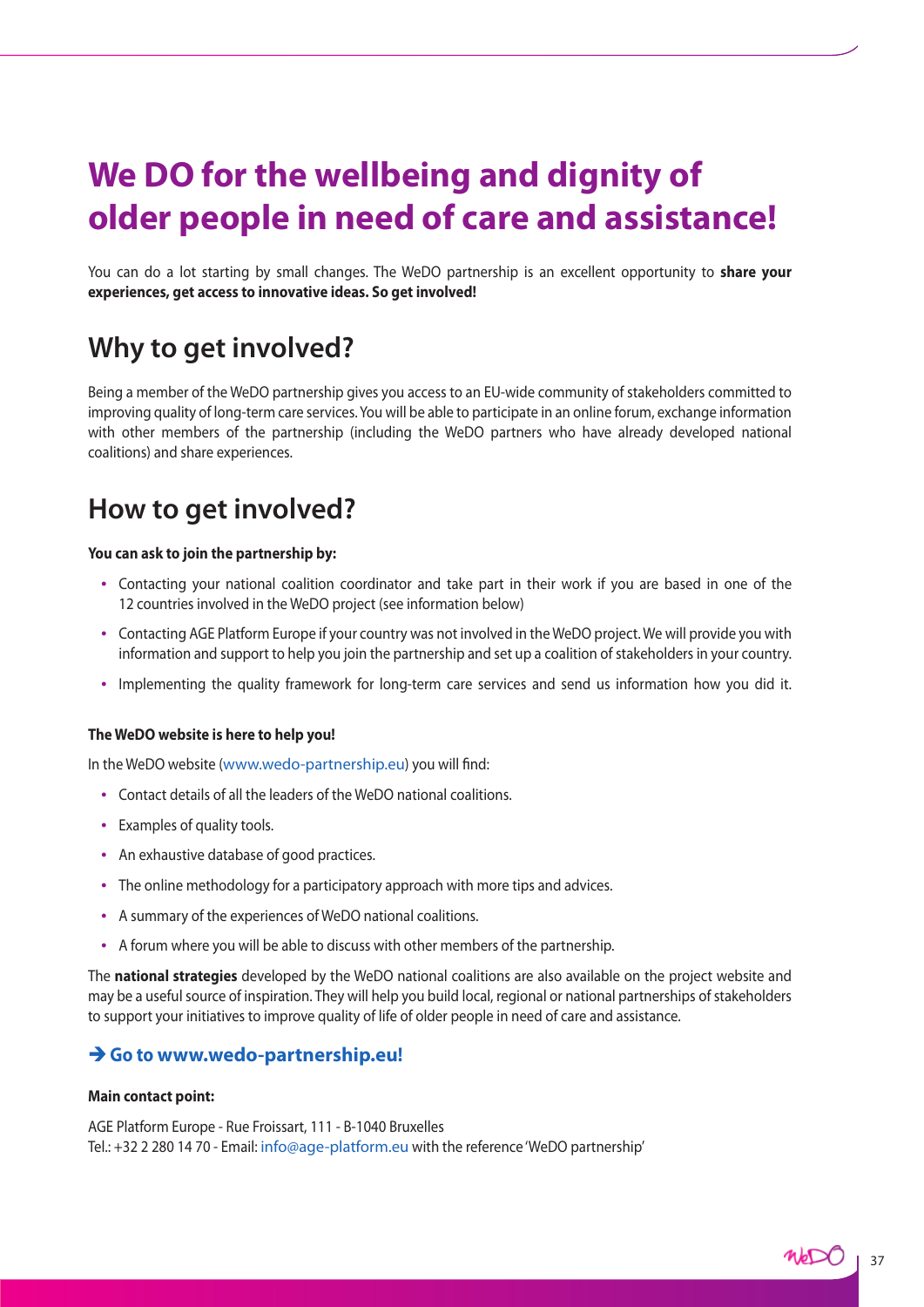# We DO for the wellbeing and dignity of older people in need of care and assistance!

You can do a lot starting by small changes. The WeDO partnership is an excellent opportunity to **share your experiences, get access to innovative ideas. So get involved!**

## Why to get involved?

Being a member of the WeDO partnership gives you access to an EU-wide community of stakeholders committed to improving quality of long-term care services. You will be able to participate in an online forum, exchange information with other members of the partnership (including the WeDO partners who have already developed national coalitions) and share experiences.

## How to get involved?

**You can ask to join the partnership by:**

- Contacting your national coalition coordinator and take part in their work if you are based in one of the 12 countries involved in the WeDO project (see information below)
- Contacting AGE Platform Europe if your country was not involved in the WeDO project. We will provide you with information and support to help you join the partnership and set up a coalition of stakeholders in your country.
- Implementing the quality framework for long-term care services and send us information how you did it.

**The WeDO website is here to help you!**

In the WeDO website (www.wedo-partnership.eu) you will find:

- Contact details of all the leaders of the WeDO national coalitions.
- Examples of quality tools.
- An exhaustive database of good practices.
- The online methodology for a participatory approach with more tips and advices.
- A summary of the experiences of WeDO national coalitions.
- A forum where you will be able to discuss with other members of the partnership.

The **national strategies** developed by the WeDO national coalitions are also available on the project website and may be a useful source of inspiration. They will help you build local, regional or national partnerships of stakeholders to support your initiatives to improve quality of life of older people in need of care and assistance.

**➔ Go to www.wedo-partnership.eu!**

**Main contact point:**

AGE Platform Europe - Rue Froissart, 111 - B-1040 Bruxelles
Tel.: +32 2 280 14 70 - Email: info@age-platform.eu with the reference 'WeDO partnership'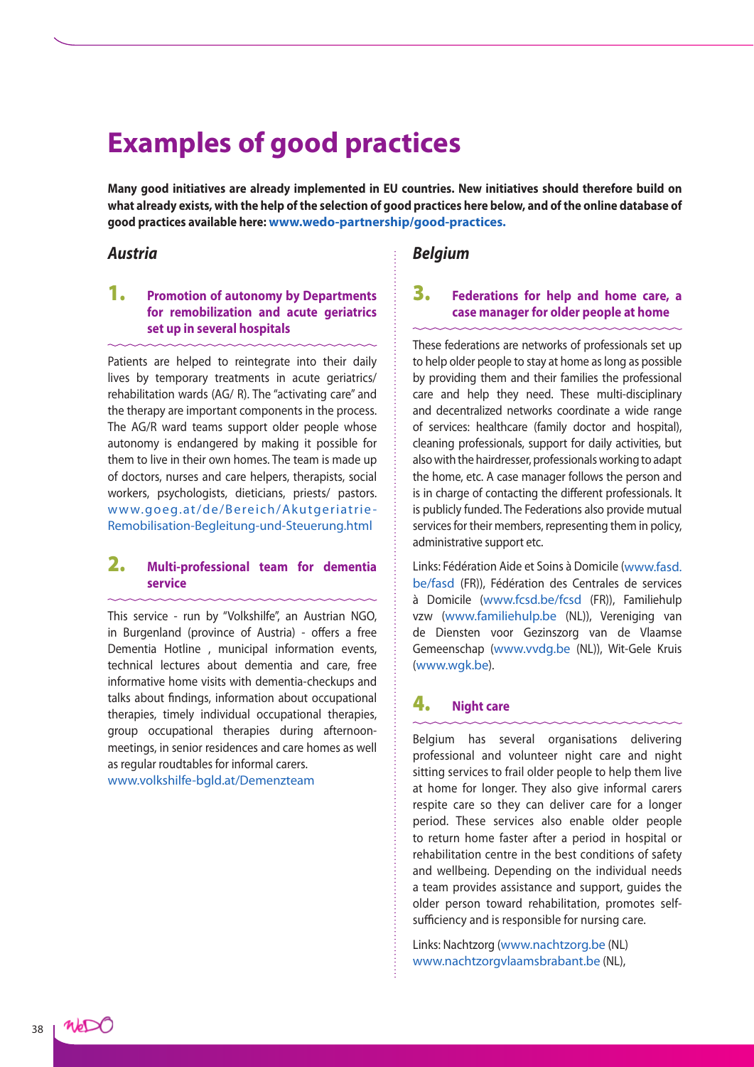# Examples of good practices

**Many good initiatives are already implemented in EU countries. New initiatives should therefore build on what already exists, with the help of the selection of good practices here below, and of the online database of good practices available here: www.wedo-partnership/good-practices.**

## *Austria*

### 1. Promotion of autonomy by Departments for remobilization and acute geriatrics set up in several hospitals

Patients are helped to reintegrate into their daily lives by temporary treatments in acute geriatrics/ rehabilitation wards (AG/ R). The "activating care" and the therapy are important components in the process. The AG/R ward teams support older people whose autonomy is endangered by making it possible for them to live in their own homes. The team is made up of doctors, nurses and care helpers, therapists, social workers, psychologists, dieticians, priests/ pastors. www.goeg.at/de/Bereich/Akutgeriatrie-Remobilisation-Begleitung-und-Steuerung.html

### 2. Multi-professional team for dementia service

This service - run by "Volkshilfe", an Austrian NGO, in Burgenland (province of Austria) - offers a free Dementia Hotline , municipal information events, technical lectures about dementia and care, free informative home visits with dementia-checkups and talks about findings, information about occupational therapies, timely individual occupational therapies, group occupational therapies during afternoon-meetings, in senior residences and care homes as well as regular roudtables for informal carers.
www.volkshilfe-bgld.at/Demenzteam

## *Belgium*

### 3. Federations for help and home care, a case manager for older people at home

These federations are networks of professionals set up to help older people to stay at home as long as possible by providing them and their families the professional care and help they need. These multi-disciplinary and decentralized networks coordinate a wide range of services: healthcare (family doctor and hospital), cleaning professionals, support for daily activities, but also with the hairdresser, professionals working to adapt the home, etc. A case manager follows the person and is in charge of contacting the different professionals. It is publicly funded. The Federations also provide mutual services for their members, representing them in policy, administrative support etc.

Links: Fédération Aide et Soins à Domicile (www.fasd.be/fasd (FR)), Fédération des Centrales de services à Domicile (www.fcsd.be/fcsd (FR)), Familiehulp vzw (www.familiehulp.be (NL)), Vereniging van de Diensten voor Gezinszorg van de Vlaamse Gemeenschap (www.vvdg.be (NL)), Wit-Gele Kruis (www.wgk.be).

### 4. Night care

Belgium has several organisations delivering professional and volunteer night care and night sitting services to frail older people to help them live at home for longer. They also give informal carers respite care so they can deliver care for a longer period. These services also enable older people to return home faster after a period in hospital or rehabilitation centre in the best conditions of safety and wellbeing. Depending on the individual needs a team provides assistance and support, guides the older person toward rehabilitation, promotes self-sufficiency and is responsible for nursing care.

Links: Nachtzorg (www.nachtzorg.be (NL)
www.nachtzorgvlaamsbrabant.be (NL),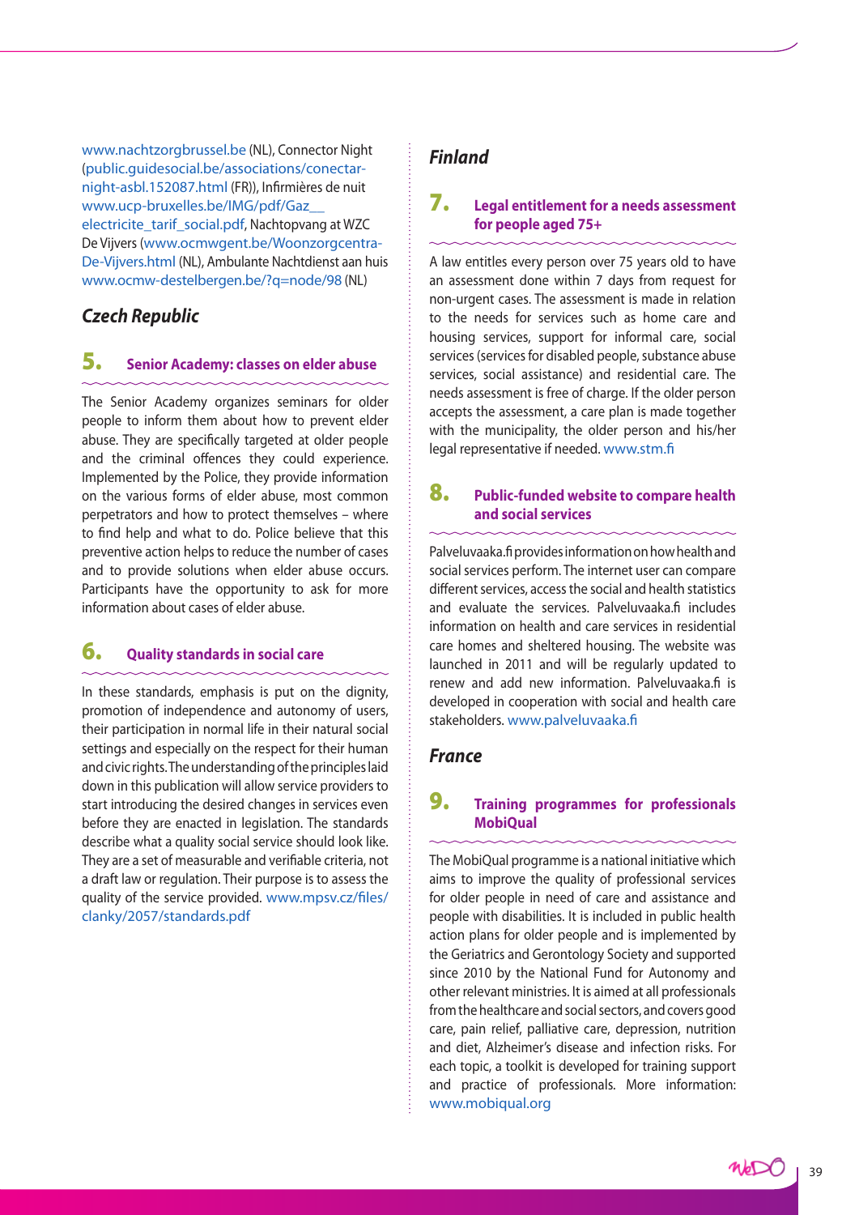www.nachtzorgbrussel.be (NL), Connector Night (public.guidesocial.be/associations/conectar-night-asbl.152087.html (FR)), Infirmières de nuit www.ucp-bruxelles.be/IMG/pdf/Gaz__electricite_tarif_social.pdf, Nachtopvang at WZC De Vijvers (www.ocmwgent.be/Woonzorgcentra-De-Vijvers.html (NL), Ambulante Nachtdienst aan huis www.ocmw-destelbergen.be/?q=node/98 (NL)

## Czech Republic

### 5. Senior Academy: classes on elder abuse

The Senior Academy organizes seminars for older people to inform them about how to prevent elder abuse. They are specifically targeted at older people and the criminal offences they could experience. Implemented by the Police, they provide information on the various forms of elder abuse, most common perpetrators and how to protect themselves – where to find help and what to do. Police believe that this preventive action helps to reduce the number of cases and to provide solutions when elder abuse occurs. Participants have the opportunity to ask for more information about cases of elder abuse.

### 6. Quality standards in social care

In these standards, emphasis is put on the dignity, promotion of independence and autonomy of users, their participation in normal life in their natural social settings and especially on the respect for their human and civic rights. The understanding of the principles laid down in this publication will allow service providers to start introducing the desired changes in services even before they are enacted in legislation. The standards describe what a quality social service should look like. They are a set of measurable and verifiable criteria, not a draft law or regulation. Their purpose is to assess the quality of the service provided. www.mpsv.cz/files/clanky/2057/standards.pdf

## Finland

### 7. Legal entitlement for a needs assessment for people aged 75+

A law entitles every person over 75 years old to have an assessment done within 7 days from request for non-urgent cases. The assessment is made in relation to the needs for services such as home care and housing services, support for informal care, social services (services for disabled people, substance abuse services, social assistance) and residential care. The needs assessment is free of charge. If the older person accepts the assessment, a care plan is made together with the municipality, the older person and his/her legal representative if needed. www.stm.fi

### 8. Public-funded website to compare health and social services

Palveluvaaka.fi provides information on how health and social services perform. The internet user can compare different services, access the social and health statistics and evaluate the services. Palveluvaaka.fi includes information on health and care services in residential care homes and sheltered housing. The website was launched in 2011 and will be regularly updated to renew and add new information. Palveluvaaka.fi is developed in cooperation with social and health care stakeholders. www.palveluvaaka.fi

## France

### 9. Training programmes for professionals MobiQual

The MobiQual programme is a national initiative which aims to improve the quality of professional services for older people in need of care and assistance and people with disabilities. It is included in public health action plans for older people and is implemented by the Geriatrics and Gerontology Society and supported since 2010 by the National Fund for Autonomy and other relevant ministries. It is aimed at all professionals from the healthcare and social sectors, and covers good care, pain relief, palliative care, depression, nutrition and diet, Alzheimer's disease and infection risks. For each topic, a toolkit is developed for training support and practice of professionals. More information: www.mobiqual.org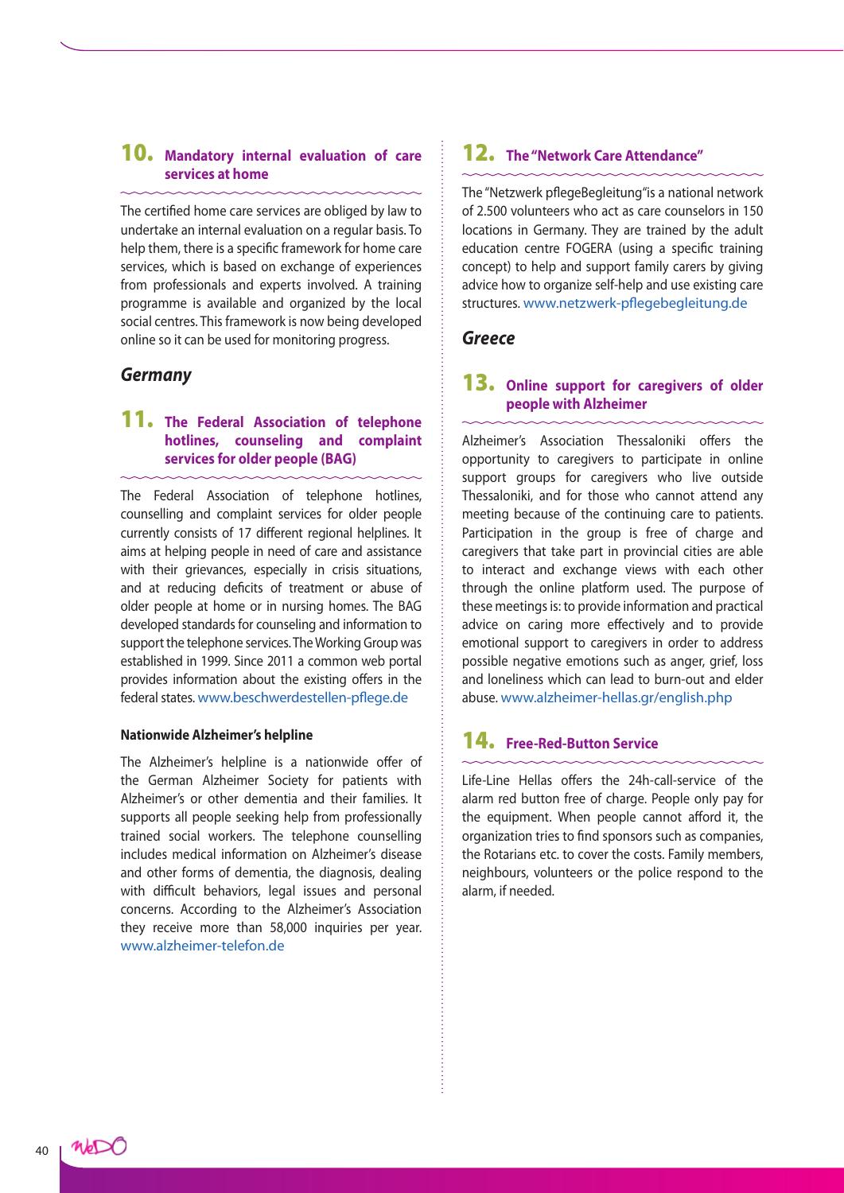## 10. Mandatory internal evaluation of care services at home

The certified home care services are obliged by law to undertake an internal evaluation on a regular basis. To help them, there is a specific framework for home care services, which is based on exchange of experiences from professionals and experts involved. A training programme is available and organized by the local social centres. This framework is now being developed online so it can be used for monitoring progress.

### *Germany*

## 11. The Federal Association of telephone hotlines, counseling and complaint services for older people (BAG)

The Federal Association of telephone hotlines, counselling and complaint services for older people currently consists of 17 different regional helplines. It aims at helping people in need of care and assistance with their grievances, especially in crisis situations, and at reducing deficits of treatment or abuse of older people at home or in nursing homes. The BAG developed standards for counseling and information to support the telephone services. The Working Group was established in 1999. Since 2011 a common web portal provides information about the existing offers in the federal states. www.beschwerdestellen-pflege.de

**Nationwide Alzheimer's helpline**

The Alzheimer's helpline is a nationwide offer of the German Alzheimer Society for patients with Alzheimer's or other dementia and their families. It supports all people seeking help from professionally trained social workers. The telephone counselling includes medical information on Alzheimer's disease and other forms of dementia, the diagnosis, dealing with difficult behaviors, legal issues and personal concerns. According to the Alzheimer's Association they receive more than 58,000 inquiries per year. www.alzheimer-telefon.de

## 12. The "Network Care Attendance"

The "Netzwerk pflegeBegleitung"is a national network of 2.500 volunteers who act as care counselors in 150 locations in Germany. They are trained by the adult education centre FOGERA (using a specific training concept) to help and support family carers by giving advice how to organize self-help and use existing care structures. www.netzwerk-pflegebegleitung.de

### *Greece*

## 13. Online support for caregivers of older people with Alzheimer

Alzheimer's Association Thessaloniki offers the opportunity to caregivers to participate in online support groups for caregivers who live outside Thessaloniki, and for those who cannot attend any meeting because of the continuing care to patients. Participation in the group is free of charge and caregivers that take part in provincial cities are able to interact and exchange views with each other through the online platform used. The purpose of these meetings is: to provide information and practical advice on caring more effectively and to provide emotional support to caregivers in order to address possible negative emotions such as anger, grief, loss and loneliness which can lead to burn-out and elder abuse. www.alzheimer-hellas.gr/english.php

## 14. Free-Red-Button Service

Life-Line Hellas offers the 24h-call-service of the alarm red button free of charge. People only pay for the equipment. When people cannot afford it, the organization tries to find sponsors such as companies, the Rotarians etc. to cover the costs. Family members, neighbours, volunteers or the police respond to the alarm, if needed.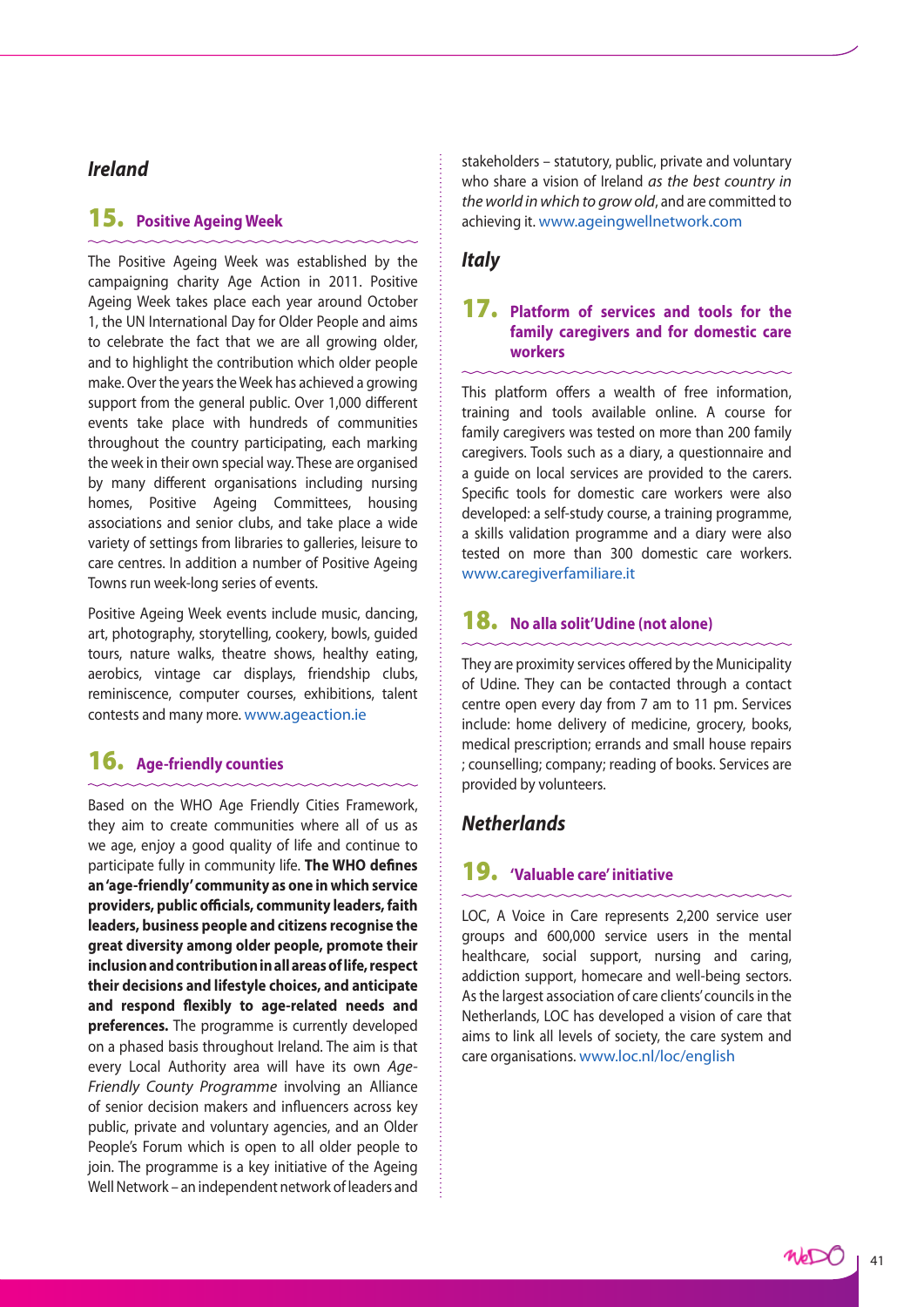## *Ireland*

### 15. Positive Ageing Week

The Positive Ageing Week was established by the campaigning charity Age Action in 2011. Positive Ageing Week takes place each year around October 1, the UN International Day for Older People and aims to celebrate the fact that we are all growing older, and to highlight the contribution which older people make. Over the years the Week has achieved a growing support from the general public. Over 1,000 different events take place with hundreds of communities throughout the country participating, each marking the week in their own special way. These are organised by many different organisations including nursing homes, Positive Ageing Committees, housing associations and senior clubs, and take place a wide variety of settings from libraries to galleries, leisure to care centres. In addition a number of Positive Ageing Towns run week-long series of events.

Positive Ageing Week events include music, dancing, art, photography, storytelling, cookery, bowls, guided tours, nature walks, theatre shows, healthy eating, aerobics, vintage car displays, friendship clubs, reminiscence, computer courses, exhibitions, talent contests and many more. www.ageaction.ie

### 16. Age-friendly counties

Based on the WHO Age Friendly Cities Framework, they aim to create communities where all of us as we age, enjoy a good quality of life and continue to participate fully in community life. **The WHO defines an 'age-friendly' community as one in which service providers, public officials, community leaders, faith leaders, business people and citizens recognise the great diversity among older people, promote their inclusion and contribution in all areas of life, respect their decisions and lifestyle choices, and anticipate and respond flexibly to age-related needs and preferences.** The programme is currently developed on a phased basis throughout Ireland. The aim is that every Local Authority area will have its own *Age-Friendly County Programme* involving an Alliance of senior decision makers and influencers across key public, private and voluntary agencies, and an Older People's Forum which is open to all older people to join. The programme is a key initiative of the Ageing Well Network – an independent network of leaders and stakeholders – statutory, public, private and voluntary who share a vision of Ireland *as the best country in the world in which to grow old*, and are committed to achieving it. www.ageingwellnetwork.com

## *Italy*

### 17. Platform of services and tools for the family caregivers and for domestic care workers

This platform offers a wealth of free information, training and tools available online. A course for family caregivers was tested on more than 200 family caregivers. Tools such as a diary, a questionnaire and a guide on local services are provided to the carers. Specific tools for domestic care workers were also developed: a self-study course, a training programme, a skills validation programme and a diary were also tested on more than 300 domestic care workers. www.caregiverfamiliare.it

### 18. No alla solit'Udine (not alone)

They are proximity services offered by the Municipality of Udine. They can be contacted through a contact centre open every day from 7 am to 11 pm. Services include: home delivery of medicine, grocery, books, medical prescription; errands and small house repairs ; counselling; company; reading of books. Services are provided by volunteers.

## *Netherlands*

### 19. 'Valuable care' initiative

LOC, A Voice in Care represents 2,200 service user groups and 600,000 service users in the mental healthcare, social support, nursing and caring, addiction support, homecare and well-being sectors. As the largest association of care clients' councils in the Netherlands, LOC has developed a vision of care that aims to link all levels of society, the care system and care organisations. www.loc.nl/loc/english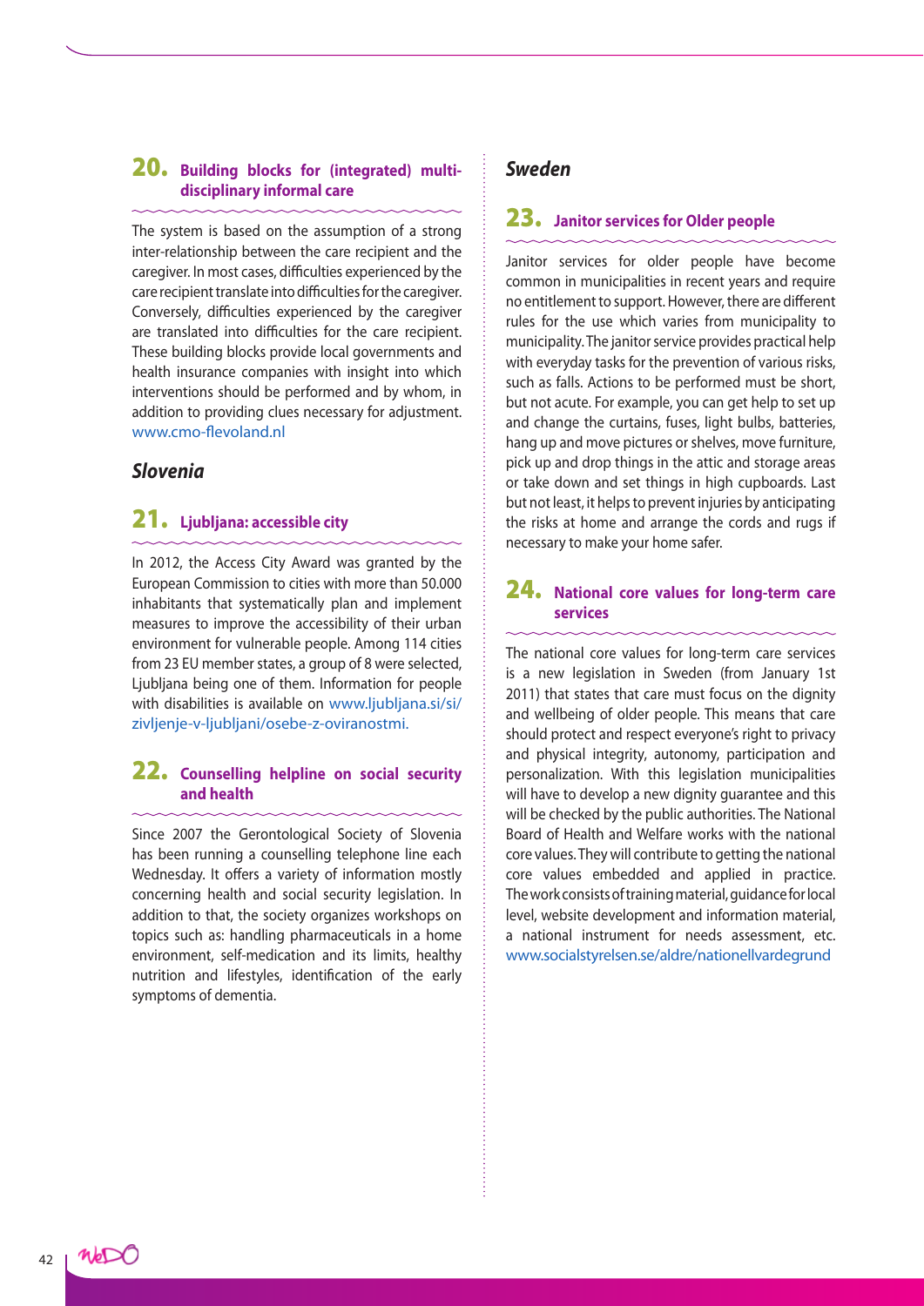### 20. Building blocks for (integrated) multi-disciplinary informal care

The system is based on the assumption of a strong inter-relationship between the care recipient and the caregiver. In most cases, difficulties experienced by the care recipient translate into difficulties for the caregiver. Conversely, difficulties experienced by the caregiver are translated into difficulties for the care recipient. These building blocks provide local governments and health insurance companies with insight into which interventions should be performed and by whom, in addition to providing clues necessary for adjustment. www.cmo-flevoland.nl

## *Slovenia*

### 21. Ljubljana: accessible city

In 2012, the Access City Award was granted by the European Commission to cities with more than 50.000 inhabitants that systematically plan and implement measures to improve the accessibility of their urban environment for vulnerable people. Among 114 cities from 23 EU member states, a group of 8 were selected, Ljubljana being one of them. Information for people with disabilities is available on www.ljubljana.si/si/zivljenje-v-ljubljani/osebe-z-oviranostmi.

### 22. Counselling helpline on social security and health

Since 2007 the Gerontological Society of Slovenia has been running a counselling telephone line each Wednesday. It offers a variety of information mostly concerning health and social security legislation. In addition to that, the society organizes workshops on topics such as: handling pharmaceuticals in a home environment, self-medication and its limits, healthy nutrition and lifestyles, identification of the early symptoms of dementia.

## *Sweden*

### 23. Janitor services for Older people

Janitor services for older people have become common in municipalities in recent years and require no entitlement to support. However, there are different rules for the use which varies from municipality to municipality. The janitor service provides practical help with everyday tasks for the prevention of various risks, such as falls. Actions to be performed must be short, but not acute. For example, you can get help to set up and change the curtains, fuses, light bulbs, batteries, hang up and move pictures or shelves, move furniture, pick up and drop things in the attic and storage areas or take down and set things in high cupboards. Last but not least, it helps to prevent injuries by anticipating the risks at home and arrange the cords and rugs if necessary to make your home safer.

### 24. National core values for long-term care services

The national core values for long-term care services is a new legislation in Sweden (from January 1st 2011) that states that care must focus on the dignity and wellbeing of older people. This means that care should protect and respect everyone's right to privacy and physical integrity, autonomy, participation and personalization. With this legislation municipalities will have to develop a new dignity guarantee and this will be checked by the public authorities. The National Board of Health and Welfare works with the national core values. They will contribute to getting the national core values embedded and applied in practice. The work consists of training material, guidance for local level, website development and information material, a national instrument for needs assessment, etc. www.socialstyrelsen.se/aldre/nationellvardegrund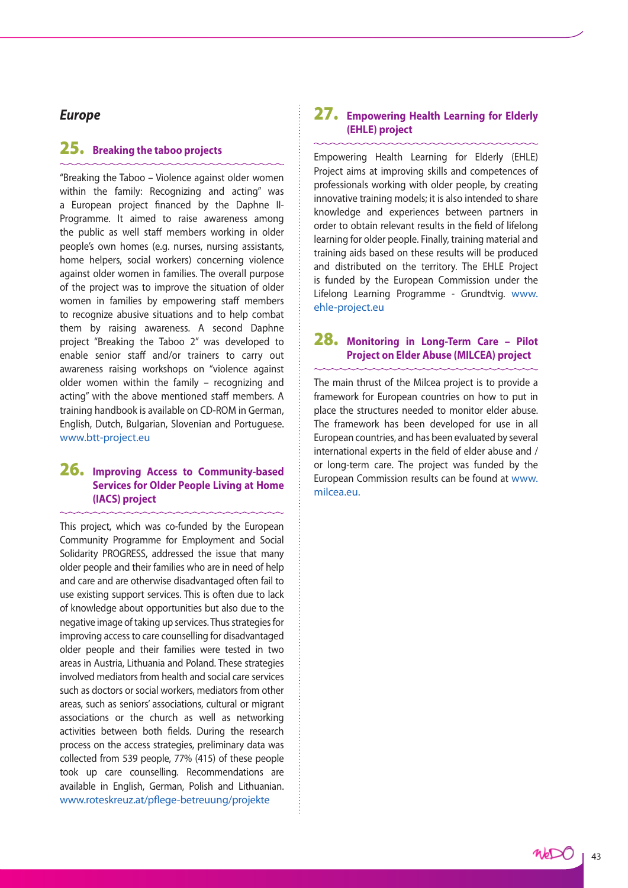## *Europe*

### 25. Breaking the taboo projects

"Breaking the Taboo – Violence against older women within the family: Recognizing and acting" was a European project financed by the Daphne II-Programme. It aimed to raise awareness among the public as well staff members working in older people's own homes (e.g. nurses, nursing assistants, home helpers, social workers) concerning violence against older women in families. The overall purpose of the project was to improve the situation of older women in families by empowering staff members to recognize abusive situations and to help combat them by raising awareness. A second Daphne project "Breaking the Taboo 2" was developed to enable senior staff and/or trainers to carry out awareness raising workshops on "violence against older women within the family – recognizing and acting" with the above mentioned staff members. A training handbook is available on CD-ROM in German, English, Dutch, Bulgarian, Slovenian and Portuguese. www.btt-project.eu

### 26. Improving Access to Community-based Services for Older People Living at Home (IACS) project

This project, which was co-funded by the European Community Programme for Employment and Social Solidarity PROGRESS, addressed the issue that many older people and their families who are in need of help and care and are otherwise disadvantaged often fail to use existing support services. This is often due to lack of knowledge about opportunities but also due to the negative image of taking up services. Thus strategies for improving access to care counselling for disadvantaged older people and their families were tested in two areas in Austria, Lithuania and Poland. These strategies involved mediators from health and social care services such as doctors or social workers, mediators from other areas, such as seniors' associations, cultural or migrant associations or the church as well as networking activities between both fields. During the research process on the access strategies, preliminary data was collected from 539 people, 77% (415) of these people took up care counselling. Recommendations are available in English, German, Polish and Lithuanian. www.roteskreuz.at/pflege-betreuung/projekte

### 27. Empowering Health Learning for Elderly (EHLE) project

Empowering Health Learning for Elderly (EHLE) Project aims at improving skills and competences of professionals working with older people, by creating innovative training models; it is also intended to share knowledge and experiences between partners in order to obtain relevant results in the field of lifelong learning for older people. Finally, training material and training aids based on these results will be produced and distributed on the territory. The EHLE Project is funded by the European Commission under the Lifelong Learning Programme - Grundtvig. www.ehle-project.eu

### 28. Monitoring in Long-Term Care – Pilot Project on Elder Abuse (MILCEA) project

The main thrust of the Milcea project is to provide a framework for European countries on how to put in place the structures needed to monitor elder abuse. The framework has been developed for use in all European countries, and has been evaluated by several international experts in the field of elder abuse and / or long-term care. The project was funded by the European Commission results can be found at www.milcea.eu.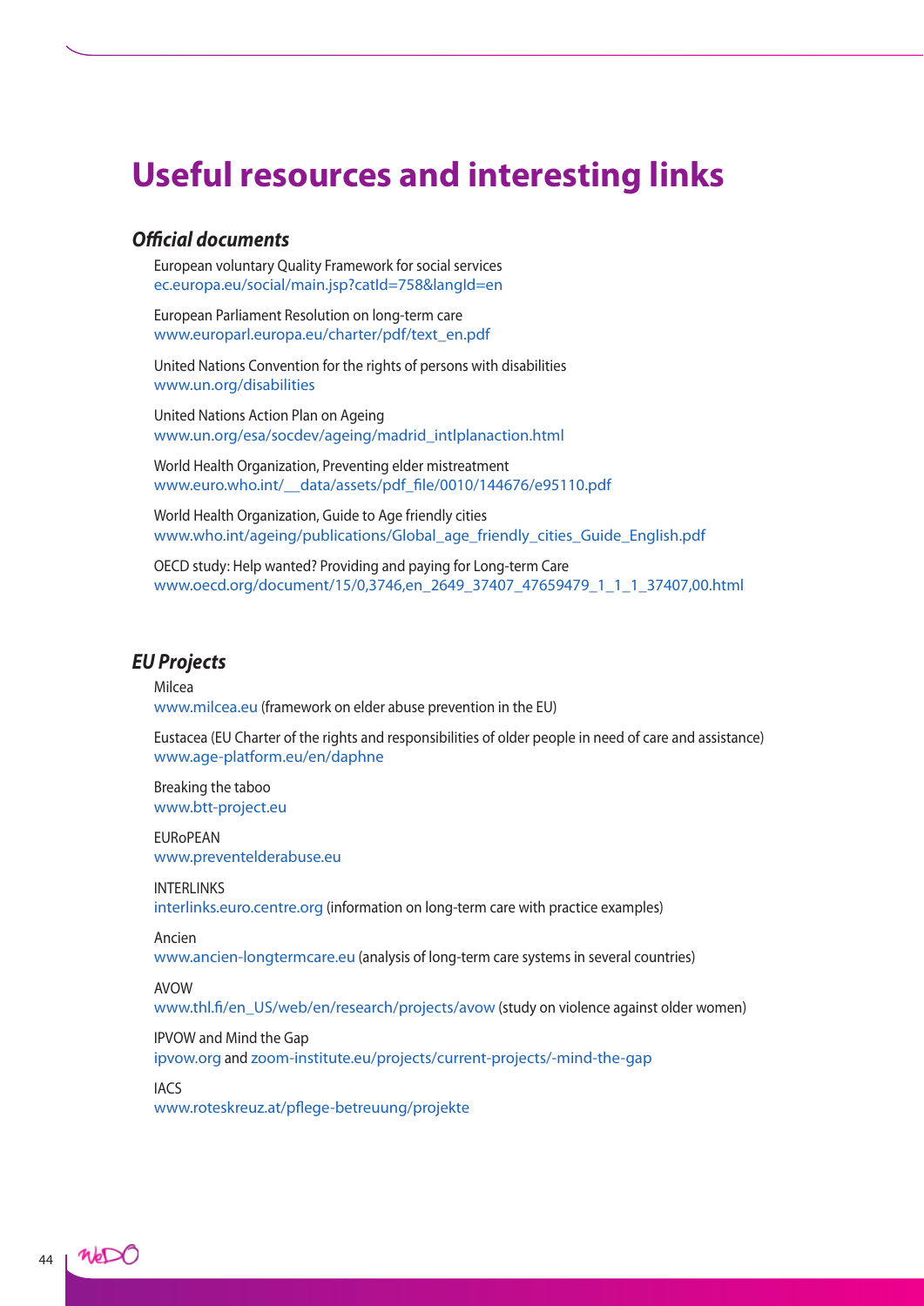# Useful resources and interesting links

### *Official documents*

European voluntary Quality Framework for social services
ec.europa.eu/social/main.jsp?catId=758&langId=en

European Parliament Resolution on long-term care
www.europarl.europa.eu/charter/pdf/text_en.pdf

United Nations Convention for the rights of persons with disabilities
www.un.org/disabilities

United Nations Action Plan on Ageing
www.un.org/esa/socdev/ageing/madrid_intlplanaction.html

World Health Organization, Preventing elder mistreatment
www.euro.who.int/__data/assets/pdf_file/0010/144676/e95110.pdf

World Health Organization, Guide to Age friendly cities
www.who.int/ageing/publications/Global_age_friendly_cities_Guide_English.pdf

OECD study: Help wanted? Providing and paying for Long-term Care
www.oecd.org/document/15/0,3746,en_2649_37407_47659479_1_1_1_37407,00.html

### *EU Projects*

Milcea
www.milcea.eu (framework on elder abuse prevention in the EU)

Eustacea (EU Charter of the rights and responsibilities of older people in need of care and assistance)
www.age-platform.eu/en/daphne

Breaking the taboo
www.btt-project.eu

EURoPEAN
www.preventelderabuse.eu

INTERLINKS
interlinks.euro.centre.org (information on long-term care with practice examples)

Ancien
www.ancien-longtermcare.eu (analysis of long-term care systems in several countries)

AVOW
www.thl.fi/en_US/web/en/research/projects/avow (study on violence against older women)

IPVOW and Mind the Gap
ipvow.org and zoom-institute.eu/projects/current-projects/-mind-the-gap

IACS
www.roteskreuz.at/pflege-betreuung/projekte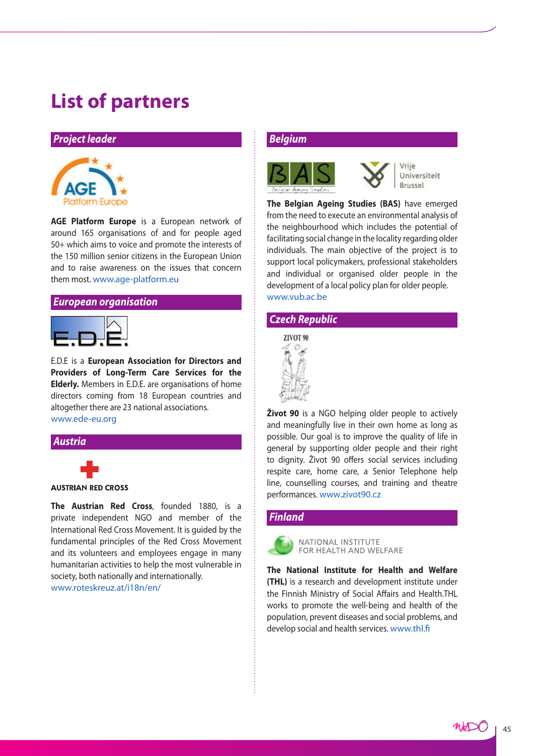# List of partners

## Project leader

**AGE Platform Europe** is a European network of around 165 organisations of and for people aged 50+ which aims to voice and promote the interests of the 150 million senior citizens in the European Union and to raise awareness on the issues that concern them most. www.age-platform.eu

## European organisation

E.D.E is a **European Association for Directors and Providers of Long-Term Care Services for the Elderly.** Members in E.D.E. are organisations of home directors coming from 18 European countries and altogether there are 23 national associations. www.ede-eu.org

## Austria

AUSTRIAN RED CROSS

**The Austrian Red Cross**, founded 1880, is a private independent NGO and member of the International Red Cross Movement. It is guided by the fundamental principles of the Red Cross Movement and its volunteers and employees engage in many humanitarian activities to help the most vulnerable in society, both nationally and internationally. www.roteskreuz.at/i18n/en/

## Belgium

**The Belgian Ageing Studies (BAS)** have emerged from the need to execute an environmental analysis of the neighbourhood which includes the potential of facilitating social change in the locality regarding older individuals. The main objective of the project is to support local policymakers, professional stakeholders and individual or organised older people in the development of a local policy plan for older people. www.vub.ac.be

## Czech Republic

**Život 90** is a NGO helping older people to actively and meaningfully live in their own home as long as possible. Our goal is to improve the quality of life in general by supporting older people and their right to dignity. Život 90 offers social services including respite care, home care, a Senior Telephone help line, counselling courses, and training and theatre performances. www.zivot90.cz

## Finland

NATIONAL INSTITUTE FOR HEALTH AND WELFARE

**The National Institute for Health and Welfare (THL)** is a research and development institute under the Finnish Ministry of Social Affairs and Health.THL works to promote the well-being and health of the population, prevent diseases and social problems, and develop social and health services. www.thl.fi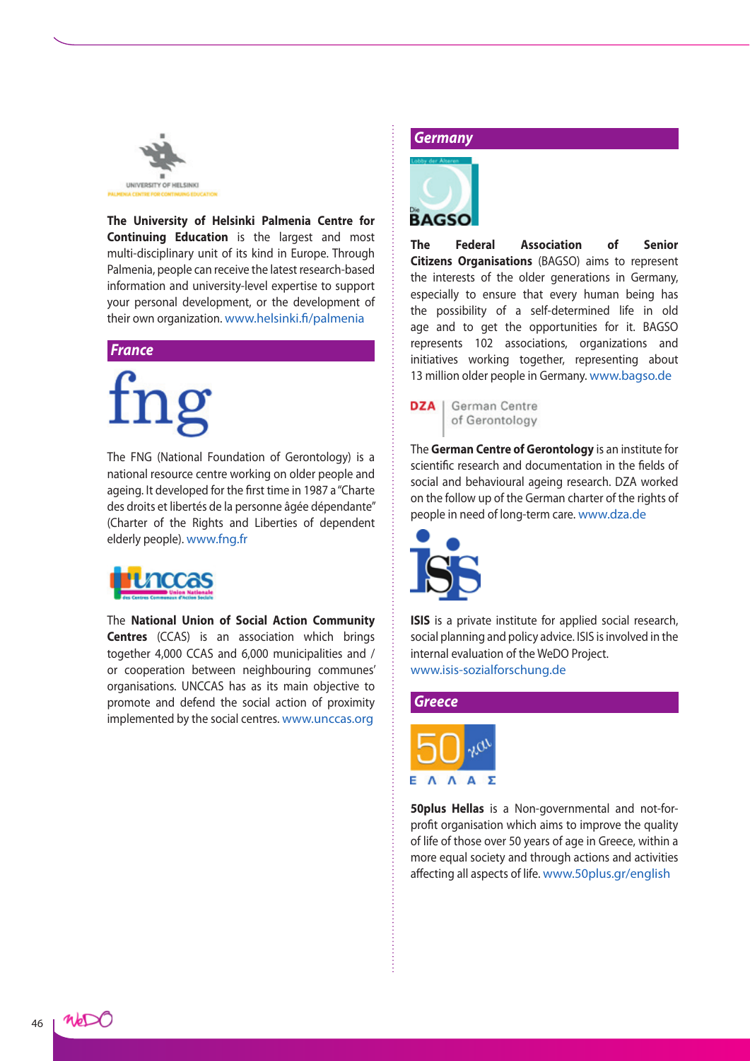**The University of Helsinki Palmenia Centre for Continuing Education** is the largest and most multi-disciplinary unit of its kind in Europe. Through Palmenia, people can receive the latest research-based information and university-level expertise to support your personal development, or the development of their own organization. www.helsinki.fi/palmenia

## *France*

The FNG (National Foundation of Gerontology) is a national resource centre working on older people and ageing. It developed for the first time in 1987 a "Charte des droits et libertés de la personne âgée dépendante" (Charter of the Rights and Liberties of dependent elderly people). www.fng.fr

The **National Union of Social Action Community Centres** (CCAS) is an association which brings together 4,000 CCAS and 6,000 municipalities and / or cooperation between neighbouring communes' organisations. UNCCAS has as its main objective to promote and defend the social action of proximity implemented by the social centres. www.unccas.org

## *Germany*

**The Federal Association of Senior Citizens Organisations** (BAGSO) aims to represent the interests of the older generations in Germany, especially to ensure that every human being has the possibility of a self-determined life in old age and to get the opportunities for it. BAGSO represents 102 associations, organizations and initiatives working together, representing about 13 million older people in Germany. www.bagso.de

The **German Centre of Gerontology** is an institute for scientific research and documentation in the fields of social and behavioural ageing research. DZA worked on the follow up of the German charter of the rights of people in need of long-term care. www.dza.de

**ISIS** is a private institute for applied social research, social planning and policy advice. ISIS is involved in the internal evaluation of the WeDO Project. www.isis-sozialforschung.de

## *Greece*

**50plus Hellas** is a Non-governmental and not-for-profit organisation which aims to improve the quality of life of those over 50 years of age in Greece, within a more equal society and through actions and activities affecting all aspects of life. www.50plus.gr/english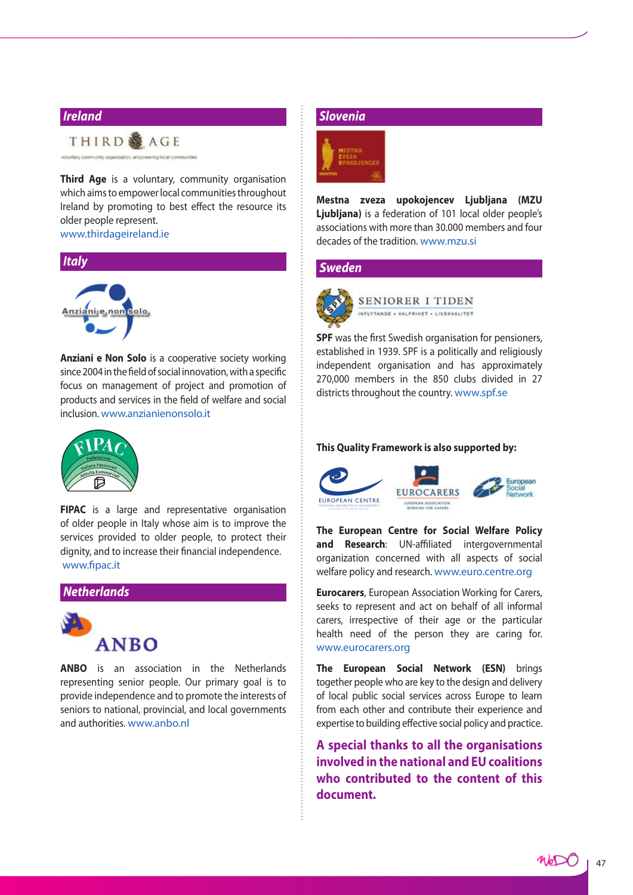## Ireland

**Third Age** is a voluntary, community organisation which aims to empower local communities throughout Ireland by promoting to best effect the resource its older people represent.
www.thirdageireland.ie

## Italy

**Anziani e Non Solo** is a cooperative society working since 2004 in the field of social innovation, with a specific focus on management of project and promotion of products and services in the field of welfare and social inclusion. www.anzianienonsolo.it

**FIPAC** is a large and representative organisation of older people in Italy whose aim is to improve the services provided to older people, to protect their dignity, and to increase their financial independence.
www.fipac.it

## Netherlands

**ANBO** is an association in the Netherlands representing senior people. Our primary goal is to provide independence and to promote the interests of seniors to national, provincial, and local governments and authorities. www.anbo.nl

## Slovenia

**Mestna zveza upokojencev Ljubljana (MZU Ljubljana)** is a federation of 101 local older people's associations with more than 30.000 members and four decades of the tradition. www.mzu.si

## Sweden

**SPF** was the first Swedish organisation for pensioners, established in 1939. SPF is a politically and religiously independent organisation and has approximately 270,000 members in the 850 clubs divided in 27 districts throughout the country. www.spf.se

**This Quality Framework is also supported by:**

**The European Centre for Social Welfare Policy and Research**: UN-affiliated intergovernmental organization concerned with all aspects of social welfare policy and research. www.euro.centre.org

**Eurocarers**, European Association Working for Carers, seeks to represent and act on behalf of all informal carers, irrespective of their age or the particular health need of the person they are caring for. www.eurocarers.org

**The European Social Network (ESN)** brings together people who are key to the design and delivery of local public social services across Europe to learn from each other and contribute their experience and expertise to building effective social policy and practice.

**A special thanks to all the organisations involved in the national and EU coalitions who contributed to the content of this document.**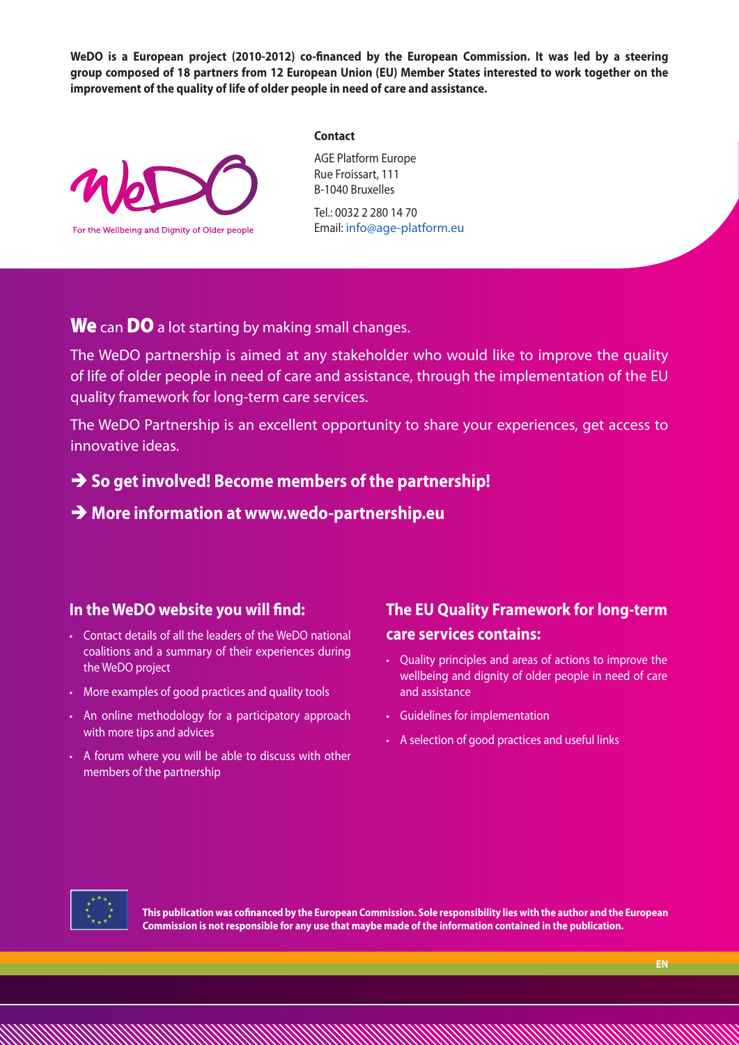**WeDO is a European project (2010-2012) co-financed by the European Commission. It was led by a steering group composed of 18 partners from 12 European Union (EU) Member States interested to work together on the improvement of the quality of life of older people in need of care and assistance.**

WeDO

For the Wellbeing and Dignity of Older people

**Contact**

AGE Platform Europe
Rue Froissart, 111
B-1040 Bruxelles

Tel.: 0032 2 280 14 70
Email: info@age-platform.eu

**We** can **DO** a lot starting by making small changes.

The WeDO partnership is aimed at any stakeholder who would like to improve the quality of life of older people in need of care and assistance, through the implementation of the EU quality framework for long-term care services.

The WeDO Partnership is an excellent opportunity to share your experiences, get access to innovative ideas.

**➔ So get involved! Become members of the partnership!**

**➔ More information at www.wedo-partnership.eu**

### In the WeDO website you will find:

- Contact details of all the leaders of the WeDO national coalitions and a summary of their experiences during the WeDO project
- More examples of good practices and quality tools
- An online methodology for a participatory approach with more tips and advices
- A forum where you will be able to discuss with other members of the partnership

### The EU Quality Framework for long-term care services contains:

- Quality principles and areas of actions to improve the wellbeing and dignity of older people in need of care and assistance
- Guidelines for implementation
- A selection of good practices and useful links

**This publication was cofinanced by the European Commission. Sole responsibility lies with the author and the European Commission is not responsible for any use that maybe made of the information contained in the publication.**

EN